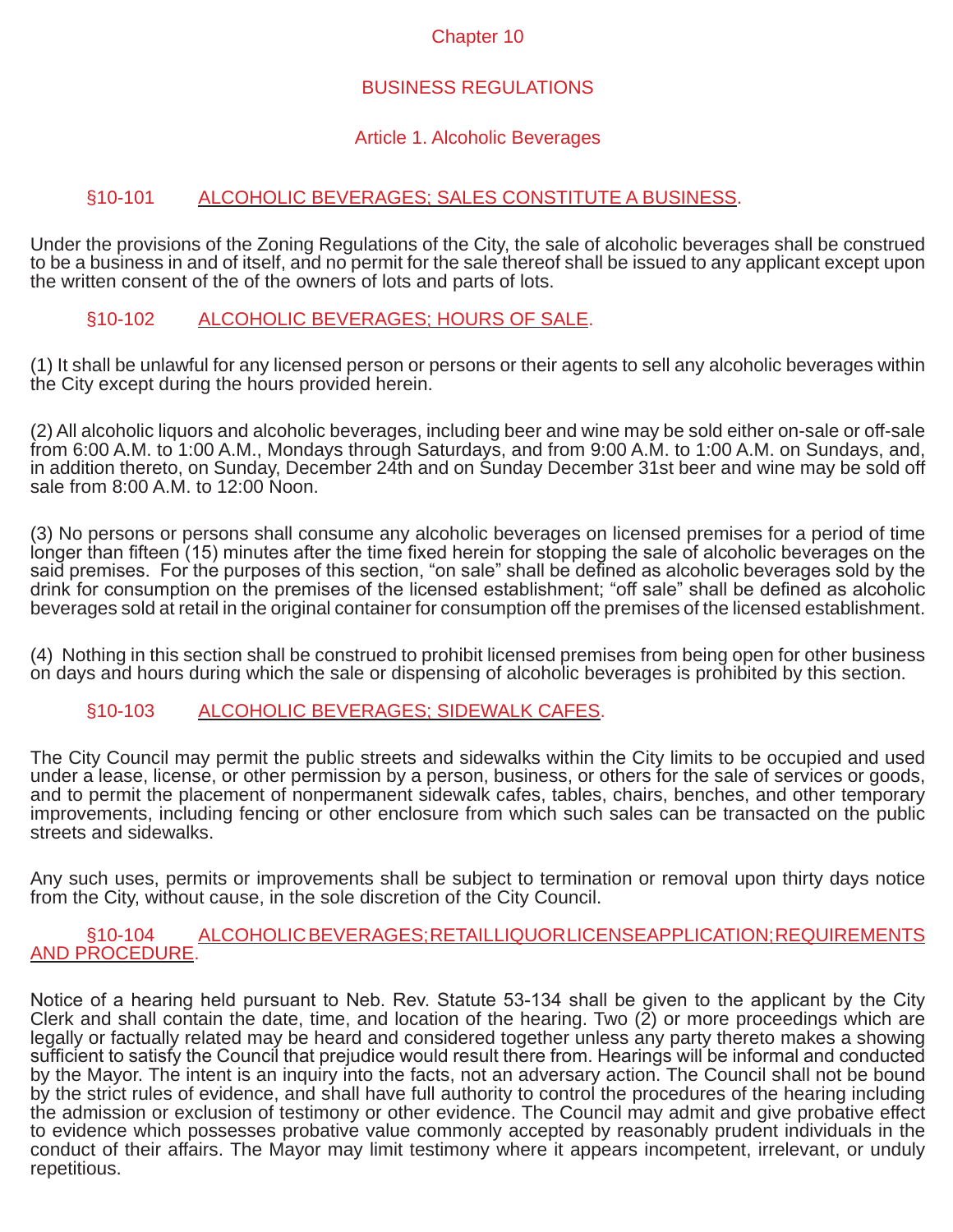# Chapter 10

# BUSINESS REGULATIONS

## Article 1. Alcoholic Beverages

### §10-101 ALCOHOLIC BEVERAGES; SALES CONSTITUTE A BUSINESS.

Under the provisions of the Zoning Regulations of the City, the sale of alcoholic beverages shall be construed to be a business in and of itself, and no permit for the sale thereof shall be issued to any applicant except upon the written consent of the of the owners of lots and parts of lots.

### §10-102 ALCOHOLIC BEVERAGES; HOURS OF SALE.

(1) It shall be unlawful for any licensed person or persons or their agents to sell any alcoholic beverages within the City except during the hours provided herein.

(2) All alcoholic liquors and alcoholic beverages, including beer and wine may be sold either on-sale or off-sale from 6:00 A.M. to 1:00 A.M., Mondays through Saturdays, and from 9:00 A.M. to 1:00 A.M. on Sundays, and, in addition thereto, on Sunday, December 24th and on Sunday December 31st beer and wine may be sold off sale from 8:00 A.M. to 12:00 Noon.

(3) No persons or persons shall consume any alcoholic beverages on licensed premises for a period of time longer than fifteen (15) minutes after the time fixed herein for stopping the sale of alcoholic beverages on the said premises. For the purposes of this section, "on sale" shall be defined as alcoholic beverages sold by the drink for consumption on the premises of the licensed establishment; "off sale" shall be defined as alcoholic beverages sold at retail in the original container for consumption off the premises of the licensed establishment.

(4) Nothing in this section shall be construed to prohibit licensed premises from being open for other business on days and hours during which the sale or dispensing of alcoholic beverages is prohibited by this section.

### §10-103 ALCOHOLIC BEVERAGES; SIDEWALK CAFES.

The City Council may permit the public streets and sidewalks within the City limits to be occupied and used under a lease, license, or other permission by a person, business, or others for the sale of services or goods, and to permit the placement of nonpermanent sidewalk cafes, tables, chairs, benches, and other temporary improvements, including fencing or other enclosure from which such sales can be transacted on the public streets and sidewalks.

Any such uses, permits or improvements shall be subject to termination or removal upon thirty days notice from the City, without cause, in the sole discretion of the City Council.

### §10-104 ALCOHOLIC BEVERAGES; RETAIL LIQUOR LICENSE APPLICATION; REQUIREMENTS AND PROCEDURE.

Notice of a hearing held pursuant to Neb. Revel Statute 53-134 shall be given to the applicant by the City Clerk and shall contain the date, time, and location of the hearing. Two (2) or more proceedings which are legally or factually related may be heard and considered together unless any party thereto makes a showing sufficient to satisfy the Council that prejudice would result there from. Hearings will be informal and conducted by the Mayor. The intent is an inquiry into the facts, not an adversary action. The Council shall not be bound by the strict rules of evidence, and shall have full authority to control the procedures of the hearing including the admission or exclusion of testimony or other evidence. The Council may admit and give probative effect to evidence which possesses probative value commonly accepted by reasonably prudent individuals in the conduct of their affairs. The Mayor may limit testimony where it appears incompetent, irrelevant, or unduly repetitious.

# Chapter 10

# BUSINESS REGULATIONS

## Article 1. Alcoholic Beverages

### §10-101 ALCOHOLIC BEVERAGES; SALES CONSTITUTE A BUSINESS.

Under the provisions of the Zoning Regulations of the City, the sale of alcoholic beverages shall be construed to be a business in and of itself, and no permit for the sale thereof shall be issued to any applicant except upon the written consent of the of the owners of lots and parts of lots.

### §10-102 ALCOHOLIC BEVERAGES; HOURS OF SALE.

(1) It shall be unlawful for any licensed person or persons or their agents to sell any alcoholic beverages within the City except during the hours provided herein.

(2) All alcoholic liquors and alcoholic beverages, including beer and wine may be sold either on-sale or off-sale from 6:00 A.M. to 1:00 A.M., Mondays through Saturdays, and from 9:00 A.M. to 1:00 A.M. on Sundays, and, in addition thereto, on Sunday, December 24th and on Sunday December 31st beer and wine may be sold off sale from 8:00 A.M. to 12:00 Noon.

(3) No persons or persons shall consume any alcoholic beverages on licensed premises for a period of time longer than fifteen (15) minutes after the time fixed herein for stopping the sale of alcoholic beverages on the said premises. For the purposes of this section, "on sale" shall be defined as alcoholic beverages sold by the drink for consumption on the premises of the licensed establishment; "off sale" shall be defined as alcoholic beverages sold at retail in the original container for consumption off the premises of the licensed establishment.

(4) Nothing in this section shall be construed to prohibit licensed premises from being open for other business on days and hours during which the sale or dispensing of alcoholic beverages is prohibited by this section.

### §10-103 ALCOHOLIC BEVERAGES; SIDEWALK CAFES.

The City Council may permit the public streets and sidewalks within the City limits to be occupied and used under a lease, license, or other permission by a person, business, or others for the sale of services or goods, and to permit the placement of nonpermanent sidewalk cafes, tables, chairs, benches, and other temporary improvements, including fencing or other enclosure from which such sales can be transacted on the public streets and sidewalks.

Any such uses, permits or improvements shall be subject to termination or removal upon thirty days notice from the City, without cause, in the sole discretion of the City Council.

### §10-104 ALCOHOLIC BEVERAGES; RETAIL LIQUOR LICENSE APPLICATION; REQUIREMENTS AND PROCEDURE.

Notice of a hearing held pursuant to Neb. Rev. Statute 53-134 shall be given to the applicant by the City Clerk and shall contain the date, time, and location of the hearing. Two (2) or more proceedings which are legally or factually related may be heard and considered together unless any party thereto makes a showing sufficient to satisfy the Council that prejudice would result there from. Hearings will be informal and conducted by the Mayor. The intent is an inquiry into the facts, not an adversary action. The Council shall not be bound by the strict rules of evidence, and shall have full authority to control the procedures of the hearing including the admission or exclusion of testimony or other evidence. The Council may admit and give probative effect to evidence which possesses probative value commonly accepted by reasonably prudent individuals in the conduct of their affairs. The Mayor may limit testimony where it appears incompetent, irrelevant, or unduly repetitious.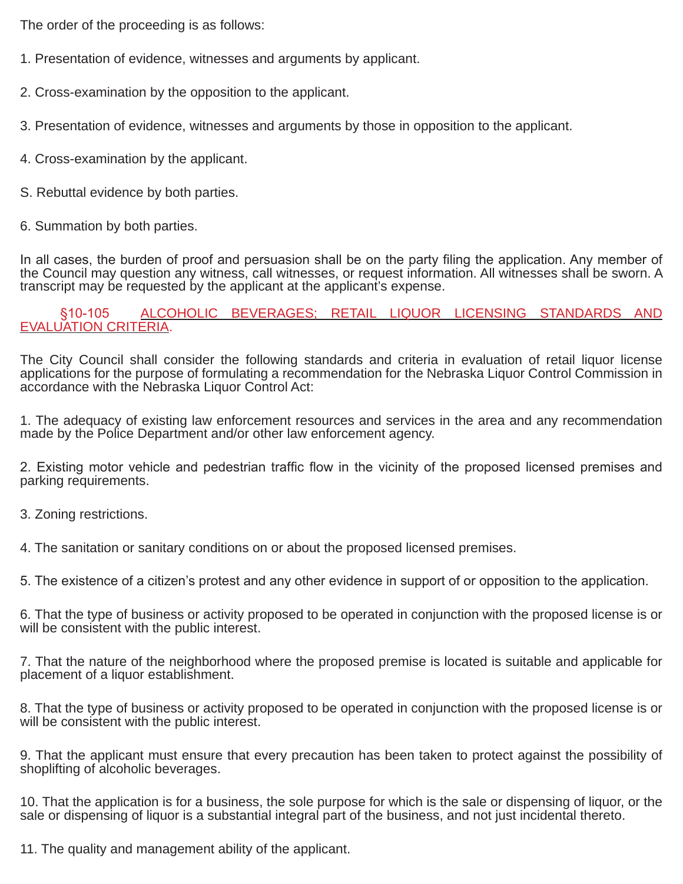The order of the proceeding is as follows:

1. Presentation of evidence, witnesses and arguments by applicant.

2. Cross-examination by the opposition to the applicant.

3. Presentation of evidence, witnesses and arguments by those in opposition to the applicant.

4. Cross-examination by the applicant.

S. Rebuttal evidence by both parties.

6. Summation by both parties.

In all cases, the burden of proof and persuasion shall be on the party filing the application. Any member of the Council may question any witness, call witnesses, or request information. All witnesses shall be sworn. A transcript may be requested by the applicant at the applicant's expense.

§10-105 ALCOHOLIC BEVERAGES; RETAIL LIQUOR LICENSING STANDARDS AND EVALUATION CRITERIA.

The City Council shall consider the following standards and criteria in evaluation of retail liquor license applications for the purpose of formulating a recommendation for the Nebraska Liquor Control Commission in accordance with the Nebraska Liquor Control Act:

1. The adequacy of existing law enforcement resources and services in the area and any recommendation made by the Police Department and/or other law enforcement agency.

2. Existing motor vehicle and pedestrian traffic flow in the vicinity of the proposed licensed premises and parking requirements.

3. Zoning restrictions.

4. The sanitation or sanitary conditions on or about the proposed licensed premises.

5. The existence of a citizen's protest and any other evidence in support of or opposition to the application.

6. That the type of business or activity proposed to be operated in conjunction with the proposed license is or will be consistent with the public interest.

7. That the nature of the neighborhood where the proposed premise is located is suitable and applicable for placement of a liquor establishment.

8. That the type of business or activity proposed to be operated in conjunction with the proposed license is or will be consistent with the public interest.

9. That the applicant must ensure that every precaution has been taken to protect against the possibility of shoplifting of alcoholic beverages.

10. That the application is for a business, the sole purpose for which is the sale or dispensing of liquor, or the sale or dispensing of liquor is a substantial integral part of the business, and not just incidental thereto.

11. The quality and management ability of the applicant.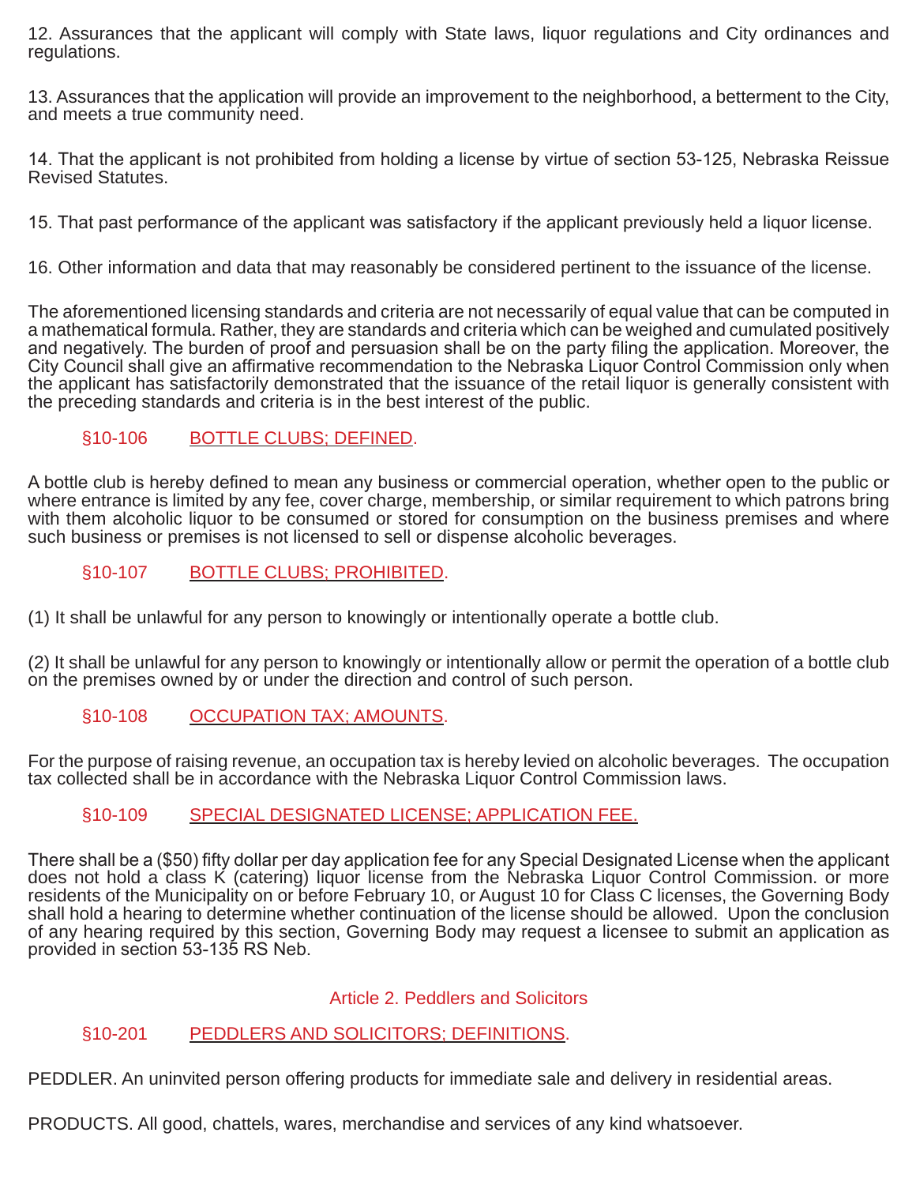12. Assurances that the applicant will comply with State laws, liquor regulations and City ordinances and regulations.

13. Assurances that the application will provide an improvement to the neighborhood, a betterment to the City, and meets a true community need.

14. That the applicant is not prohibited from holding a license by virtue of section 53-125, Nebraska Reissue Revised Statutes.

15. That past performance of the applicant was satisfactory if the applicant previously held a liquor license.

16. Other information and data that may reasonably be considered pertinent to the issuance of the license.

The aforementioned licensing standards and criteria are not necessarily of equal value that can be computed in a mathematical formula. Rather, they are standards and criteria which can be weighed and cumulated positively and negatively. The burden of proof and persuasion shall be on the party filing the application. Moreover, the City Council shall give an affirmative recommendation to the Nebraska Liquor Control Commission only when the applicant has satisfactorily demonstrated that the issuance of the retail liquor is generally consistent with the preceding standards and criteria is in the best interest of the public.

### §10-106 BOTTLE CLUBS; DEFINED.

A bottle club is hereby defined to mean any business or commercial operation, whether open to the public or where entrance is limited by any fee, cover charge, membership, or similar requirement to which patrons bring with them alcoholic liquor to be consumed or stored for consumption on the business premises and where such business or premises is not licensed to sell or dispense alcoholic beverages.

### §10-107 BOTTLE CLUBS; PROHIBITED.

(1) It shall be unlawful for any person to knowingly or intentionally operate a bottle club.

(2) It shall be unlawful for any person to knowingly or intentionally allow or permit the operation of a bottle club on the premises owned by or under the direction and control of such person.

### §10-108 OCCUPATION TAX; AMOUNTS.

For the purpose of raising revenue, an occupation tax is hereby levied on alcoholic beverages. The occupation tax collected shall be in accordance with the Nebraska Liquor Control Commission laws.

### §10-109 SPECIAL DESIGNATED LICENSE; APPLICATION FEE.

There shall be a ($50) fifty dollar per day application fee for any Special Designated License when the applicant does not hold a class K (catering) liquor license from the Nebraska Liquor Control Commission. or more residents of the Municipality on or before February 10, or August 10 for Class C licenses, the Governing Body shall hold a hearing to determine whether continuation of the license should be allowed. Upon the conclusion of any hearing required by this section, Governing Body may request a licensee to submit an application as provided in section 53-135 RS Neb.

## Article 2. Peddlers and Solicitors

### §10-201 PEDDLERS AND SOLICITORS; DEFINITIONS.

PEDDLER. An uninvited person offering products for immediate sale and delivery in residential areas.

PRODUCTS. All good, chattels, wares, merchandise and services of any kind whatsoever.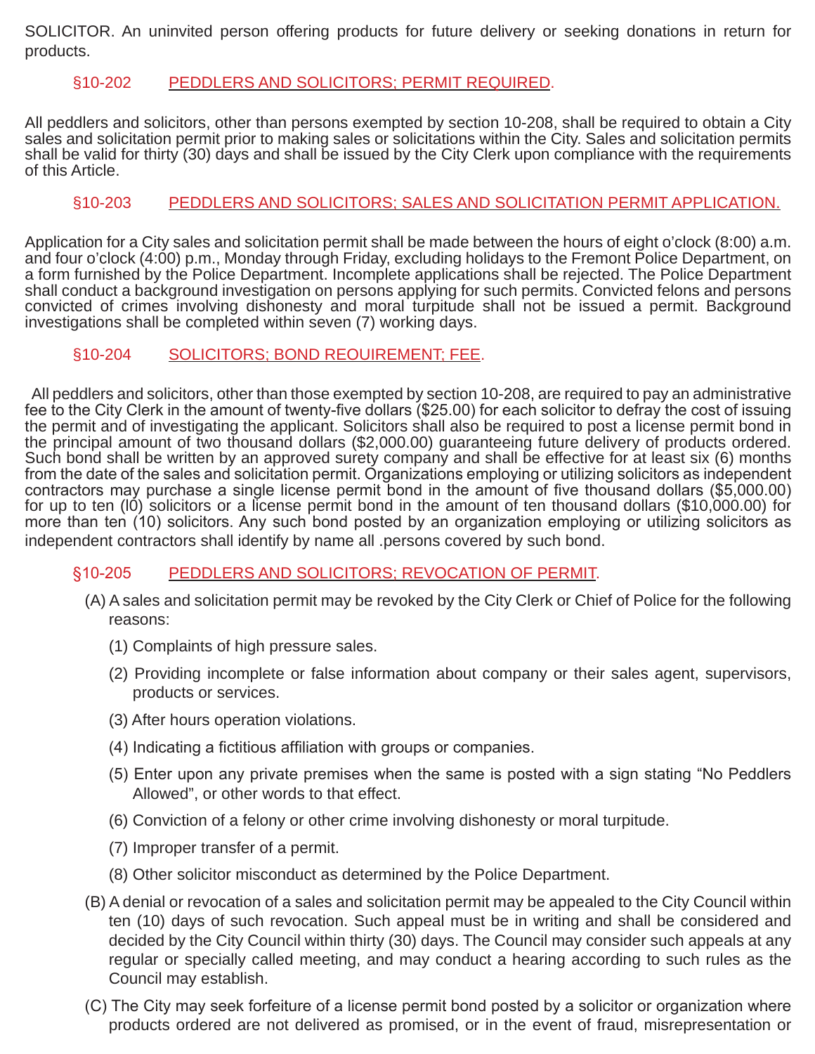SOLICITOR. An uninvited person offering products for future delivery or seeking donations in return for products.

### §10-202 PEDDLERS AND SOLICITORS; PERMIT REQUIRED.

All peddlers and solicitors, other than persons exempted by section 10-208, shall be required to obtain a City sales and solicitation permit prior to making sales or solicitations within the City. Sales and solicitation permits shall be valid for thirty (30) days and shall be issued by the City Clerk upon compliance with the requirements of this Article.

### §10-203 PEDDLERS AND SOLICITORS; SALES AND SOLICITATION PERMIT APPLICATION.

Application for a City sales and solicitation permit shall be made between the hours of eight o'clock (8:00) a.m. and four o'clock (4:00) p.m., Monday through Friday, excluding holidays to the Fremont Police Department, on a form furnished by the Police Department. Incomplete applications shall be rejected. The Police Department shall conduct a background investigation on persons applying for such permits. Convicted felons and persons convicted of crimes involving dishonesty and moral turpitude shall not be issued a permit. Background investigations shall be completed within seven (7) working days.

### §10-204 SOLICITORS; BOND REOUIREMENT; FEE.

All peddlers and solicitors, other than those exempted by section 10-208, are required to pay an administrative fee to the City Clerk in the amount of twenty-five dollars ($25.00) for each solicitor to defray the cost of issuing the permit and of investigating the applicant. Solicitors shall also be required to post a license permit bond in the principal amount of two thousand dollars ($2,000.00) guaranteeing future delivery of products ordered. Such bond shall be written by an approved surety company and shall be effective for at least six (6) months from the date of the sales and solicitation permit. Organizations employing or utilizing solicitors as independent contractors may purchase a single license permit bond in the amount of five thousand dollars ($5,000.00) for up to ten (l0) solicitors or a license permit bond in the amount of ten thousand dollars ($10,000.00) for more than ten (10) solicitors. Any such bond posted by an organization employing or utilizing solicitors as independent contractors shall identify by name all .persons covered by such bond.

### §10-205 PEDDLERS AND SOLICITORS; REVOCATION OF PERMIT.

(A) A sales and solicitation permit may be revoked by the City Clerk or Chief of Police for the following reasons:

(1) Complaints of high pressure sales.

(2) Providing incomplete or false information about company or their sales agent, supervisors, products or services.

(3) After hours operation violations.

(4) Indicating a fictitious affiliation with groups or companies.

(5) Enter upon any private premises when the same is posted with a sign stating "No Peddlers Allowed", or other words to that effect.

(6) Conviction of a felony or other crime involving dishonesty or moral turpitude.

(7) Improper transfer of a permit.

(8) Other solicitor misconduct as determined by the Police Department.

(B) A denial or revocation of a sales and solicitation permit may be appealed to the City Council within ten (10) days of such revocation. Such appeal must be in writing and shall be considered and decided by the City Council within thirty (30) days. The Council may consider such appeals at any regular or specially called meeting, and may conduct a hearing according to such rules as the Council may establish.

(C) The City may seek forfeiture of a license permit bond posted by a solicitor or organization where products ordered are not delivered as promised, or in the event of fraud, misrepresentation or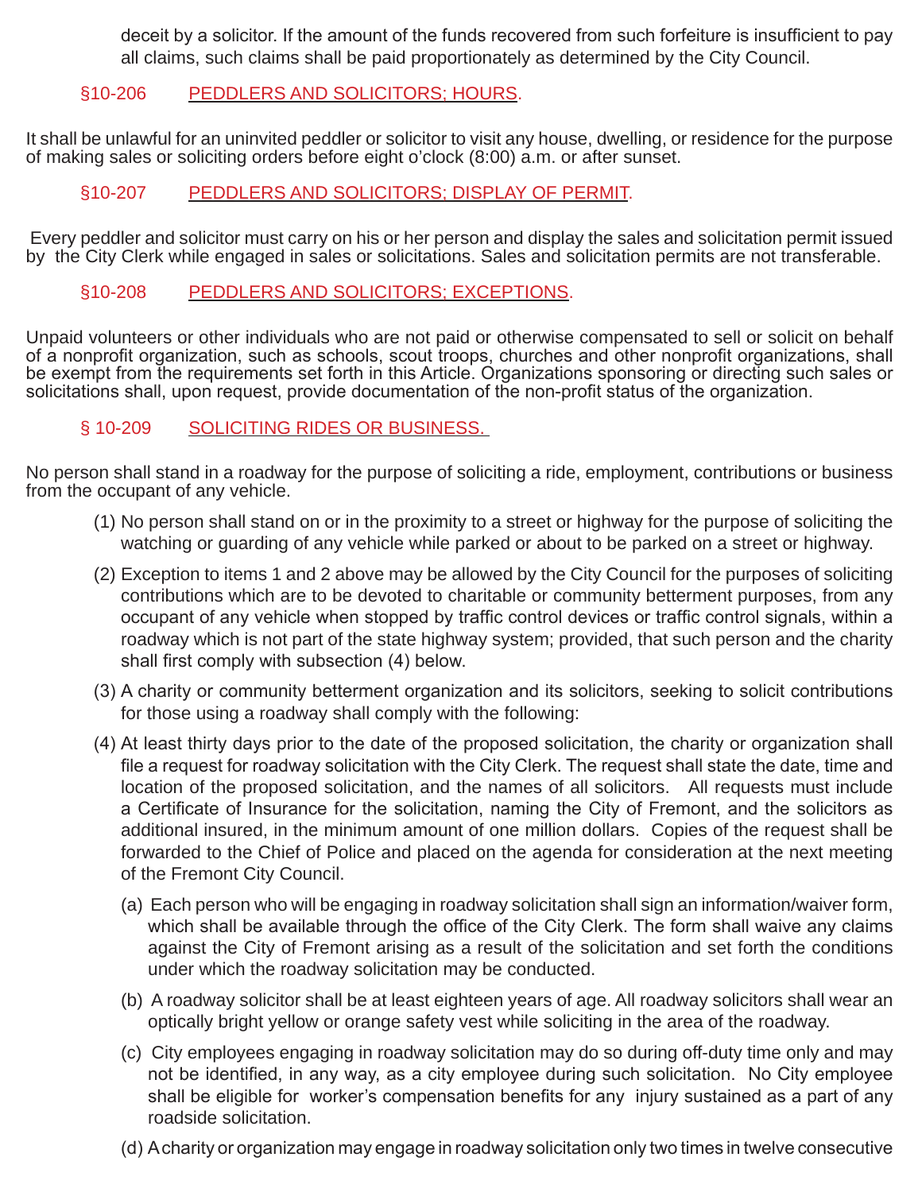deceit by a solicitor. If the amount of the funds recovered from such forfeiture is insufficient to pay all claims, such claims shall be paid proportionately as determined by the City Council.

### §10-206 PEDDLERS AND SOLICITORS; HOURS.

It shall be unlawful for an uninvited peddler or solicitor to visit any house, dwelling, or residence for the purpose of making sales or soliciting orders before eight o'clock (8:00) a.m. or after sunset.

### §10-207 PEDDLERS AND SOLICITORS; DISPLAY OF PERMIT.

Every peddler and solicitor must carry on his or her person and display the sales and solicitation permit issued by the City Clerk while engaged in sales or solicitations. Sales and solicitation permits are not transferable.

### §10-208 PEDDLERS AND SOLICITORS; EXCEPTIONS.

Unpaid volunteers or other individuals who are not paid or otherwise compensated to sell or solicit on behalf of a nonprofit organization, such as schools, scout troops, churches and other nonprofit organizations, shall be exempt from the requirements set forth in this Article. Organizations sponsoring or directing such sales or solicitations shall, upon request, provide documentation of the non-profit status of the organization.

### § 10-209 SOLICITING RIDES OR BUSINESS.

No person shall stand in a roadway for the purpose of soliciting a ride, employment, contributions or business from the occupant of any vehicle.

(1) No person shall stand on or in the proximity to a street or highway for the purpose of soliciting the watching or guarding of any vehicle while parked or about to be parked on a street or highway.

(2) Exception to items 1 and 2 above may be allowed by the City Council for the purposes of soliciting contributions which are to be devoted to charitable or community betterment purposes, from any occupant of any vehicle when stopped by traffic control devices or traffic control signals, within a roadway which is not part of the state highway system; provided, that such person and the charity shall first comply with subsection (4) below.

(3) A charity or community betterment organization and its solicitors, seeking to solicit contributions for those using a roadway shall comply with the following:

(4) At least thirty days prior to the date of the proposed solicitation, the charity or organization shall file a request for roadway solicitation with the City Clerk. The request shall state the date, time and location of the proposed solicitation, and the names of all solicitors. All requests must include a Certificate of Insurance for the solicitation, naming the City of Fremont, and the solicitors as additional insured, in the minimum amount of one million dollars. Copies of the request shall be forwarded to the Chief of Police and placed on the agenda for consideration at the next meeting of the Fremont City Council.

(a) Each person who will be engaging in roadway solicitation shall sign an information/waiver form, which shall be available through the office of the City Clerk. The form shall waive any claims against the City of Fremont arising as a result of the solicitation and set forth the conditions under which the roadway solicitation may be conducted.

(b) A roadway solicitor shall be at least eighteen years of age. All roadway solicitors shall wear an optically bright yellow or orange safety vest while soliciting in the area of the roadway.

(c) City employees engaging in roadway solicitation may do so during off-duty time only and may not be identified, in any way, as a city employee during such solicitation. No City employee shall be eligible for worker's compensation benefits for any injury sustained as a part of any roadside solicitation.

(d) A charity or organization may engage in roadway solicitation only two times in twelve consecutive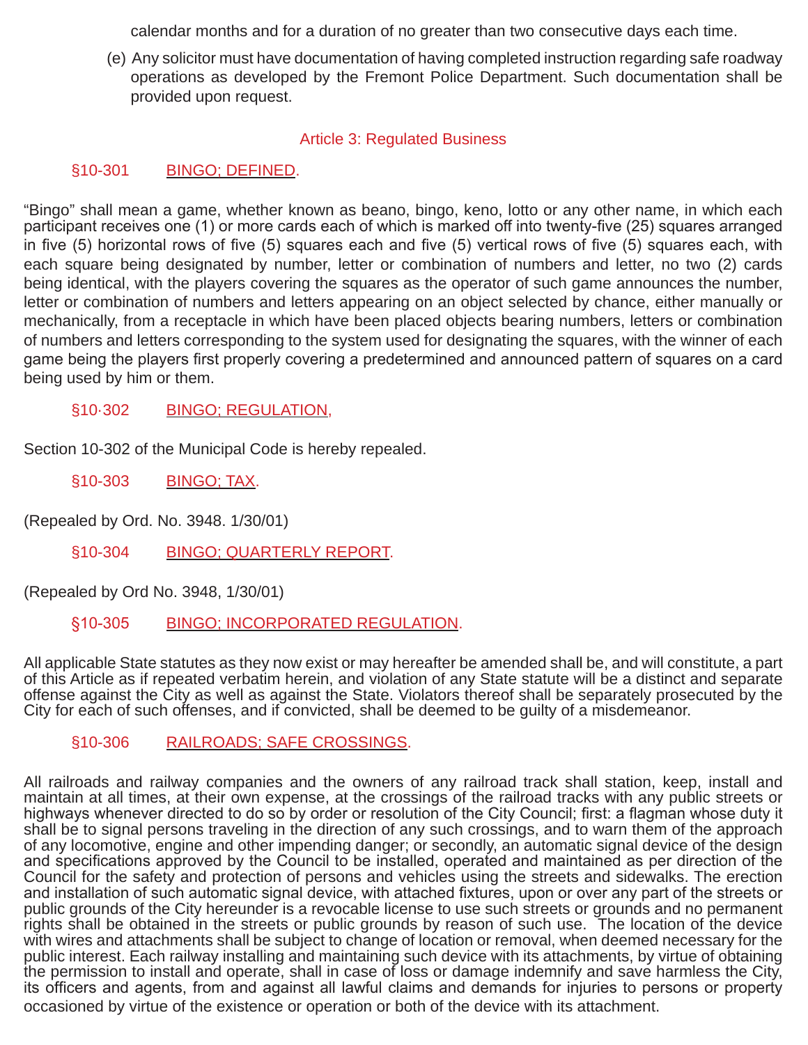calendar months and for a duration of no greater than two consecutive days each time.

(e) Any solicitor must have documentation of having completed instruction regarding safe roadway operations as developed by the Fremont Police Department. Such documentation shall be provided upon request.

## Article 3: Regulated Business

### §10-301 BINGO; DEFINED.

“Bingo” shall mean a game, whether known as beano, bingo, keno, lotto or any other name, in which each participant receives one (1) or more cards each of which is marked off into twenty-five (25) squares arranged in five (5) horizontal rows of five (5) squares each and five (5) vertical rows of five (5) squares each, with each square being designated by number, letter or combination of numbers and letter, no two (2) cards being identical, with the players covering the squares as the operator of such game announces the number, letter or combination of numbers and letters appearing on an object selected by chance, either manually or mechanically, from a receptacle in which have been placed objects bearing numbers, letters or combination of numbers and letters corresponding to the system used for designating the squares, with the winner of each game being the players first properly covering a predetermined and announced pattern of squares on a card being used by him or them.

### §10·302 BINGO; REGULATION,

Section 10-302 of the Municipal Code is hereby repealed.

### §10-303 BINGO; TAX.

(Repealed by Ord. No. 3948. 1/30/01)

### §10-304 BINGO; QUARTERLY REPORT.

(Repealed by Ord No. 3948, 1/30/01)

### §10-305 BINGO; INCORPORATED REGULATION.

All applicable State statutes as they now exist or may hereafter be amended shall be, and will constitute, a part of this Article as if repeated verbatim herein, and violation of any State statute will be a distinct and separate offense against the City as well as against the State. Violators thereof shall be separately prosecuted by the City for each of such offenses, and if convicted, shall be deemed to be guilty of a misdemeanor.

### §10-306 RAILROADS; SAFE CROSSINGS.

All railroads and railway companies and the owners of any railroad track shall station, keep, install and maintain at all times, at their own expense, at the crossings of the railroad tracks with any public streets or highways whenever directed to do so by order or resolution of the City Council; first: a flagman whose duty it shall be to signal persons traveling in the direction of any such crossings, and to warn them of the approach of any locomotive, engine and other impending danger; or secondly, an automatic signal device of the design and specifications approved by the Council to be installed, operated and maintained as per direction of the Council for the safety and protection of persons and vehicles using the streets and sidewalks. The erection and installation of such automatic signal device, with attached fixtures, upon or over any part of the streets or public grounds of the City hereunder is a revocable license to use such streets or grounds and no permanent rights shall be obtained in the streets or public grounds by reason of such use. The location of the device with wires and attachments shall be subject to change of location or removal, when deemed necessary for the public interest. Each railway installing and maintaining such device with its attachments, by virtue of obtaining the permission to install and operate, shall in case of loss or damage indemnify and save harmless the City, its officers and agents, from and against all lawful claims and demands for injuries to persons or property occasioned by virtue of the existence or operation or both of the device with its attachment.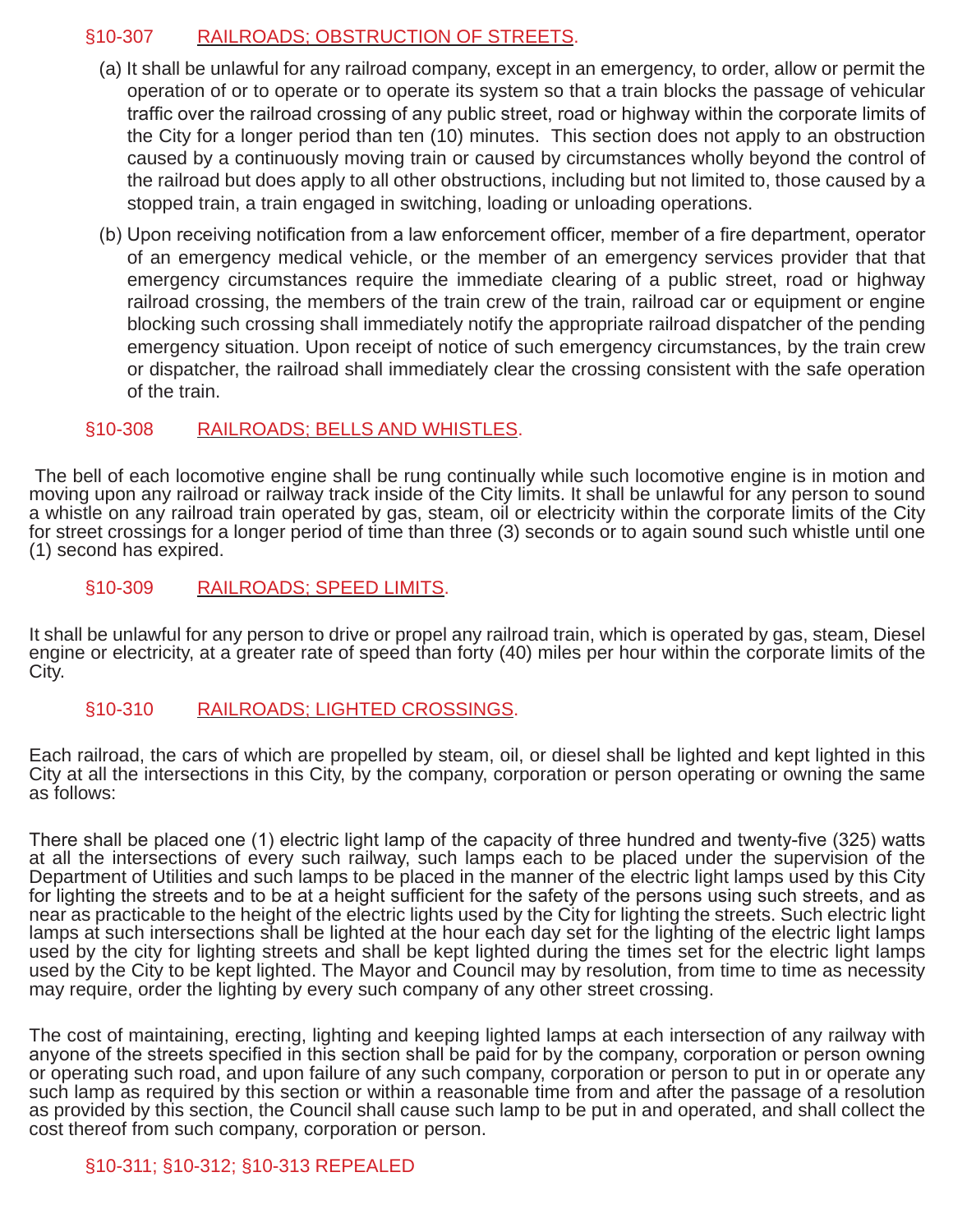### §10-307 RAILROADS; OBSTRUCTION OF STREETS.

(a) It shall be unlawful for any railroad company, except in an emergency, to order, allow or permit the operation of or to operate or to operate its system so that a train blocks the passage of vehicular traffic over the railroad crossing of any public street, road or highway within the corporate limits of the City for a longer period than ten (10) minutes. This section does not apply to an obstruction caused by a continuously moving train or caused by circumstances wholly beyond the control of the railroad but does apply to all other obstructions, including but not limited to, those caused by a stopped train, a train engaged in switching, loading or unloading operations.

(b) Upon receiving notification from a law enforcement officer, member of a fire department, operator of an emergency medical vehicle, or the member of an emergency services provider that that emergency circumstances require the immediate clearing of a public street, road or highway railroad crossing, the members of the train crew of the train, railroad car or equipment or engine blocking such crossing shall immediately notify the appropriate railroad dispatcher of the pending emergency situation. Upon receipt of notice of such emergency circumstances, by the train crew or dispatcher, the railroad shall immediately clear the crossing consistent with the safe operation of the train.

### §10-308 RAILROADS; BELLS AND WHISTLES.

The bell of each locomotive engine shall be rung continually while such locomotive engine is in motion and moving upon any railroad or railway track inside of the City limits. It shall be unlawful for any person to sound a whistle on any railroad train operated by gas, steam, oil or electricity within the corporate limits of the City for street crossings for a longer period of time than three (3) seconds or to again sound such whistle until one (1) second has expired.

### §10-309 RAILROADS; SPEED LIMITS.

It shall be unlawful for any person to drive or propel any railroad train, which is operated by gas, steam, Diesel engine or electricity, at a greater rate of speed than forty (40) miles per hour within the corporate limits of the City.

### §10-310 RAILROADS; LIGHTED CROSSINGS.

Each railroad, the cars of which are propelled by steam, oil, or diesel shall be lighted and kept lighted in this City at all the intersections in this City, by the company, corporation or person operating or owning the same as follows:

There shall be placed one (1) electric light lamp of the capacity of three hundred and twenty-five (325) watts at all the intersections of every such railway, such lamps each to be placed under the supervision of the Department of Utilities and such lamps to be placed in the manner of the electric light lamps used by this City for lighting the streets and to be at a height sufficient for the safety of the persons using such streets, and as near as practicable to the height of the electric lights used by the City for lighting the streets. Such electric light lamps at such intersections shall be lighted at the hour each day set for the lighting of the electric light lamps used by the city for lighting streets and shall be kept lighted during the times set for the electric light lamps used by the City to be kept lighted. The Mayor and Council may by resolution, from time to time as necessity may require, order the lighting by every such company of any other street crossing.

The cost of maintaining, erecting, lighting and keeping lighted lamps at each intersection of any railway with anyone of the streets specified in this section shall be paid for by the company, corporation or person owning or operating such road, and upon failure of any such company, corporation or person to put in or operate any such lamp as required by this section or within a reasonable time from and after the passage of a resolution as provided by this section, the Council shall cause such lamp to be put in and operated, and shall collect the cost thereof from such company, corporation or person.

### §10-311; §10-312; §10-313 REPEALED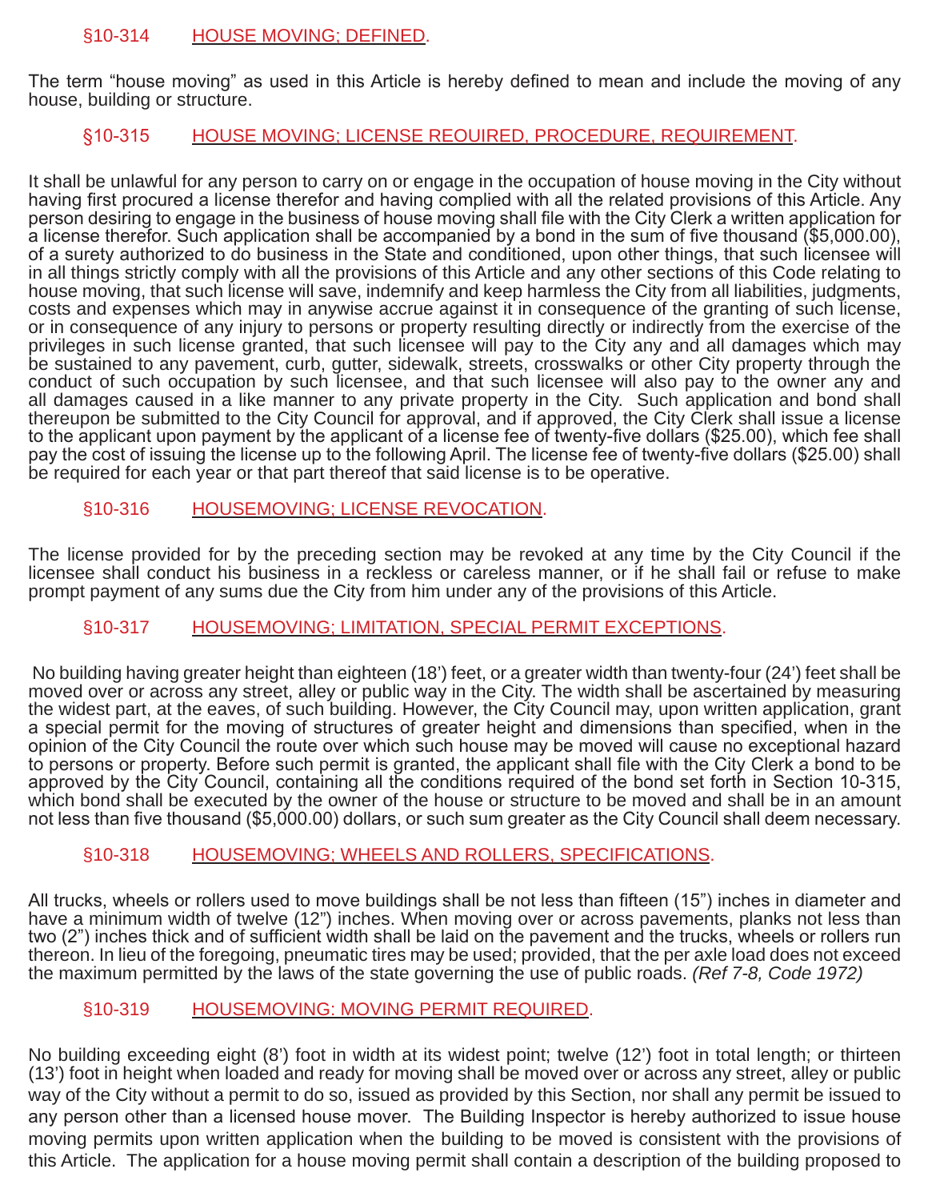### §10-314 HOUSE MOVING; DEFINED.

The term "house moving" as used in this Article is hereby defined to mean and include the moving of any house, building or structure.

### §10-315 HOUSE MOVING; LICENSE REQUIRED, PROCEDURE, REQUIREMENT.

It shall be unlawful for any person to carry on or engage in the occupation of house moving in the City without having first procured a license therefor and having complied with all the related provisions of this Article. Any person desiring to engage in the business of house moving shall file with the City Clerk a written application for a license therefor. Such application shall be accompanied by a bond in the sum of five thousand ($5,000.00), of a surety authorized to do business in the State and conditioned, upon other things, that such licensee will in all things strictly comply with all the provisions of this Article and any other sections of this Code relating to house moving, that such license will save, indemnify and keep harmless the City from all liabilities, judgments, costs and expenses which may in anywise accrue against it in consequence of the granting of such license, or in consequence of any injury to persons or property resulting directly or indirectly from the exercise of the privileges in such license granted, that such licensee will pay to the City any and all damages which may be sustained to any pavement, curb, gutter, sidewalk, streets, crosswalks or other City property through the conduct of such occupation by such licensee, and that such licensee will also pay to the owner any and all damages caused in a like manner to any private property in the City. Such application and bond shall thereupon be submitted to the City Council for approval, and if approved, the City Clerk shall issue a license to the applicant upon payment by the applicant of a license fee of twenty-five dollars ($25.00), which fee shall pay the cost of issuing the license up to the following April. The license fee of twenty-five dollars ($25.00) shall be required for each year or that part thereof that said license is to be operative.

### §10-316 HOUSEMOVING; LICENSE REVOCATION.

The license provided for by the preceding section may be revoked at any time by the City Council if the licensee shall conduct his business in a reckless or careless manner, or if he shall fail or refuse to make prompt payment of any sums due the City from him under any of the provisions of this Article.

### §10-317 HOUSEMOVING; LIMITATION, SPECIAL PERMIT EXCEPTIONS.

No building having greater height than eighteen (18') feet, or a greater width than twenty-four (24') feet shall be moved over or across any street, alley or public way in the City. The width shall be ascertained by measuring the widest part, at the eaves, of such building. However, the City Council may, upon written application, grant a special permit for the moving of structures of greater height and dimensions than specified, when in the opinion of the City Council the route over which such house may be moved will cause no exceptional hazard to persons or property. Before such permit is granted, the applicant shall file with the City Clerk a bond to be approved by the City Council, containing all the conditions required of the bond set forth in Section 10-315, which bond shall be executed by the owner of the house or structure to be moved and shall be in an amount not less than five thousand ($5,000.00) dollars, or such sum greater as the City Council shall deem necessary.

### §10-318 HOUSEMOVING; WHEELS AND ROLLERS, SPECIFICATIONS.

All trucks, wheels or rollers used to move buildings shall be not less than fifteen (15") inches in diameter and have a minimum width of twelve (12") inches. When moving over or across pavements, planks not less than two (2") inches thick and of sufficient width shall be laid on the pavement and the trucks, wheels or rollers run thereon. In lieu of the foregoing, pneumatic tires may be used; provided, that the per axle load does not exceed the maximum permitted by the laws of the state governing the use of public roads. *(Ref 7-8, Code 1972)*

### §10-319 HOUSEMOVING: MOVING PERMIT REQUIRED.

No building exceeding eight (8') foot in width at its widest point; twelve (12') foot in total length; or thirteen (13') foot in height when loaded and ready for moving shall be moved over or across any street, alley or public way of the City without a permit to do so, issued as provided by this Section, nor shall any permit be issued to any person other than a licensed house mover. The Building Inspector is hereby authorized to issue house moving permits upon written application when the building to be moved is consistent with the provisions of this Article. The application for a house moving permit shall contain a description of the building proposed to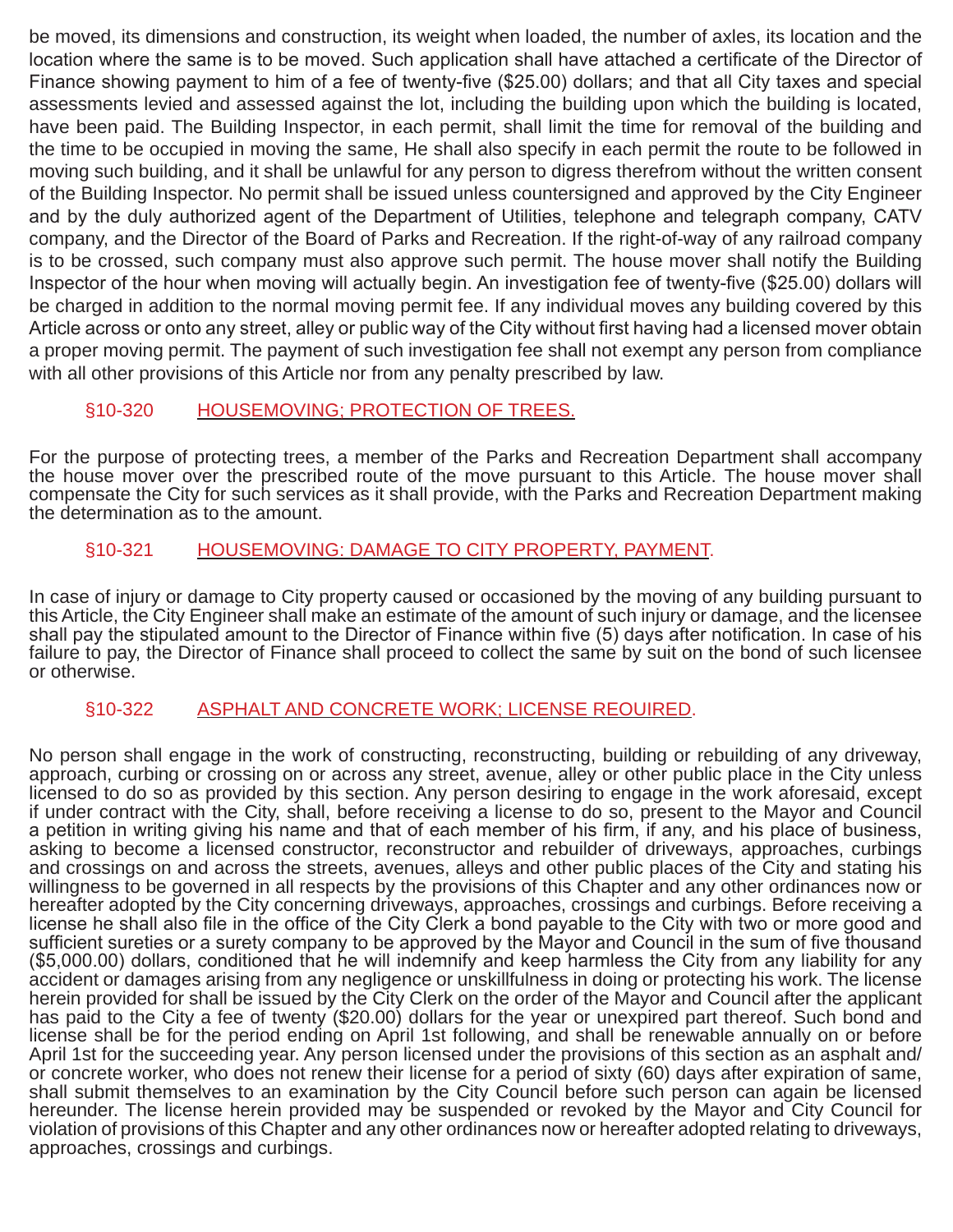be moved, its dimensions and construction, its weight when loaded, the number of axles, its location and the location where the same is to be moved. Such application shall have attached a certificate of the Director of Finance showing payment to him of a fee of twenty-five ($25.00) dollars; and that all City taxes and special assessments levied and assessed against the lot, including the building upon which the building is located, have been paid. The Building Inspector, in each permit, shall limit the time for removal of the building and the time to be occupied in moving the same, He shall also specify in each permit the route to be followed in moving such building, and it shall be unlawful for any person to digress therefrom without the written consent of the Building Inspector. No permit shall be issued unless countersigned and approved by the City Engineer and by the duly authorized agent of the Department of Utilities, telephone and telegraph company, CATV company, and the Director of the Board of Parks and Recreation. If the right-of-way of any railroad company is to be crossed, such company must also approve such permit. The house mover shall notify the Building Inspector of the hour when moving will actually begin. An investigation fee of twenty-five ($25.00) dollars will be charged in addition to the normal moving permit fee. If any individual moves any building covered by this Article across or onto any street, alley or public way of the City without first having had a licensed mover obtain a proper moving permit. The payment of such investigation fee shall not exempt any person from compliance with all other provisions of this Article nor from any penalty prescribed by law.

### §10-320 HOUSEMOVING; PROTECTION OF TREES.

For the purpose of protecting trees, a member of the Parks and Recreation Department shall accompany the house mover over the prescribed route of the move pursuant to this Article. The house mover shall compensate the City for such services as it shall provide, with the Parks and Recreation Department making the determination as to the amount.

### §10-321 HOUSEMOVING: DAMAGE TO CITY PROPERTY, PAYMENT.

In case of injury or damage to City property caused or occasioned by the moving of any building pursuant to this Article, the City Engineer shall make an estimate of the amount of such injury or damage, and the licensee shall pay the stipulated amount to the Director of Finance within five (5) days after notification. In case of his failure to pay, the Director of Finance shall proceed to collect the same by suit on the bond of such licensee or otherwise.

### §10-322 ASPHALT AND CONCRETE WORK; LICENSE REOUIRED.

No person shall engage in the work of constructing, reconstructing, building or rebuilding of any driveway, approach, curbing or crossing on or across any street, avenue, alley or other public place in the City unless licensed to do so as provided by this section. Any person desiring to engage in the work aforesaid, except if under contract with the City, shall, before receiving a license to do so, present to the Mayor and Council a petition in writing giving his name and that of each member of his firm, if any, and his place of business, asking to become a licensed constructor, reconstructor and rebuilder of driveways, approaches, curbings and crossings on and across the streets, avenues, alleys and other public places of the City and stating his willingness to be governed in all respects by the provisions of this Chapter and any other ordinances now or hereafter adopted by the City concerning driveways, approaches, crossings and curbings. Before receiving a license he shall also file in the office of the City Clerk a bond payable to the City with two or more good and sufficient sureties or a surety company to be approved by the Mayor and Council in the sum of five thousand ($5,000.00) dollars, conditioned that he will indemnify and keep harmless the City from any liability for any accident or damages arising from any negligence or unskillfulness in doing or protecting his work. The license herein provided for shall be issued by the City Clerk on the order of the Mayor and Council after the applicant has paid to the City a fee of twenty ($20.00) dollars for the year or unexpired part thereof. Such bond and license shall be for the period ending on April 1st following, and shall be renewable annually on or before April 1st for the succeeding year. Any person licensed under the provisions of this section as an asphalt and/or concrete worker, who does not renew their license for a period of sixty (60) days after expiration of same, shall submit themselves to an examination by the City Council before such person can again be licensed hereunder. The license herein provided may be suspended or revoked by the Mayor and City Council for violation of provisions of this Chapter and any other ordinances now or hereafter adopted relating to driveways, approaches, crossings and curbings.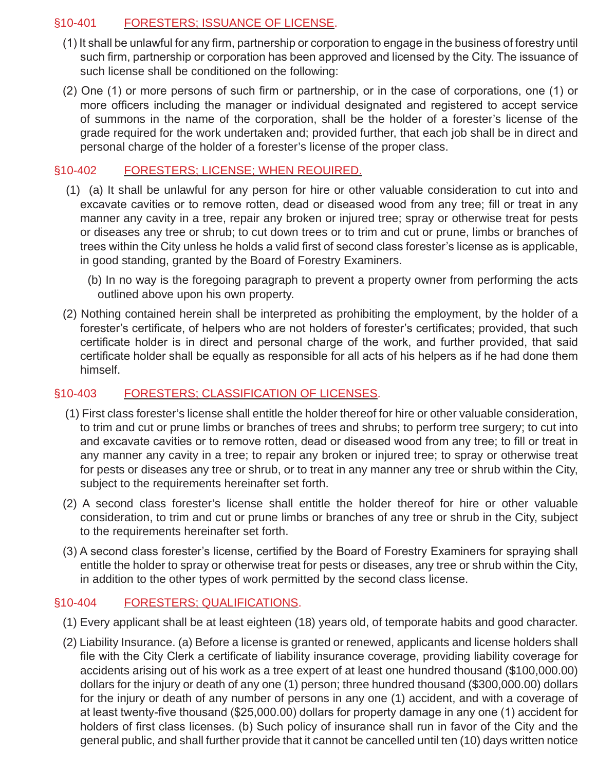## §10-401 FORESTERS; ISSUANCE OF LICENSE.

(1) It shall be unlawful for any firm, partnership or corporation to engage in the business of forestry until such firm, partnership or corporation has been approved and licensed by the City. The issuance of such license shall be conditioned on the following:

(2) One (1) or more persons of such firm or partnership, or in the case of corporations, one (1) or more officers including the manager or individual designated and registered to accept service of summons in the name of the corporation, shall be the holder of a forester's license of the grade required for the work undertaken and; provided further, that each job shall be in direct and personal charge of the holder of a forester's license of the proper class.

## §10-402 FORESTERS; LICENSE; WHEN REQUIRED.

(1) (a) It shall be unlawful for any person for hire or other valuable consideration to cut into and excavate cavities or to remove rotten, dead or diseased wood from any tree; fill or treat in any manner any cavity in a tree, repair any broken or injured tree; spray or otherwise treat for pests or diseases any tree or shrub; to cut down trees or to trim and cut or prune, limbs or branches of trees within the City unless he holds a valid first of second class forester's license as is applicable, in good standing, granted by the Board of Forestry Examiners.

(b) In no way is the foregoing paragraph to prevent a property owner from performing the acts outlined above upon his own property.

(2) Nothing contained herein shall be interpreted as prohibiting the employment, by the holder of a forester's certificate, of helpers who are not holders of forester's certificates; provided, that such certificate holder is in direct and personal charge of the work, and further provided, that said certificate holder shall be equally as responsible for all acts of his helpers as if he had done them himself.

## §10-403 FORESTERS; CLASSIFICATION OF LICENSES.

(1) First class forester's license shall entitle the holder thereof for hire or other valuable consideration, to trim and cut or prune limbs or branches of trees and shrubs; to perform tree surgery; to cut into and excavate cavities or to remove rotten, dead or diseased wood from any tree; to fill or treat in any manner any cavity in a tree; to repair any broken or injured tree; to spray or otherwise treat for pests or diseases any tree or shrub, or to treat in any manner any tree or shrub within the City, subject to the requirements hereinafter set forth.

(2) A second class forester's license shall entitle the holder thereof for hire or other valuable consideration, to trim and cut or prune limbs or branches of any tree or shrub in the City, subject to the requirements hereinafter set forth.

(3) A second class forester's license, certified by the Board of Forestry Examiners for spraying shall entitle the holder to spray or otherwise treat for pests or diseases, any tree or shrub within the City, in addition to the other types of work permitted by the second class license.

## §10-404 FORESTERS; QUALIFICATIONS.

(1) Every applicant shall be at least eighteen (18) years old, of temporate habits and good character.

(2) Liability Insurance. (a) Before a license is granted or renewed, applicants and license holders shall file with the City Clerk a certificate of liability insurance coverage, providing liability coverage for accidents arising out of his work as a tree expert of at least one hundred thousand ($100,000.00) dollars for the injury or death of any one (1) person; three hundred thousand ($300,000.00) dollars for the injury or death of any number of persons in any one (1) accident, and with a coverage of at least twenty-five thousand ($25,000.00) dollars for property damage in any one (1) accident for holders of first class licenses. (b) Such policy of insurance shall run in favor of the City and the general public, and shall further provide that it cannot be cancelled until ten (10) days written notice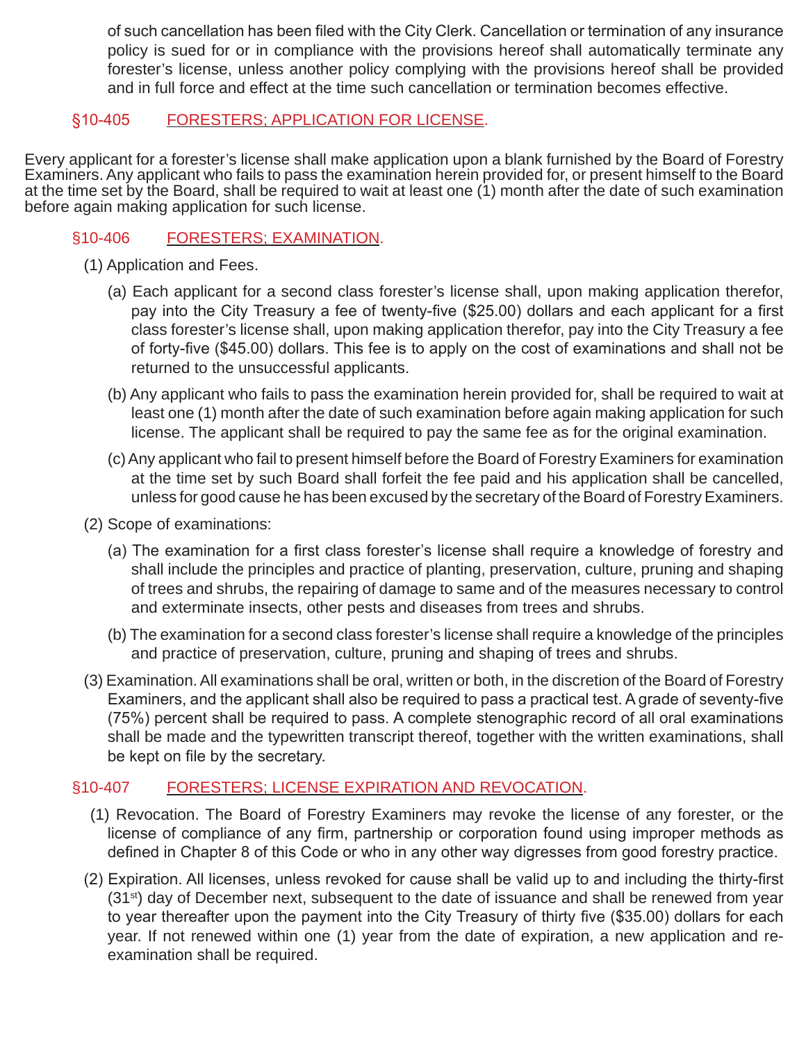of such cancellation has been filed with the City Clerk. Cancellation or termination of any insurance policy is sued for or in compliance with the provisions hereof shall automatically terminate any forester's license, unless another policy complying with the provisions hereof shall be provided and in full force and effect at the time such cancellation or termination becomes effective.

## §10-405 FORESTERS; APPLICATION FOR LICENSE.

Every applicant for a forester's license shall make application upon a blank furnished by the Board of Forestry Examiners. Any applicant who fails to pass the examination herein provided for, or present himself to the Board at the time set by the Board, shall be required to wait at least one (1) month after the date of such examination before again making application for such license.

## §10-406 FORESTERS; EXAMINATION.

(1) Application and Fees.

(a) Each applicant for a second class forester's license shall, upon making application therefor, pay into the City Treasury a fee of twenty-five ($25.00) dollars and each applicant for a first class forester's license shall, upon making application therefor, pay into the City Treasury a fee of forty-five ($45.00) dollars. This fee is to apply on the cost of examinations and shall not be returned to the unsuccessful applicants.

(b) Any applicant who fails to pass the examination herein provided for, shall be required to wait at least one (1) month after the date of such examination before again making application for such license. The applicant shall be required to pay the same fee as for the original examination.

(c) Any applicant who fail to present himself before the Board of Forestry Examiners for examination at the time set by such Board shall forfeit the fee paid and his application shall be cancelled, unless for good cause he has been excused by the secretary of the Board of Forestry Examiners.

(2) Scope of examinations:

(a) The examination for a first class forester's license shall require a knowledge of forestry and shall include the principles and practice of planting, preservation, culture, pruning and shaping of trees and shrubs, the repairing of damage to same and of the measures necessary to control and exterminate insects, other pests and diseases from trees and shrubs.

(b) The examination for a second class forester's license shall require a knowledge of the principles and practice of preservation, culture, pruning and shaping of trees and shrubs.

(3) Examination. All examinations shall be oral, written or both, in the discretion of the Board of Forestry Examiners, and the applicant shall also be required to pass a practical test. A grade of seventy-five (75%) percent shall be required to pass. A complete stenographic record of all oral examinations shall be made and the typewritten transcript thereof, together with the written examinations, shall be kept on file by the secretary.

## §10-407 FORESTERS; LICENSE EXPIRATION AND REVOCATION.

(1) Revocation. The Board of Forestry Examiners may revoke the license of any forester, or the license of compliance of any firm, partnership or corporation found using improper methods as defined in Chapter 8 of this Code or who in any other way digresses from good forestry practice.

(2) Expiration. All licenses, unless revoked for cause shall be valid up to and including the thirty-first (31st) day of December next, subsequent to the date of issuance and shall be renewed from year to year thereafter upon the payment into the City Treasury of thirty five ($35.00) dollars for each year. If not renewed within one (1) year from the date of expiration, a new application and re-examination shall be required.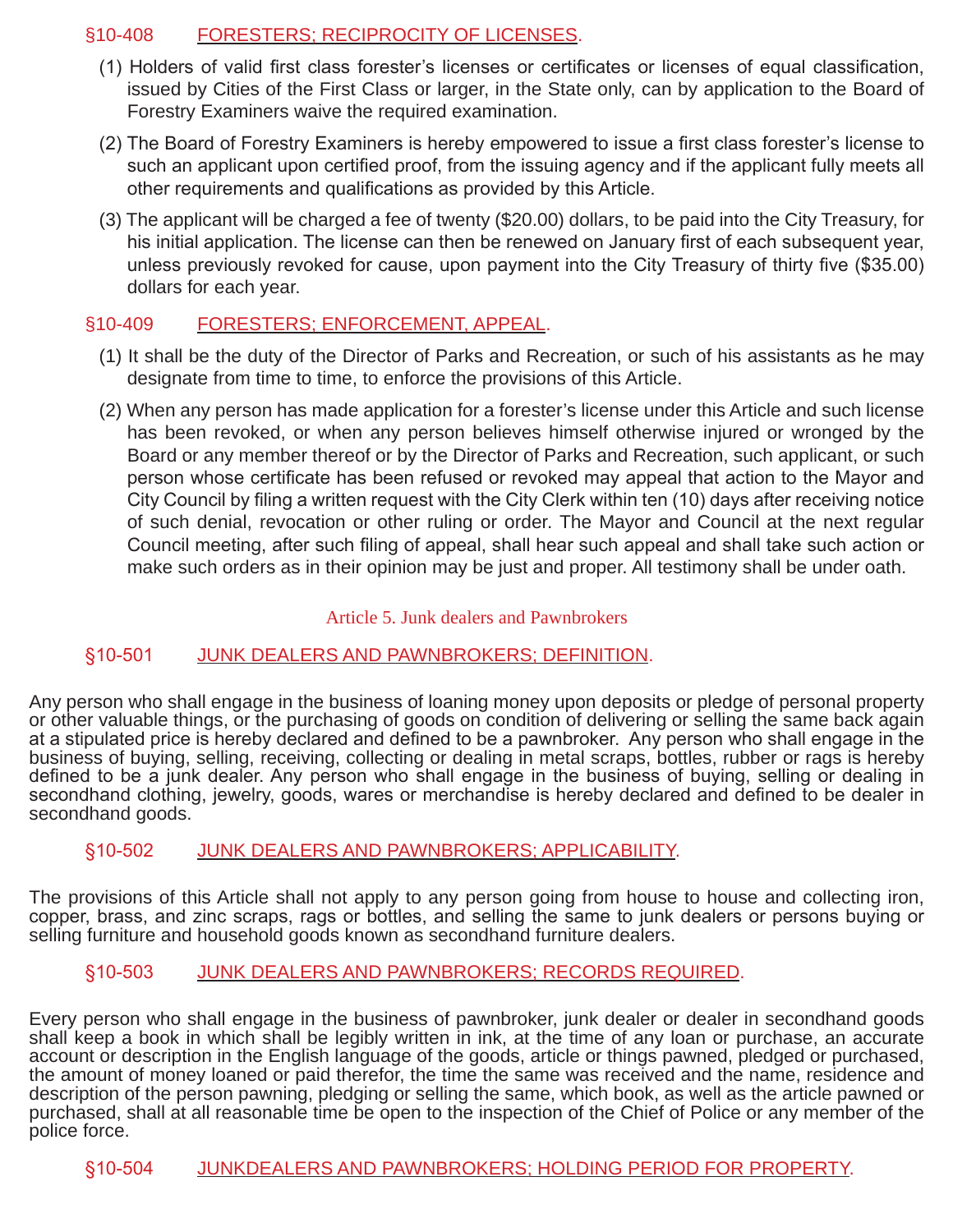### §10-408 FORESTERS; RECIPROCITY OF LICENSES.

(1) Holders of valid first class forester's licenses or certificates or licenses of equal classification, issued by Cities of the First Class or larger, in the State only, can by application to the Board of Forestry Examiners waive the required examination.

(2) The Board of Forestry Examiners is hereby empowered to issue a first class forester's license to such an applicant upon certified proof, from the issuing agency and if the applicant fully meets all other requirements and qualifications as provided by this Article.

(3) The applicant will be charged a fee of twenty ($20.00) dollars, to be paid into the City Treasury, for his initial application. The license can then be renewed on January first of each subsequent year, unless previously revoked for cause, upon payment into the City Treasury of thirty five ($35.00) dollars for each year.

### §10-409 FORESTERS; ENFORCEMENT, APPEAL.

(1) It shall be the duty of the Director of Parks and Recreation, or such of his assistants as he may designate from time to time, to enforce the provisions of this Article.

(2) When any person has made application for a forester's license under this Article and such license has been revoked, or when any person believes himself otherwise injured or wronged by the Board or any member thereof or by the Director of Parks and Recreation, such applicant, or such person whose certificate has been refused or revoked may appeal that action to the Mayor and City Council by filing a written request with the City Clerk within ten (10) days after receiving notice of such denial, revocation or other ruling or order. The Mayor and Council at the next regular Council meeting, after such filing of appeal, shall hear such appeal and shall take such action or make such orders as in their opinion may be just and proper. All testimony shall be under oath.

## Article 5. Junk dealers and Pawnbrokers

### §10-501 JUNK DEALERS AND PAWNBROKERS; DEFINITION.

Any person who shall engage in the business of loaning money upon deposits or pledge of personal property or other valuable things, or the purchasing of goods on condition of delivering or selling the same back again at a stipulated price is hereby declared and defined to be a pawnbroker. Any person who shall engage in the business of buying, selling, receiving, collecting or dealing in metal scraps, bottles, rubber or rags is hereby defined to be a junk dealer. Any person who shall engage in the business of buying, selling or dealing in secondhand clothing, jewelry, goods, wares or merchandise is hereby declared and defined to be dealer in secondhand goods.

### §10-502 JUNK DEALERS AND PAWNBROKERS; APPLICABILITY.

The provisions of this Article shall not apply to any person going from house to house and collecting iron, copper, brass, and zinc scraps, rags or bottles, and selling the same to junk dealers or persons buying or selling furniture and household goods known as secondhand furniture dealers.

### §10-503 JUNK DEALERS AND PAWNBROKERS; RECORDS REQUIRED.

Every person who shall engage in the business of pawnbroker, junk dealer or dealer in secondhand goods shall keep a book in which shall be legibly written in ink, at the time of any loan or purchase, an accurate account or description in the English language of the goods, article or things pawned, pledged or purchased, the amount of money loaned or paid therefor, the time the same was received and the name, residence and description of the person pawning, pledging or selling the same, which book, as well as the article pawned or purchased, shall at all reasonable time be open to the inspection of the Chief of Police or any member of the police force.

### §10-504 JUNKDEALERS AND PAWNBROKERS; HOLDING PERIOD FOR PROPERTY.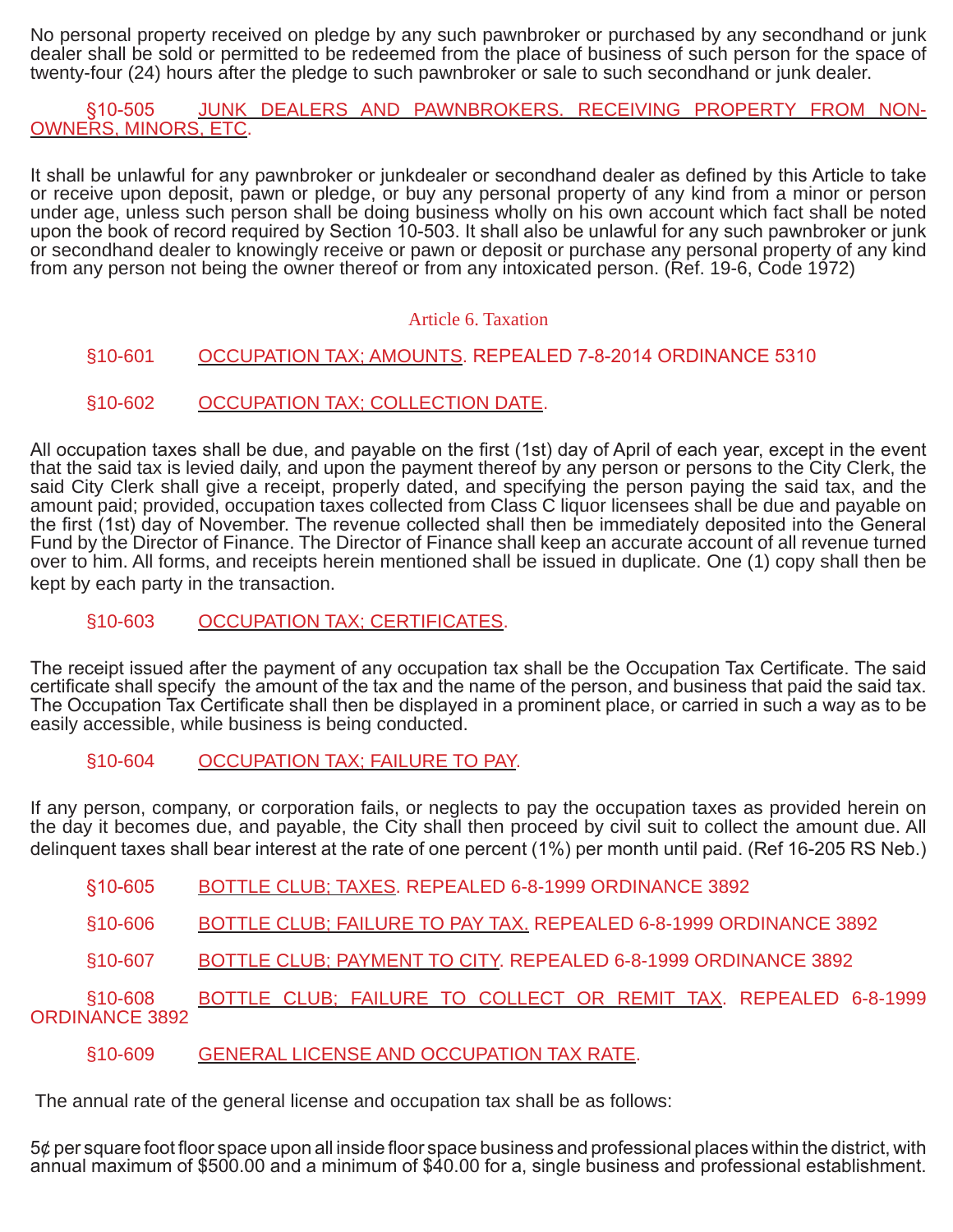No personal property received on pledge by any such pawnbroker or purchased by any secondhand or junk dealer shall be sold or permitted to be redeemed from the place of business of such person for the space of twenty-four (24) hours after the pledge to such pawnbroker or sale to such secondhand or junk dealer.

§10-505 JUNK DEALERS AND PAWNBROKERS. RECEIVING PROPERTY FROM NON-OWNERS, MINORS, ETC.

It shall be unlawful for any pawnbroker or junkdealer or secondhand dealer as defined by this Article to take or receive upon deposit, pawn or pledge, or buy any personal property of any kind from a minor or person under age, unless such person shall be doing business wholly on his own account which fact shall be noted upon the book of record required by Section 10-503. It shall also be unlawful for any such pawnbroker or junk or secondhand dealer to knowingly receive or pawn or deposit or purchase any personal property of any kind from any person not being the owner thereof or from any intoxicated person. (Ref. 19-6, Code 1972)

## Article 6. Taxation

§10-601 OCCUPATION TAX; AMOUNTS. REPEALED 7-8-2014 ORDINANCE 5310

§10-602 OCCUPATION TAX; COLLECTION DATE.

All occupation taxes shall be due, and payable on the first (1st) day of April of each year, except in the event that the said tax is levied daily, and upon the payment thereof by any person or persons to the City Clerk, the said City Clerk shall give a receipt, properly dated, and specifying the person paying the said tax, and the amount paid; provided, occupation taxes collected from Class C liquor licensees shall be due and payable on the first (1st) day of November. The revenue collected shall then be immediately deposited into the General Fund by the Director of Finance. The Director of Finance shall keep an accurate account of all revenue turned over to him. All forms, and receipts herein mentioned shall be issued in duplicate. One (1) copy shall then be kept by each party in the transaction.

§10-603 OCCUPATION TAX; CERTIFICATES.

The receipt issued after the payment of any occupation tax shall be the Occupation Tax Certificate. The said certificate shall specify the amount of the tax and the name of the person, and business that paid the said tax. The Occupation Tax Certificate shall then be displayed in a prominent place, or carried in such a way as to be easily accessible, while business is being conducted.

§10-604 OCCUPATION TAX; FAILURE TO PAY.

If any person, company, or corporation fails, or neglects to pay the occupation taxes as provided herein on the day it becomes due, and payable, the City shall then proceed by civil suit to collect the amount due. All delinquent taxes shall bear interest at the rate of one percent (1%) per month until paid. (Ref 16-205 RS Neb.)

§10-605 BOTTLE CLUB; TAXES. REPEALED 6-8-1999 ORDINANCE 3892

§10-606 BOTTLE CLUB; FAILURE TO PAY TAX. REPEALED 6-8-1999 ORDINANCE 3892

§10-607 BOTTLE CLUB; PAYMENT TO CITY. REPEALED 6-8-1999 ORDINANCE 3892

§10-608 BOTTLE CLUB; FAILURE TO COLLECT OR REMIT TAX. REPEALED 6-8-1999 ORDINANCE 3892

§10-609 GENERAL LICENSE AND OCCUPATION TAX RATE.

The annual rate of the general license and occupation tax shall be as follows:

5¢ per square foot floor space upon all inside floor space business and professional places within the district, with annual maximum of $500.00 and a minimum of $40.00 for a, single business and professional establishment.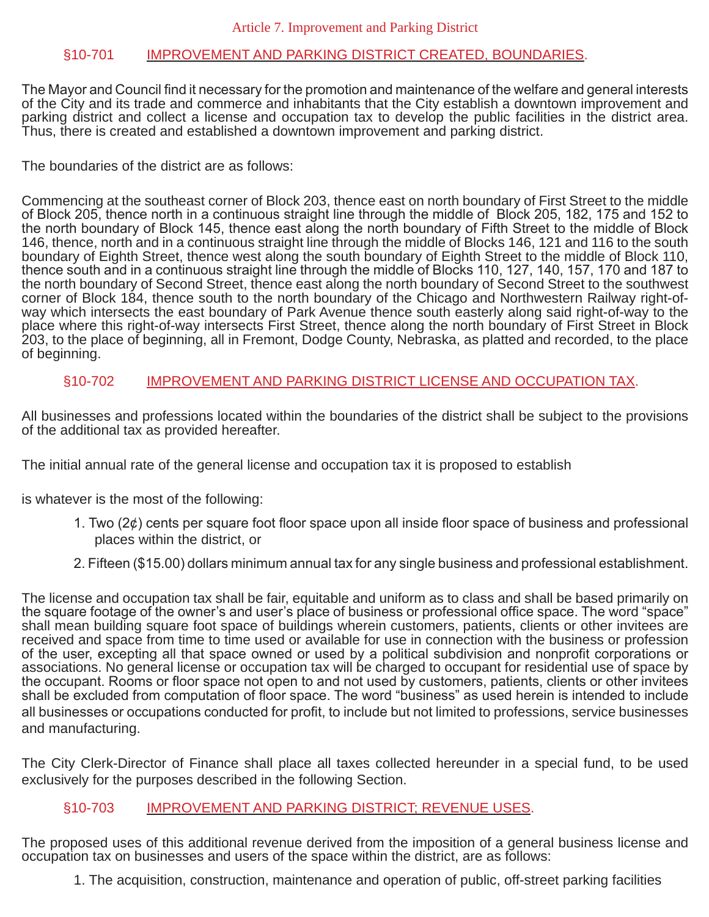## Article 7. Improvement and Parking District

### §10-701 IMPROVEMENT AND PARKING DISTRICT CREATED, BOUNDARIES.

The Mayor and Council find it necessary for the promotion and maintenance of the welfare and general interests of the City and its trade and commerce and inhabitants that the City establish a downtown improvement and parking district and collect a license and occupation tax to develop the public facilities in the district area. Thus, there is created and established a downtown improvement and parking district.

The boundaries of the district are as follows:

Commencing at the southeast corner of Block 203, thence east on north boundary of First Street to the middle of Block 205, thence north in a continuous straight line through the middle of Block 205, 182, 175 and 152 to the north boundary of Block 145, thence east along the north boundary of Fifth Street to the middle of Block 146, thence, north and in a continuous straight line through the middle of Blocks 146, 121 and 116 to the south boundary of Eighth Street, thence west along the south boundary of Eighth Street to the middle of Block 110, thence south and in a continuous straight line through the middle of Blocks 110, 127, 140, 157, 170 and 187 to the north boundary of Second Street, thence east along the north boundary of Second Street to the southwest corner of Block 184, thence south to the north boundary of the Chicago and Northwestern Railway right-of-way which intersects the east boundary of Park Avenue thence south easterly along said right-of-way to the place where this right-of-way intersects First Street, thence along the north boundary of First Street in Block 203, to the place of beginning, all in Fremont, Dodge County, Nebraska, as platted and recorded, to the place of beginning.

### §10-702 IMPROVEMENT AND PARKING DISTRICT LICENSE AND OCCUPATION TAX.

All businesses and professions located within the boundaries of the district shall be subject to the provisions of the additional tax as provided hereafter.

The initial annual rate of the general license and occupation tax it is proposed to establish

is whatever is the most of the following:

1. Two (2¢) cents per square foot floor space upon all inside floor space of business and professional places within the district, or
2. Fifteen ($15.00) dollars minimum annual tax for any single business and professional establishment.

The license and occupation tax shall be fair, equitable and uniform as to class and shall be based primarily on the square footage of the owner's and user's place of business or professional office space. The word "space" shall mean building square foot space of buildings wherein customers, patients, clients or other invitees are received and space from time to time used or available for use in connection with the business or profession of the user, excepting all that space owned or used by a political subdivision and nonprofit corporations or associations. No general license or occupation tax will be charged to occupant for residential use of space by the occupant. Rooms or floor space not open to and not used by customers, patients, clients or other invitees shall be excluded from computation of floor space. The word "business" as used herein is intended to include all businesses or occupations conducted for profit, to include but not limited to professions, service businesses and manufacturing.

The City Clerk-Director of Finance shall place all taxes collected hereunder in a special fund, to be used exclusively for the purposes described in the following Section.

### §10-703 IMPROVEMENT AND PARKING DISTRICT; REVENUE USES.

The proposed uses of this additional revenue derived from the imposition of a general business license and occupation tax on businesses and users of the space within the district, are as follows:

1. The acquisition, construction, maintenance and operation of public, off-street parking facilities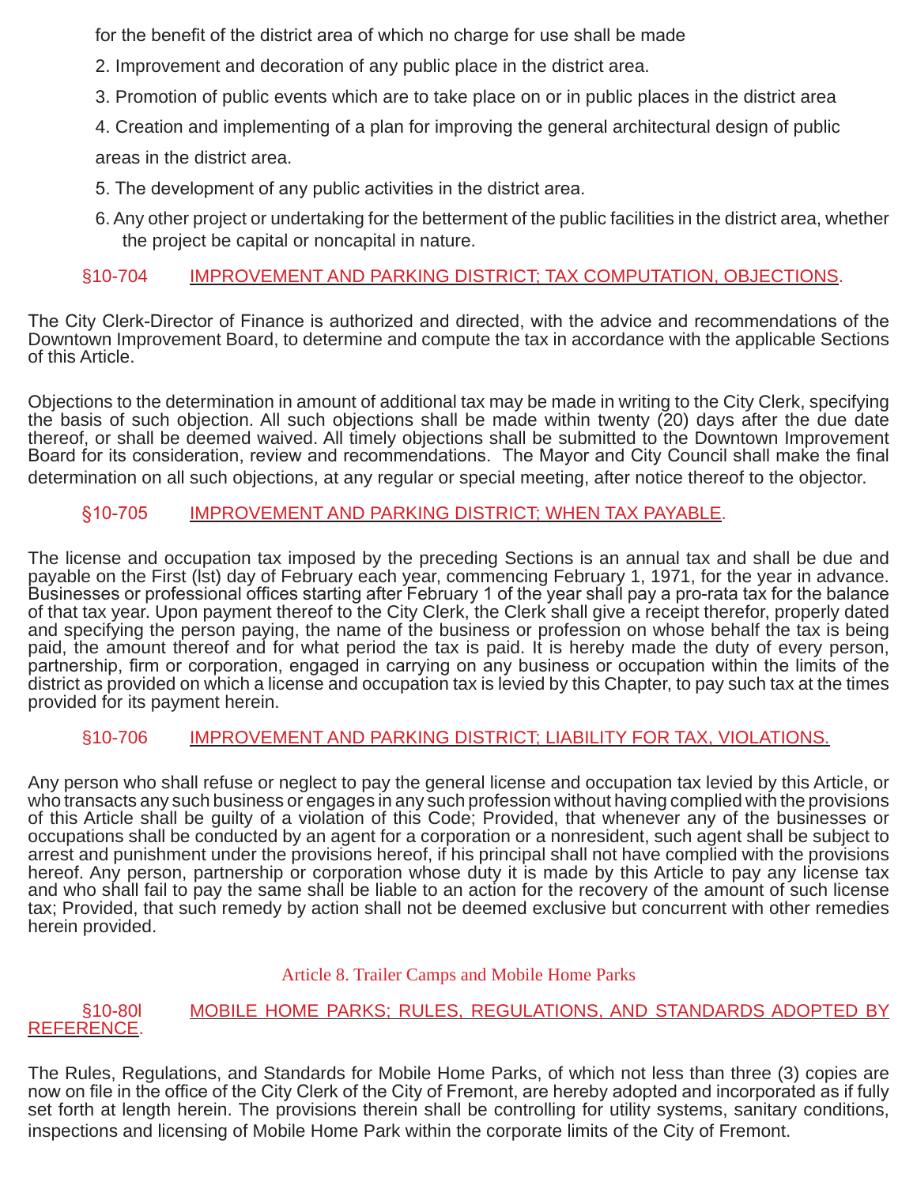for the benefit of the district area of which no charge for use shall be made

2. Improvement and decoration of any public place in the district area.

3. Promotion of public events which are to take place on or in public places in the district area

4. Creation and implementing of a plan for improving the general architectural design of public areas in the district area.

5. The development of any public activities in the district area.

6. Any other project or undertaking for the betterment of the public facilities in the district area, whether the project be capital or noncapital in nature.

§10-704 IMPROVEMENT AND PARKING DISTRICT; TAX COMPUTATION, OBJECTIONS.

The City Clerk-Director of Finance is authorized and directed, with the advice and recommendations of the Downtown Improvement Board, to determine and compute the tax in accordance with the applicable Sections of this Article.

Objections to the determination in amount of additional tax may be made in writing to the City Clerk, specifying the basis of such objection. All such objections shall be made within twenty (20) days after the due date thereof, or shall be deemed waived. All timely objections shall be submitted to the Downtown Improvement Board for its consideration, review and recommendations. The Mayor and City Council shall make the final determination on all such objections, at any regular or special meeting, after notice thereof to the objector.

§10-705 IMPROVEMENT AND PARKING DISTRICT; WHEN TAX PAYABLE.

The license and occupation tax imposed by the preceding Sections is an annual tax and shall be due and payable on the First (lst) day of February each year, commencing February 1, 1971, for the year in advance. Businesses or professional offices starting after February 1 of the year shall pay a pro-rata tax for the balance of that tax year. Upon payment thereof to the City Clerk, the Clerk shall give a receipt therefor, properly dated and specifying the person paying, the name of the business or profession on whose behalf the tax is being paid, the amount thereof and for what period the tax is paid. It is hereby made the duty of every person, partnership, firm or corporation, engaged in carrying on any business or occupation within the limits of the district as provided on which a license and occupation tax is levied by this Chapter, to pay such tax at the times provided for its payment herein.

§10-706 IMPROVEMENT AND PARKING DISTRICT; LIABILITY FOR TAX, VIOLATIONS.

Any person who shall refuse or neglect to pay the general license and occupation tax levied by this Article, or who transacts any such business or engages in any such profession without having complied with the provisions of this Article shall be guilty of a violation of this Code; Provided, that whenever any of the businesses or occupations shall be conducted by an agent for a corporation or a nonresident, such agent shall be subject to arrest and punishment under the provisions hereof, if his principal shall not have complied with the provisions hereof. Any person, partnership or corporation whose duty it is made by this Article to pay any license tax and who shall fail to pay the same shall be liable to an action for the recovery of the amount of such license tax; Provided, that such remedy by action shall not be deemed exclusive but concurrent with other remedies herein provided.

## Article 8. Trailer Camps and Mobile Home Parks

§10-80l MOBILE HOME PARKS; RULES, REGULATIONS, AND STANDARDS ADOPTED BY REFERENCE.

The Rules, Regulations, and Standards for Mobile Home Parks, of which not less than three (3) copies are now on file in the office of the City Clerk of the City of Fremont, are hereby adopted and incorporated as if fully set forth at length herein. The provisions therein shall be controlling for utility systems, sanitary conditions, inspections and licensing of Mobile Home Park within the corporate limits of the City of Fremont.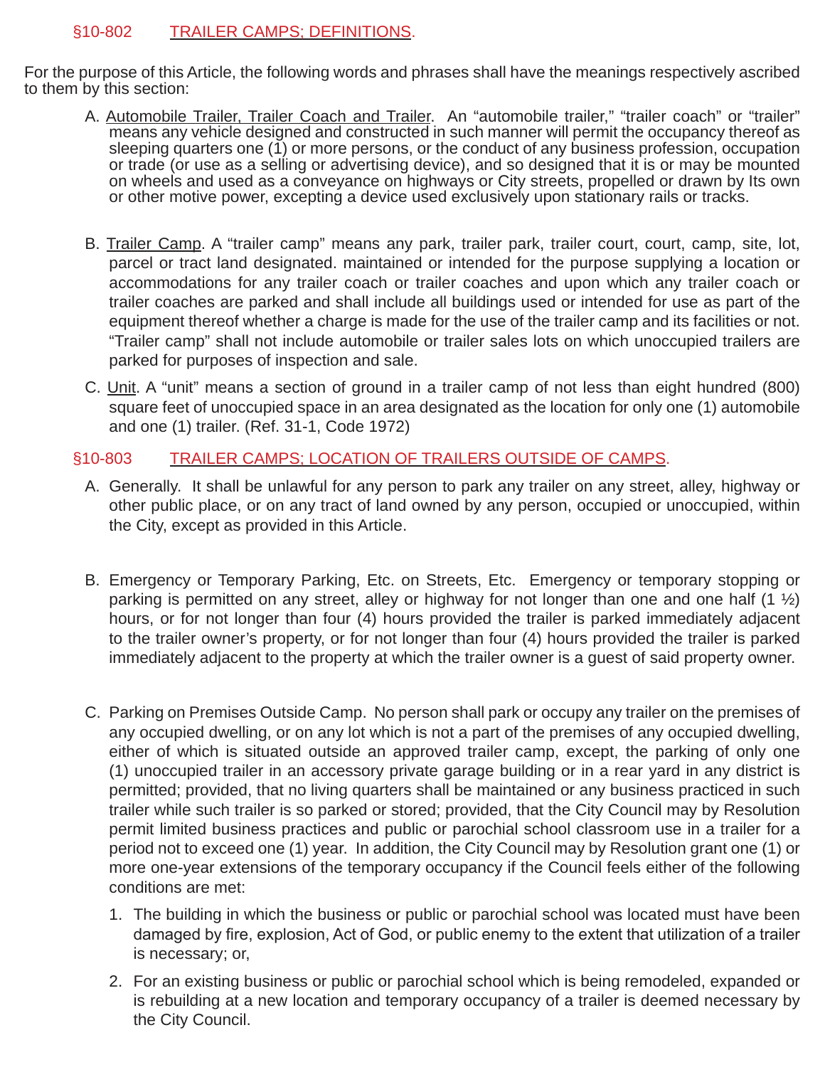## §10-802 TRAILER CAMPS; DEFINITIONS.

For the purpose of this Article, the following words and phrases shall have the meanings respectively ascribed to them by this section:

A. Automobile Trailer, Trailer Coach and Trailer. An "automobile trailer," "trailer coach" or "trailer" means any vehicle designed and constructed in such manner will permit the occupancy thereof as sleeping quarters one (1) or more persons, or the conduct of any business profession, occupation or trade (or use as a selling or advertising device), and so designed that it is or may be mounted on wheels and used as a conveyance on highways or City streets, propelled or drawn by Its own or other motive power, excepting a device used exclusively upon stationary rails or tracks.

B. Trailer Camp. A "trailer camp" means any park, trailer park, trailer court, court, camp, site, lot, parcel or tract land designated. maintained or intended for the purpose supplying a location or accommodations for any trailer coach or trailer coaches and upon which any trailer coach or trailer coaches are parked and shall include all buildings used or intended for use as part of the equipment thereof whether a charge is made for the use of the trailer camp and its facilities or not. "Trailer camp" shall not include automobile or trailer sales lots on which unoccupied trailers are parked for purposes of inspection and sale.

C. Unit. A "unit" means a section of ground in a trailer camp of not less than eight hundred (800) square feet of unoccupied space in an area designated as the location for only one (1) automobile and one (1) trailer. (Ref. 31-1, Code 1972)

## §10-803 TRAILER CAMPS; LOCATION OF TRAILERS OUTSIDE OF CAMPS.

A. Generally. It shall be unlawful for any person to park any trailer on any street, alley, highway or other public place, or on any tract of land owned by any person, occupied or unoccupied, within the City, except as provided in this Article.

B. Emergency or Temporary Parking, Etc. on Streets, Etc. Emergency or temporary stopping or parking is permitted on any street, alley or highway for not longer than one and one half (1 ½) hours, or for not longer than four (4) hours provided the trailer is parked immediately adjacent to the trailer owner's property, or for not longer than four (4) hours provided the trailer is parked immediately adjacent to the property at which the trailer owner is a guest of said property owner.

C. Parking on Premises Outside Camp. No person shall park or occupy any trailer on the premises of any occupied dwelling, or on any lot which is not a part of the premises of any occupied dwelling, either of which is situated outside an approved trailer camp, except, the parking of only one (1) unoccupied trailer in an accessory private garage building or in a rear yard in any district is permitted; provided, that no living quarters shall be maintained or any business practiced in such trailer while such trailer is so parked or stored; provided, that the City Council may by Resolution permit limited business practices and public or parochial school classroom use in a trailer for a period not to exceed one (1) year. In addition, the City Council may by Resolution grant one (1) or more one-year extensions of the temporary occupancy if the Council feels either of the following conditions are met:

1. The building in which the business or public or parochial school was located must have been damaged by fire, explosion, Act of God, or public enemy to the extent that utilization of a trailer is necessary; or,

2. For an existing business or public or parochial school which is being remodeled, expanded or is rebuilding at a new location and temporary occupancy of a trailer is deemed necessary by the City Council.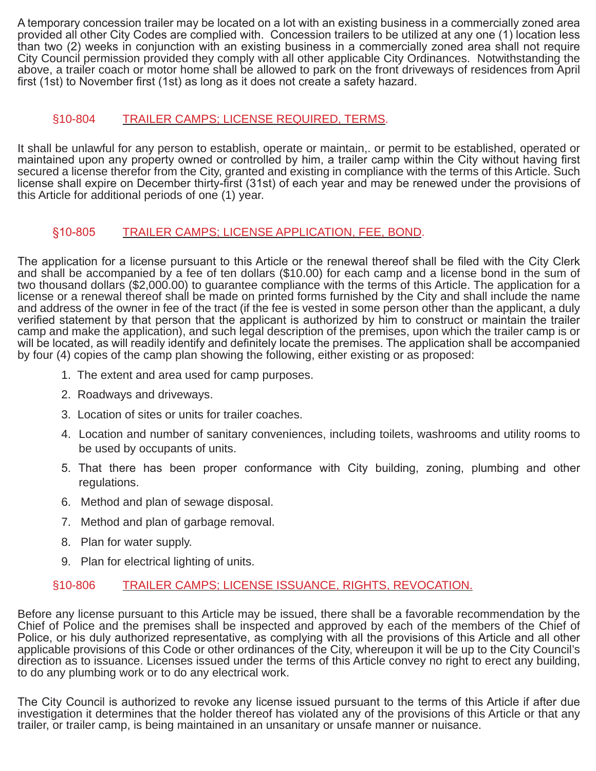A temporary concession trailer may be located on a lot with an existing business in a commercially zoned area provided all other City Codes are complied with. Concession trailers to be utilized at any one (1) location less than two (2) weeks in conjunction with an existing business in a commercially zoned area shall not require City Council permission provided they comply with all other applicable City Ordinances. Notwithstanding the above, a trailer coach or motor home shall be allowed to park on the front driveways of residences from April first (1st) to November first (1st) as long as it does not create a safety hazard.

### §10-804 TRAILER CAMPS; LICENSE REQUIRED, TERMS.

It shall be unlawful for any person to establish, operate or maintain,. or permit to be established, operated or maintained upon any property owned or controlled by him, a trailer camp within the City without having first secured a license therefor from the City, granted and existing in compliance with the terms of this Article. Such license shall expire on December thirty-first (31st) of each year and may be renewed under the provisions of this Article for additional periods of one (1) year.

### §10-805 TRAILER CAMPS; LICENSE APPLICATION, FEE, BOND.

The application for a license pursuant to this Article or the renewal thereof shall be filed with the City Clerk and shall be accompanied by a fee of ten dollars ($10.00) for each camp and a license bond in the sum of two thousand dollars ($2,000.00) to guarantee compliance with the terms of this Article. The application for a license or a renewal thereof shall be made on printed forms furnished by the City and shall include the name and address of the owner in fee of the tract (if the fee is vested in some person other than the applicant, a duly verified statement by that person that the applicant is authorized by him to construct or maintain the trailer camp and make the application), and such legal description of the premises, upon which the trailer camp is or will be located, as will readily identify and definitely locate the premises. The application shall be accompanied by four (4) copies of the camp plan showing the following, either existing or as proposed:

1. The extent and area used for camp purposes.
2. Roadways and driveways.
3. Location of sites or units for trailer coaches.
4. Location and number of sanitary conveniences, including toilets, washrooms and utility rooms to be used by occupants of units.
5. That there has been proper conformance with City building, zoning, plumbing and other regulations.
6. Method and plan of sewage disposal.
7. Method and plan of garbage removal.
8. Plan for water supply.
9. Plan for electrical lighting of units.

### §10-806 TRAILER CAMPS; LICENSE ISSUANCE, RIGHTS, REVOCATION.

Before any license pursuant to this Article may be issued, there shall be a favorable recommendation by the Chief of Police and the premises shall be inspected and approved by each of the members of the Chief of Police, or his duly authorized representative, as complying with all the provisions of this Article and all other applicable provisions of this Code or other ordinances of the City, whereupon it will be up to the City Council's direction as to issuance. Licenses issued under the terms of this Article convey no right to erect any building, to do any plumbing work or to do any electrical work.

The City Council is authorized to revoke any license issued pursuant to the terms of this Article if after due investigation it determines that the holder thereof has violated any of the provisions of this Article or that any trailer, or trailer camp, is being maintained in an unsanitary or unsafe manner or nuisance.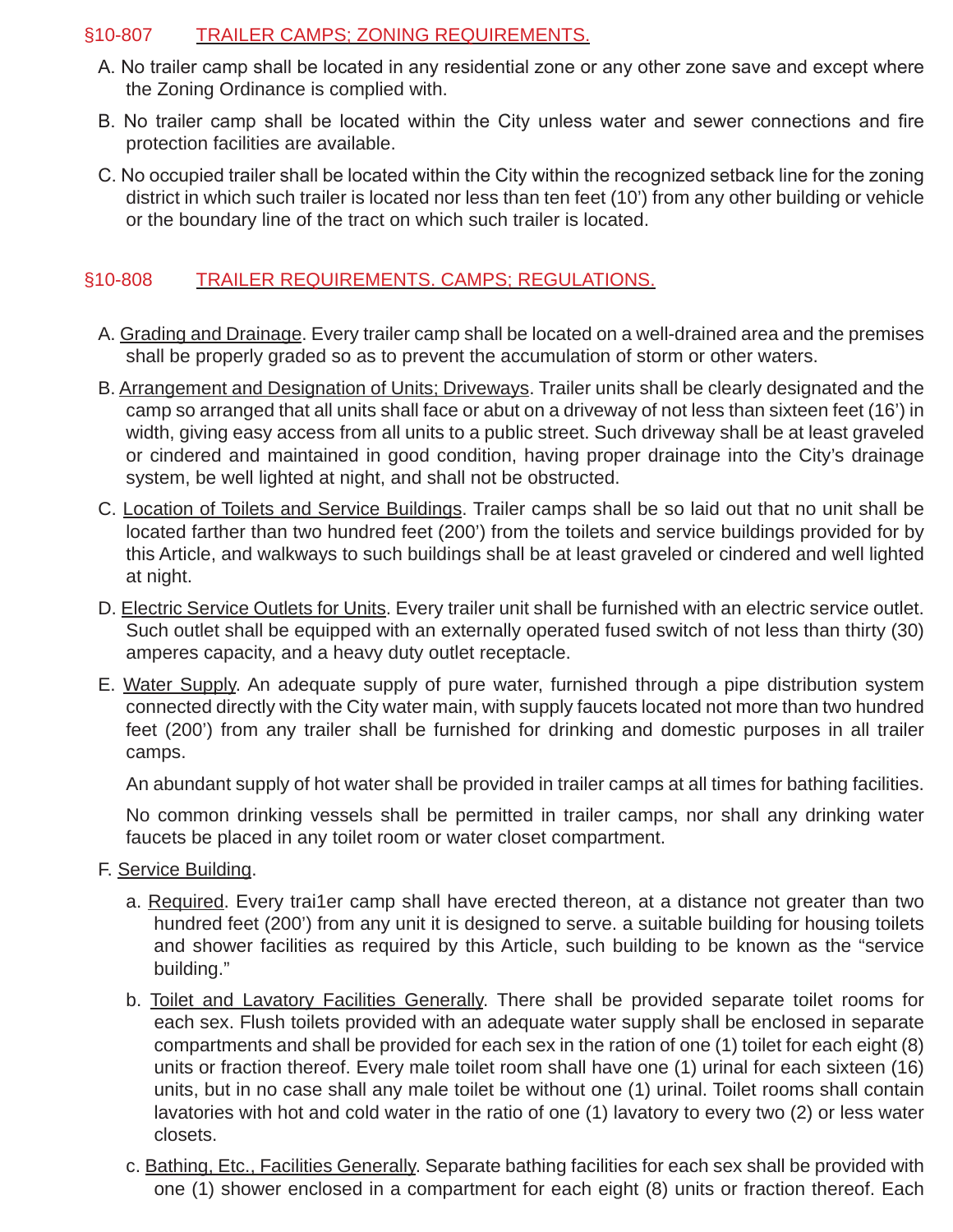## §10-807 TRAILER CAMPS; ZONING REQUIREMENTS.

A. No trailer camp shall be located in any residential zone or any other zone save and except where the Zoning Ordinance is complied with.

B. No trailer camp shall be located within the City unless water and sewer connections and fire protection facilities are available.

C. No occupied trailer shall be located within the City within the recognized setback line for the zoning district in which such trailer is located nor less than ten feet (10') from any other building or vehicle or the boundary line of the tract on which such trailer is located.

## §10-808 TRAILER REQUIREMENTS. CAMPS; REGULATIONS.

A. Grading and Drainage. Every trailer camp shall be located on a well-drained area and the premises shall be properly graded so as to prevent the accumulation of storm or other waters.

B. Arrangement and Designation of Units; Driveways. Trailer units shall be clearly designated and the camp so arranged that all units shall face or abut on a driveway of not less than sixteen feet (16') in width, giving easy access from all units to a public street. Such driveway shall be at least graveled or cindered and maintained in good condition, having proper drainage into the City's drainage system, be well lighted at night, and shall not be obstructed.

C. Location of Toilets and Service Buildings. Trailer camps shall be so laid out that no unit shall be located farther than two hundred feet (200') from the toilets and service buildings provided for by this Article, and walkways to such buildings shall be at least graveled or cindered and well lighted at night.

D. Electric Service Outlets for Units. Every trailer unit shall be furnished with an electric service outlet. Such outlet shall be equipped with an externally operated fused switch of not less than thirty (30) amperes capacity, and a heavy duty outlet receptacle.

E. Water Supply. An adequate supply of pure water, furnished through a pipe distribution system connected directly with the City water main, with supply faucets located not more than two hundred feet (200') from any trailer shall be furnished for drinking and domestic purposes in all trailer camps.

An abundant supply of hot water shall be provided in trailer camps at all times for bathing facilities.

No common drinking vessels shall be permitted in trailer camps, nor shall any drinking water faucets be placed in any toilet room or water closet compartment.

F. Service Building.

a. Required. Every trai1er camp shall have erected thereon, at a distance not greater than two hundred feet (200') from any unit it is designed to serve. a suitable building for housing toilets and shower facilities as required by this Article, such building to be known as the "service building."

b. Toilet and Lavatory Facilities Generally. There shall be provided separate toilet rooms for each sex. Flush toilets provided with an adequate water supply shall be enclosed in separate compartments and shall be provided for each sex in the ration of one (1) toilet for each eight (8) units or fraction thereof. Every male toilet room shall have one (1) urinal for each sixteen (16) units, but in no case shall any male toilet be without one (1) urinal. Toilet rooms shall contain lavatories with hot and cold water in the ratio of one (1) lavatory to every two (2) or less water closets.

c. Bathing, Etc., Facilities Generally. Separate bathing facilities for each sex shall be provided with one (1) shower enclosed in a compartment for each eight (8) units or fraction thereof. Each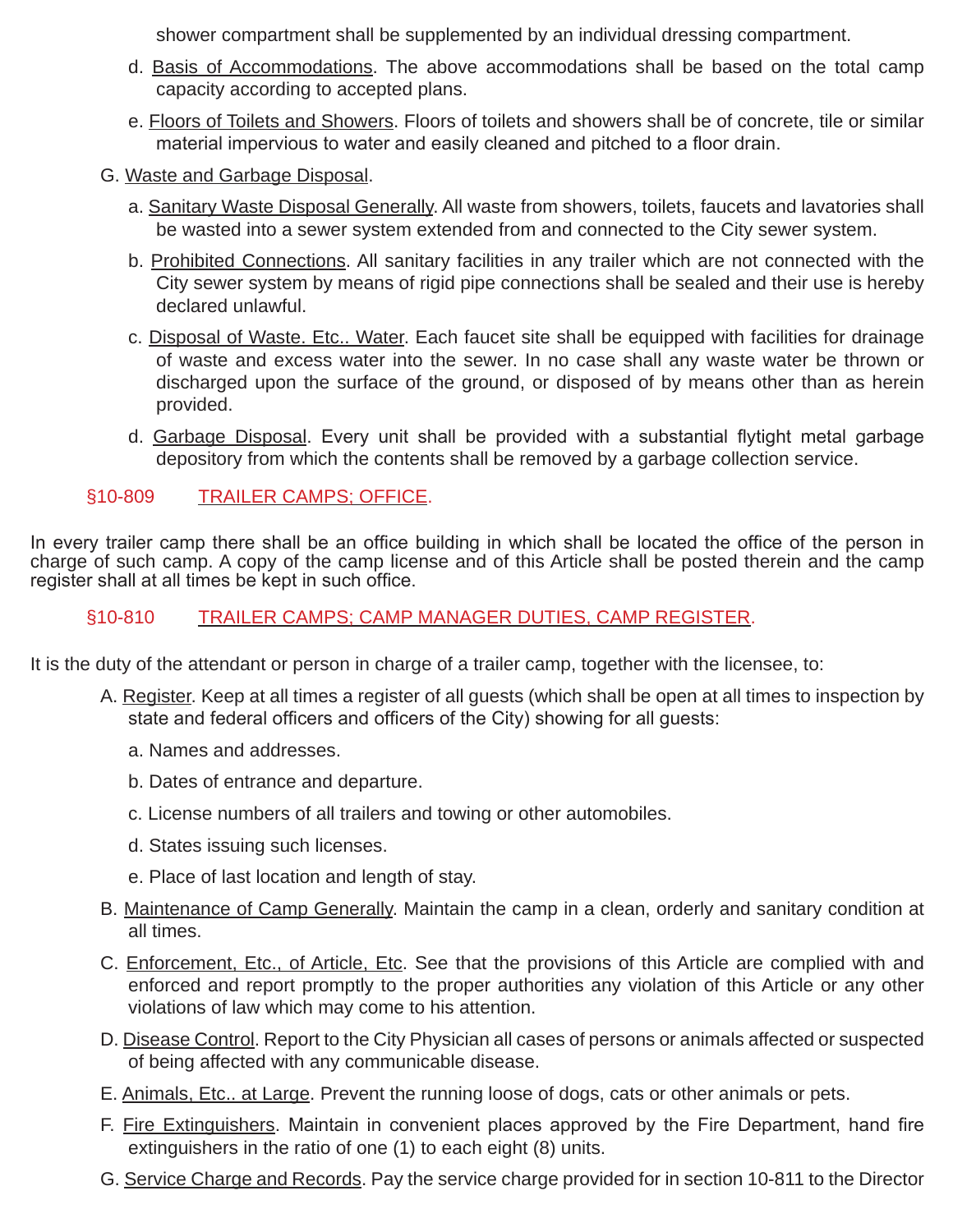shower compartment shall be supplemented by an individual dressing compartment.

d. Basis of Accommodations. The above accommodations shall be based on the total camp capacity according to accepted plans.

e. Floors of Toilets and Showers. Floors of toilets and showers shall be of concrete, tile or similar material impervious to water and easily cleaned and pitched to a floor drain.

G. Waste and Garbage Disposal.

a. Sanitary Waste Disposal Generally. All waste from showers, toilets, faucets and lavatories shall be wasted into a sewer system extended from and connected to the City sewer system.

b. Prohibited Connections. All sanitary facilities in any trailer which are not connected with the City sewer system by means of rigid pipe connections shall be sealed and their use is hereby declared unlawful.

c. Disposal of Waste. Etc.. Water. Each faucet site shall be equipped with facilities for drainage of waste and excess water into the sewer. In no case shall any waste water be thrown or discharged upon the surface of the ground, or disposed of by means other than as herein provided.

d. Garbage Disposal. Every unit shall be provided with a substantial flytight metal garbage depository from which the contents shall be removed by a garbage collection service.

## §10-809 TRAILER CAMPS; OFFICE.

In every trailer camp there shall be an office building in which shall be located the office of the person in charge of such camp. A copy of the camp license and of this Article shall be posted therein and the camp register shall at all times be kept in such office.

## §10-810 TRAILER CAMPS; CAMP MANAGER DUTIES, CAMP REGISTER.

It is the duty of the attendant or person in charge of a trailer camp, together with the licensee, to:

A. Register. Keep at all times a register of all guests (which shall be open at all times to inspection by state and federal officers and officers of the City) showing for all guests:

a. Names and addresses.

b. Dates of entrance and departure.

c. License numbers of all trailers and towing or other automobiles.

d. States issuing such licenses.

e. Place of last location and length of stay.

B. Maintenance of Camp Generally. Maintain the camp in a clean, orderly and sanitary condition at all times.

C. Enforcement, Etc., of Article, Etc. See that the provisions of this Article are complied with and enforced and report promptly to the proper authorities any violation of this Article or any other violations of law which may come to his attention.

D. Disease Control. Report to the City Physician all cases of persons or animals affected or suspected of being affected with any communicable disease.

E. Animals, Etc.. at Large. Prevent the running loose of dogs, cats or other animals or pets.

F. Fire Extinguishers. Maintain in convenient places approved by the Fire Department, hand fire extinguishers in the ratio of one (1) to each eight (8) units.

G. Service Charge and Records. Pay the service charge provided for in section 10-811 to the Director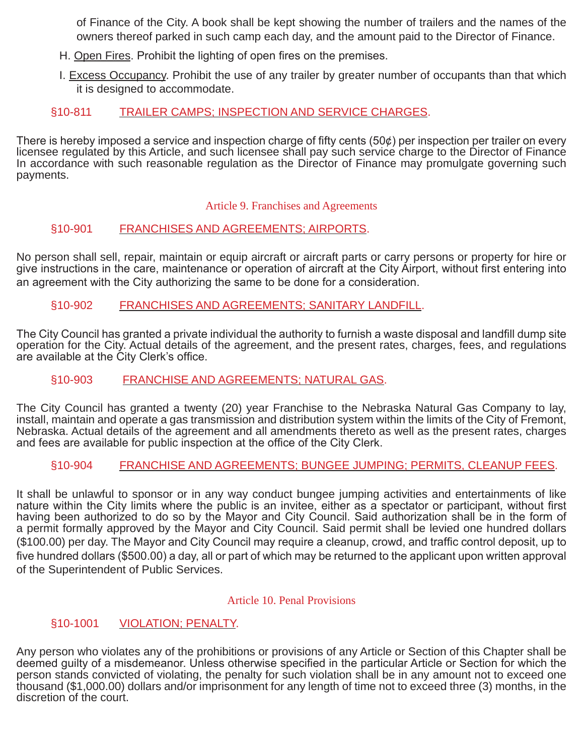of Finance of the City. A book shall be kept showing the number of trailers and the names of the owners thereof parked in such camp each day, and the amount paid to the Director of Finance.

H. Open Fires. Prohibit the lighting of open fires on the premises.

I. Excess Occupancy. Prohibit the use of any trailer by greater number of occupants than that which it is designed to accommodate.

### §10-811 TRAILER CAMPS; INSPECTION AND SERVICE CHARGES.

There is hereby imposed a service and inspection charge of fifty cents (50¢) per inspection per trailer on every licensee regulated by this Article, and such licensee shall pay such service charge to the Director of Finance In accordance with such reasonable regulation as the Director of Finance may promulgate governing such payments.

## Article 9. Franchises and Agreements

### §10-901 FRANCHISES AND AGREEMENTS; AIRPORTS.

No person shall sell, repair, maintain or equip aircraft or aircraft parts or carry persons or property for hire or give instructions in the care, maintenance or operation of aircraft at the City Airport, without first entering into an agreement with the City authorizing the same to be done for a consideration.

### §10-902 FRANCHISES AND AGREEMENTS; SANITARY LANDFILL.

The City Council has granted a private individual the authority to furnish a waste disposal and landfill dump site operation for the City. Actual details of the agreement, and the present rates, charges, fees, and regulations are available at the City Clerk's office.

### §10-903 FRANCHISE AND AGREEMENTS; NATURAL GAS.

The City Council has granted a twenty (20) year Franchise to the Nebraska Natural Gas Company to lay, install, maintain and operate a gas transmission and distribution system within the limits of the City of Fremont, Nebraska. Actual details of the agreement and all amendments thereto as well as the present rates, charges and fees are available for public inspection at the office of the City Clerk.

### §10-904 FRANCHISE AND AGREEMENTS; BUNGEE JUMPING; PERMITS, CLEANUP FEES.

It shall be unlawful to sponsor or in any way conduct bungee jumping activities and entertainments of like nature within the City limits where the public is an invitee, either as a spectator or participant, without first having been authorized to do so by the Mayor and City Council. Said authorization shall be in the form of a permit formally approved by the Mayor and City Council. Said permit shall be levied one hundred dollars ($100.00) per day. The Mayor and City Council may require a cleanup, crowd, and traffic control deposit, up to five hundred dollars ($500.00) a day, all or part of which may be returned to the applicant upon written approval of the Superintendent of Public Services.

## Article 10. Penal Provisions

### §10-1001 VIOLATION; PENALTY.

Any person who violates any of the prohibitions or provisions of any Article or Section of this Chapter shall be deemed guilty of a misdemeanor. Unless otherwise specified in the particular Article or Section for which the person stands convicted of violating, the penalty for such violation shall be in any amount not to exceed one thousand ($1,000.00) dollars and/or imprisonment for any length of time not to exceed three (3) months, in the discretion of the court.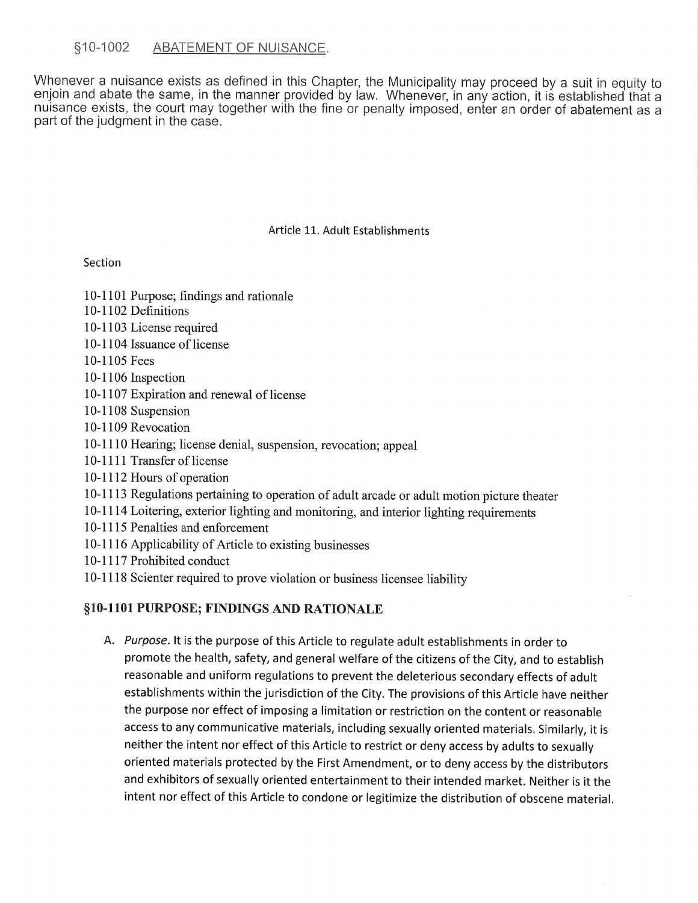## §10-1002 ABATEMENT OF NUISANCE.

Whenever a nuisance exists as defined in this Chapter, the Municipality may proceed by a suit in equity to enjoin and abate the same, in the manner provided by law. Whenever, in any action, it is established that a nuisance exists, the court may together with the fine or penalty imposed, enter an order of abatement as a part of the judgment in the case.

# Article 11. Adult Establishments

Section

10-1101 Purpose; findings and rationale
10-1102 Definitions
10-1103 License required
10-1104 Issuance of license
10-1105 Fees
10-1106 Inspection
10-1107 Expiration and renewal of license
10-1108 Suspension
10-1109 Revocation
10-1110 Hearing; license denial, suspension, revocation; appeal
10-1111 Transfer of license
10-1112 Hours of operation
10-1113 Regulations pertaining to operation of adult arcade or adult motion picture theater
10-1114 Loitering, exterior lighting and monitoring, and interior lighting requirements
10-1115 Penalties and enforcement
10-1116 Applicability of Article to existing businesses
10-1117 Prohibited conduct
10-1118 Scienter required to prove violation or business licensee liability

## §10-1101 PURPOSE; FINDINGS AND RATIONALE

A. *Purpose*. It is the purpose of this Article to regulate adult establishments in order to promote the health, safety, and general welfare of the citizens of the City, and to establish reasonable and uniform regulations to prevent the deleterious secondary effects of adult establishments within the jurisdiction of the City. The provisions of this Article have neither the purpose nor effect of imposing a limitation or restriction on the content or reasonable access to any communicative materials, including sexually oriented materials. Similarly, it is neither the intent nor effect of this Article to restrict or deny access by adults to sexually oriented materials protected by the First Amendment, or to deny access by the distributors and exhibitors of sexually oriented entertainment to their intended market. Neither is it the intent nor effect of this Article to condone or legitimize the distribution of obscene material.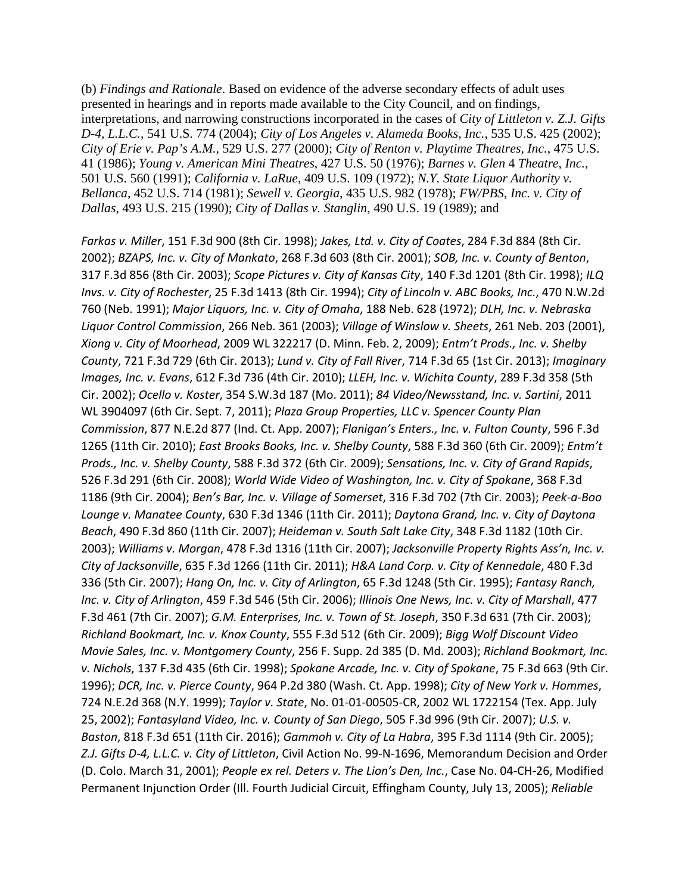(b) *Findings and Rationale*. Based on evidence of the adverse secondary effects of adult uses presented in hearings and in reports made available to the City Council, and on findings, interpretations, and narrowing constructions incorporated in the cases of *City of Littleton v. Z.J. Gifts D-4, L.L.C.*, 541 U.S. 774 (2004); *City of Los Angeles v. Alameda Books, Inc.*, 535 U.S. 425 (2002); *City of Erie v. Pap's A.M.*, 529 U.S. 277 (2000); *City of Renton v. Playtime Theatres, Inc.*, 475 U.S. 41 (1986); *Young v. American Mini Theatres*, 427 U.S. 50 (1976); *Barnes v. Glen 4 Theatre, Inc.*, 501 U.S. 560 (1991); *California v. LaRue*, 409 U.S. 109 (1972); *N.Y. State Liquor Authority v. Bellanca*, 452 U.S. 714 (1981); *Sewell v. Georgia*, 435 U.S. 982 (1978); *FW/PBS, Inc. v. City of Dallas*, 493 U.S. 215 (1990); *City of Dallas v. Stanglin*, 490 U.S. 19 (1989); and

*Farkas v. Miller*, 151 F.3d 900 (8th Cir. 1998); *Jakes, Ltd. v. City of Coates*, 284 F.3d 884 (8th Cir. 2002); *BZAPS, Inc. v. City of Mankato*, 268 F.3d 603 (8th Cir. 2001); *SOB, Inc. v. County of Benton*, 317 F.3d 856 (8th Cir. 2003); *Scope Pictures v. City of Kansas City*, 140 F.3d 1201 (8th Cir. 1998); *ILQ Invs. v. City of Rochester*, 25 F.3d 1413 (8th Cir. 1994); *City of Lincoln v. ABC Books, Inc.*, 470 N.W.2d 760 (Neb. 1991); *Major Liquors, Inc. v. City of Omaha*, 188 Neb. 628 (1972); *DLH, Inc. v. Nebraska Liquor Control Commission*, 266 Neb. 361 (2003); *Village of Winslow v. Sheets*, 261 Neb. 203 (2001), *Xiong v. City of Moorhead*, 2009 WL 322217 (D. Minn. Feb. 2, 2009); *Entm't Prods., Inc. v. Shelby County*, 721 F.3d 729 (6th Cir. 2013); *Lund v. City of Fall River*, 714 F.3d 65 (1st Cir. 2013); *Imaginary Images, Inc. v. Evans*, 612 F.3d 736 (4th Cir. 2010); *LLEH, Inc. v. Wichita County*, 289 F.3d 358 (5th Cir. 2002); *Ocello v. Koster*, 354 S.W.3d 187 (Mo. 2011); *84 Video/Newsstand, Inc. v. Sartini*, 2011 WL 3904097 (6th Cir. Sept. 7, 2011); *Plaza Group Properties, LLC v. Spencer County Plan Commission*, 877 N.E.2d 877 (Ind. Ct. App. 2007); *Flanigan's Enters., Inc. v. Fulton County*, 596 F.3d 1265 (11th Cir. 2010); *East Brooks Books, Inc. v. Shelby County*, 588 F.3d 360 (6th Cir. 2009); *Entm't Prods., Inc. v. Shelby County*, 588 F.3d 372 (6th Cir. 2009); *Sensations, Inc. v. City of Grand Rapids*, 526 F.3d 291 (6th Cir. 2008); *World Wide Video of Washington, Inc. v. City of Spokane*, 368 F.3d 1186 (9th Cir. 2004); *Ben's Bar, Inc. v. Village of Somerset*, 316 F.3d 702 (7th Cir. 2003); *Peek-a-Boo Lounge v. Manatee County*, 630 F.3d 1346 (11th Cir. 2011); *Daytona Grand, Inc. v. City of Daytona Beach*, 490 F.3d 860 (11th Cir. 2007); *Heideman v. South Salt Lake City*, 348 F.3d 1182 (10th Cir. 2003); *Williams v. Morgan*, 478 F.3d 1316 (11th Cir. 2007); *Jacksonville Property Rights Ass'n, Inc. v. City of Jacksonville*, 635 F.3d 1266 (11th Cir. 2011); *H&A Land Corp. v. City of Kennedale*, 480 F.3d 336 (5th Cir. 2007); *Hang On, Inc. v. City of Arlington*, 65 F.3d 1248 (5th Cir. 1995); *Fantasy Ranch, Inc. v. City of Arlington*, 459 F.3d 546 (5th Cir. 2006); *Illinois One News, Inc. v. City of Marshall*, 477 F.3d 461 (7th Cir. 2007); *G.M. Enterprises, Inc. v. Town of St. Joseph*, 350 F.3d 631 (7th Cir. 2003); *Richland Bookmart, Inc. v. Knox County*, 555 F.3d 512 (6th Cir. 2009); *Bigg Wolf Discount Video Movie Sales, Inc. v. Montgomery County*, 256 F. Supp. 2d 385 (D. Md. 2003); *Richland Bookmart, Inc. v. Nichols*, 137 F.3d 435 (6th Cir. 1998); *Spokane Arcade, Inc. v. City of Spokane*, 75 F.3d 663 (9th Cir. 1996); *DCR, Inc. v. Pierce County*, 964 P.2d 380 (Wash. Ct. App. 1998); *City of New York v. Hommes*, 724 N.E.2d 368 (N.Y. 1999); *Taylor v. State*, No. 01-01-00505-CR, 2002 WL 1722154 (Tex. App. July 25, 2002); *Fantasyland Video, Inc. v. County of San Diego*, 505 F.3d 996 (9th Cir. 2007); *U.S. v. Baston*, 818 F.3d 651 (11th Cir. 2016); *Gammoh v. City of La Habra*, 395 F.3d 1114 (9th Cir. 2005); *Z.J. Gifts D-4, L.L.C. v. City of Littleton*, Civil Action No. 99-N-1696, Memorandum Decision and Order (D. Colo. March 31, 2001); *People ex rel. Deters v. The Lion's Den, Inc.*, Case No. 04-CH-26, Modified Permanent Injunction Order (Ill. Fourth Judicial Circuit, Effingham County, July 13, 2005); *Reliable*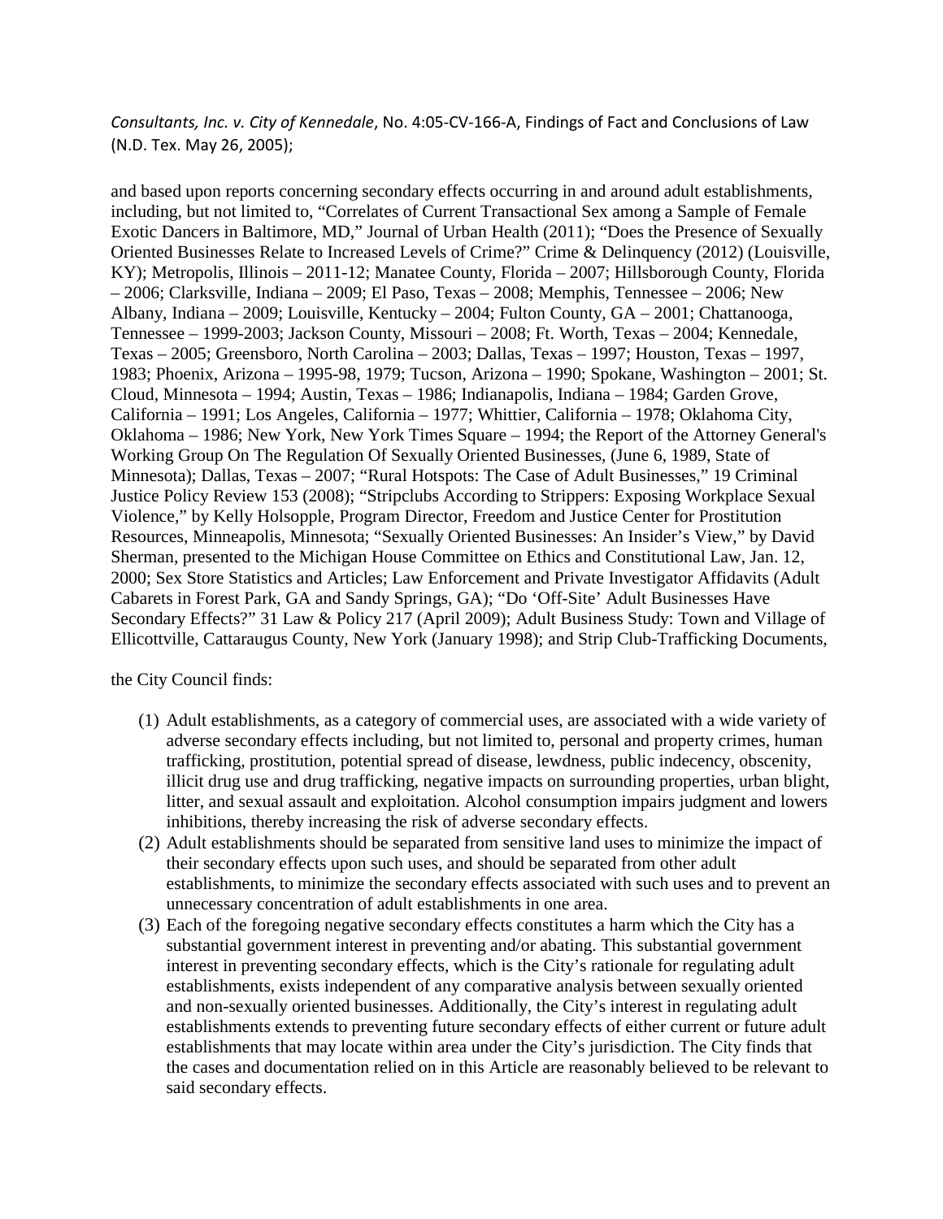*Consultants, Inc. v. City of Kennedale*, No. 4:05-CV-166-A, Findings of Fact and Conclusions of Law (N.D. Tex. May 26, 2005);

and based upon reports concerning secondary effects occurring in and around adult establishments, including, but not limited to, "Correlates of Current Transactional Sex among a Sample of Female Exotic Dancers in Baltimore, MD," Journal of Urban Health (2011); "Does the Presence of Sexually Oriented Businesses Relate to Increased Levels of Crime?" Crime & Delinquency (2012) (Louisville, KY); Metropolis, Illinois – 2011-12; Manatee County, Florida – 2007; Hillsborough County, Florida – 2006; Clarksville, Indiana – 2009; El Paso, Texas – 2008; Memphis, Tennessee – 2006; New Albany, Indiana – 2009; Louisville, Kentucky – 2004; Fulton County, GA – 2001; Chattanooga, Tennessee – 1999-2003; Jackson County, Missouri – 2008; Ft. Worth, Texas – 2004; Kennedale, Texas – 2005; Greensboro, North Carolina – 2003; Dallas, Texas – 1997; Houston, Texas – 1997, 1983; Phoenix, Arizona – 1995-98, 1979; Tucson, Arizona – 1990; Spokane, Washington – 2001; St. Cloud, Minnesota – 1994; Austin, Texas – 1986; Indianapolis, Indiana – 1984; Garden Grove, California – 1991; Los Angeles, California – 1977; Whittier, California – 1978; Oklahoma City, Oklahoma – 1986; New York, New York Times Square – 1994; the Report of the Attorney General's Working Group On The Regulation Of Sexually Oriented Businesses, (June 6, 1989, State of Minnesota); Dallas, Texas – 2007; "Rural Hotspots: The Case of Adult Businesses," 19 Criminal Justice Policy Review 153 (2008); "Stripclubs According to Strippers: Exposing Workplace Sexual Violence," by Kelly Holsopple, Program Director, Freedom and Justice Center for Prostitution Resources, Minneapolis, Minnesota; "Sexually Oriented Businesses: An Insider's View," by David Sherman, presented to the Michigan House Committee on Ethics and Constitutional Law, Jan. 12, 2000; Sex Store Statistics and Articles; Law Enforcement and Private Investigator Affidavits (Adult Cabarets in Forest Park, GA and Sandy Springs, GA); "Do 'Off-Site' Adult Businesses Have Secondary Effects?" 31 Law & Policy 217 (April 2009); Adult Business Study: Town and Village of Ellicottville, Cattaraugus County, New York (January 1998); and Strip Club-Trafficking Documents,

the City Council finds:

(1) Adult establishments, as a category of commercial uses, are associated with a wide variety of adverse secondary effects including, but not limited to, personal and property crimes, human trafficking, prostitution, potential spread of disease, lewdness, public indecency, obscenity, illicit drug use and drug trafficking, negative impacts on surrounding properties, urban blight, litter, and sexual assault and exploitation. Alcohol consumption impairs judgment and lowers inhibitions, thereby increasing the risk of adverse secondary effects.

(2) Adult establishments should be separated from sensitive land uses to minimize the impact of their secondary effects upon such uses, and should be separated from other adult establishments, to minimize the secondary effects associated with such uses and to prevent an unnecessary concentration of adult establishments in one area.

(3) Each of the foregoing negative secondary effects constitutes a harm which the City has a substantial government interest in preventing and/or abating. This substantial government interest in preventing secondary effects, which is the City's rationale for regulating adult establishments, exists independent of any comparative analysis between sexually oriented and non-sexually oriented businesses. Additionally, the City's interest in regulating adult establishments extends to preventing future secondary effects of either current or future adult establishments that may locate within area under the City's jurisdiction. The City finds that the cases and documentation relied on in this Article are reasonably believed to be relevant to said secondary effects.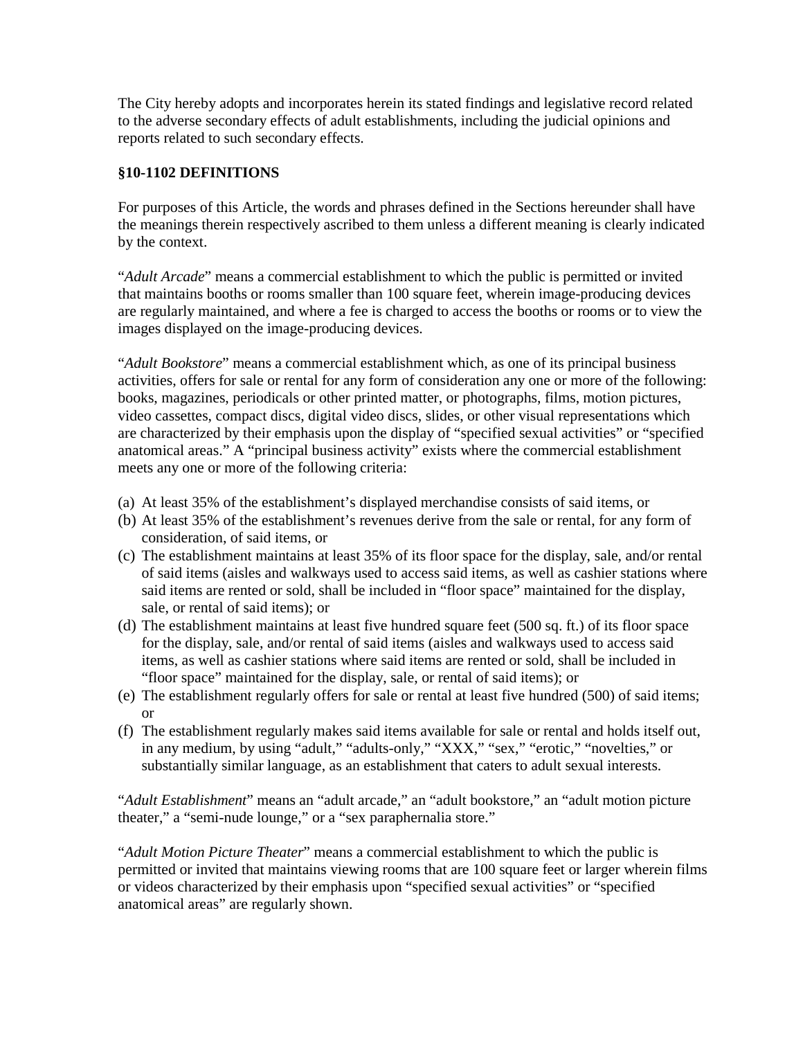The City hereby adopts and incorporates herein its stated findings and legislative record related to the adverse secondary effects of adult establishments, including the judicial opinions and reports related to such secondary effects.

**§10-1102 DEFINITIONS**

For purposes of this Article, the words and phrases defined in the Sections hereunder shall have the meanings therein respectively ascribed to them unless a different meaning is clearly indicated by the context.

"*Adult Arcade*" means a commercial establishment to which the public is permitted or invited that maintains booths or rooms smaller than 100 square feet, wherein image-producing devices are regularly maintained, and where a fee is charged to access the booths or rooms or to view the images displayed on the image-producing devices.

"*Adult Bookstore*" means a commercial establishment which, as one of its principal business activities, offers for sale or rental for any form of consideration any one or more of the following: books, magazines, periodicals or other printed matter, or photographs, films, motion pictures, video cassettes, compact discs, digital video discs, slides, or other visual representations which are characterized by their emphasis upon the display of "specified sexual activities" or "specified anatomical areas." A "principal business activity" exists where the commercial establishment meets any one or more of the following criteria:

(a) At least 35% of the establishment's displayed merchandise consists of said items, or
(b) At least 35% of the establishment's revenues derive from the sale or rental, for any form of consideration, of said items, or
(c) The establishment maintains at least 35% of its floor space for the display, sale, and/or rental of said items (aisles and walkways used to access said items, as well as cashier stations where said items are rented or sold, shall be included in "floor space" maintained for the display, sale, or rental of said items); or
(d) The establishment maintains at least five hundred square feet (500 sq. ft.) of its floor space for the display, sale, and/or rental of said items (aisles and walkways used to access said items, as well as cashier stations where said items are rented or sold, shall be included in "floor space" maintained for the display, sale, or rental of said items); or
(e) The establishment regularly offers for sale or rental at least five hundred (500) of said items; or
(f) The establishment regularly makes said items available for sale or rental and holds itself out, in any medium, by using "adult," "adults-only," "XXX," "sex," "erotic," "novelties," or substantially similar language, as an establishment that caters to adult sexual interests.

"*Adult Establishment*" means an "adult arcade," an "adult bookstore," an "adult motion picture theater," a "semi-nude lounge," or a "sex paraphernalia store."

"*Adult Motion Picture Theater*" means a commercial establishment to which the public is permitted or invited that maintains viewing rooms that are 100 square feet or larger wherein films or videos characterized by their emphasis upon "specified sexual activities" or "specified anatomical areas" are regularly shown.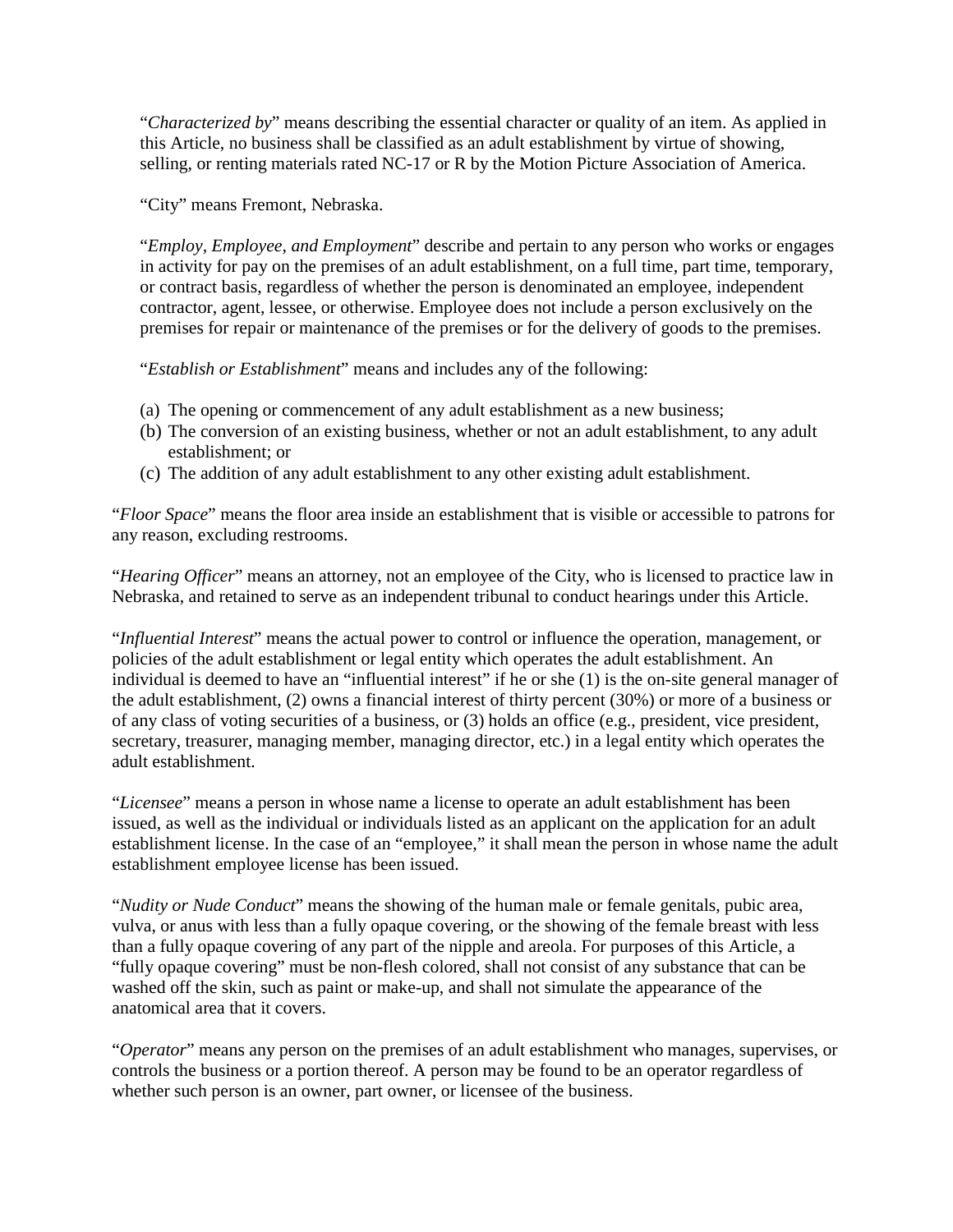"*Characterized by*" means describing the essential character or quality of an item. As applied in this Article, no business shall be classified as an adult establishment by virtue of showing, selling, or renting materials rated NC-17 or R by the Motion Picture Association of America.

"City" means Fremont, Nebraska.

"*Employ, Employee, and Employment*" describe and pertain to any person who works or engages in activity for pay on the premises of an adult establishment, on a full time, part time, temporary, or contract basis, regardless of whether the person is denominated an employee, independent contractor, agent, lessee, or otherwise. Employee does not include a person exclusively on the premises for repair or maintenance of the premises or for the delivery of goods to the premises.

"*Establish or Establishment*" means and includes any of the following:

(a) The opening or commencement of any adult establishment as a new business;
(b) The conversion of an existing business, whether or not an adult establishment, to any adult establishment; or
(c) The addition of any adult establishment to any other existing adult establishment.

"*Floor Space*" means the floor area inside an establishment that is visible or accessible to patrons for any reason, excluding restrooms.

"*Hearing Officer*" means an attorney, not an employee of the City, who is licensed to practice law in Nebraska, and retained to serve as an independent tribunal to conduct hearings under this Article.

"*Influential Interest*" means the actual power to control or influence the operation, management, or policies of the adult establishment or legal entity which operates the adult establishment. An individual is deemed to have an "influential interest" if he or she (1) is the on-site general manager of the adult establishment, (2) owns a financial interest of thirty percent (30%) or more of a business or of any class of voting securities of a business, or (3) holds an office (e.g., president, vice president, secretary, treasurer, managing member, managing director, etc.) in a legal entity which operates the adult establishment.

"*Licensee*" means a person in whose name a license to operate an adult establishment has been issued, as well as the individual or individuals listed as an applicant on the application for an adult establishment license. In the case of an "employee," it shall mean the person in whose name the adult establishment employee license has been issued.

"*Nudity or Nude Conduct*" means the showing of the human male or female genitals, pubic area, vulva, or anus with less than a fully opaque covering, or the showing of the female breast with less than a fully opaque covering of any part of the nipple and areola. For purposes of this Article, a "fully opaque covering" must be non-flesh colored, shall not consist of any substance that can be washed off the skin, such as paint or make-up, and shall not simulate the appearance of the anatomical area that it covers.

"*Operator*" means any person on the premises of an adult establishment who manages, supervises, or controls the business or a portion thereof. A person may be found to be an operator regardless of whether such person is an owner, part owner, or licensee of the business.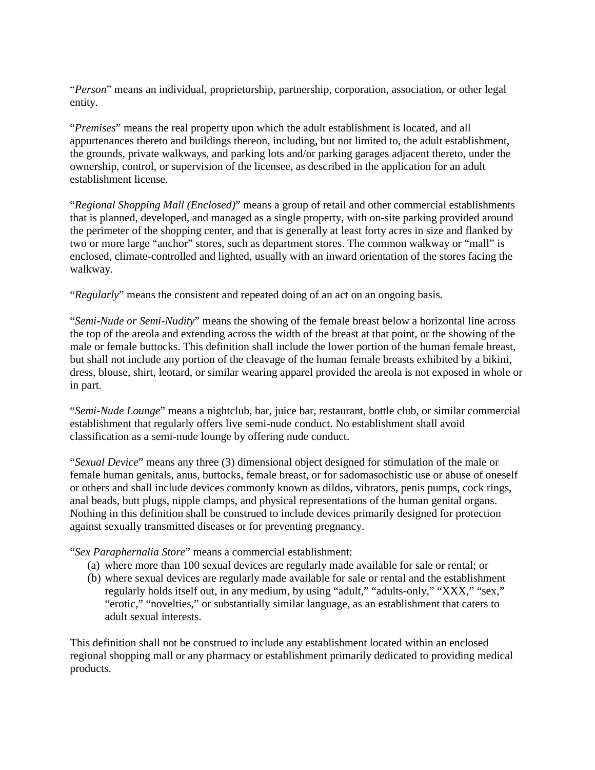"*Person*" means an individual, proprietorship, partnership, corporation, association, or other legal entity.

"*Premises*" means the real property upon which the adult establishment is located, and all appurtenances thereto and buildings thereon, including, but not limited to, the adult establishment, the grounds, private walkways, and parking lots and/or parking garages adjacent thereto, under the ownership, control, or supervision of the licensee, as described in the application for an adult establishment license.

"*Regional Shopping Mall (Enclosed)*" means a group of retail and other commercial establishments that is planned, developed, and managed as a single property, with on-site parking provided around the perimeter of the shopping center, and that is generally at least forty acres in size and flanked by two or more large "anchor" stores, such as department stores. The common walkway or "mall" is enclosed, climate-controlled and lighted, usually with an inward orientation of the stores facing the walkway.

"*Regularly*" means the consistent and repeated doing of an act on an ongoing basis.

"*Semi-Nude or Semi-Nudity*" means the showing of the female breast below a horizontal line across the top of the areola and extending across the width of the breast at that point, or the showing of the male or female buttocks. This definition shall include the lower portion of the human female breast, but shall not include any portion of the cleavage of the human female breasts exhibited by a bikini, dress, blouse, shirt, leotard, or similar wearing apparel provided the areola is not exposed in whole or in part.

"*Semi-Nude Lounge*" means a nightclub, bar, juice bar, restaurant, bottle club, or similar commercial establishment that regularly offers live semi-nude conduct. No establishment shall avoid classification as a semi-nude lounge by offering nude conduct.

"*Sexual Device*" means any three (3) dimensional object designed for stimulation of the male or female human genitals, anus, buttocks, female breast, or for sadomasochistic use or abuse of oneself or others and shall include devices commonly known as dildos, vibrators, penis pumps, cock rings, anal beads, butt plugs, nipple clamps, and physical representations of the human genital organs. Nothing in this definition shall be construed to include devices primarily designed for protection against sexually transmitted diseases or for preventing pregnancy.

"*Sex Paraphernalia Store*" means a commercial establishment:

(a) where more than 100 sexual devices are regularly made available for sale or rental; or
(b) where sexual devices are regularly made available for sale or rental and the establishment regularly holds itself out, in any medium, by using "adult," "adults-only," "XXX," "sex," "erotic," "novelties," or substantially similar language, as an establishment that caters to adult sexual interests.

This definition shall not be construed to include any establishment located within an enclosed regional shopping mall or any pharmacy or establishment primarily dedicated to providing medical products.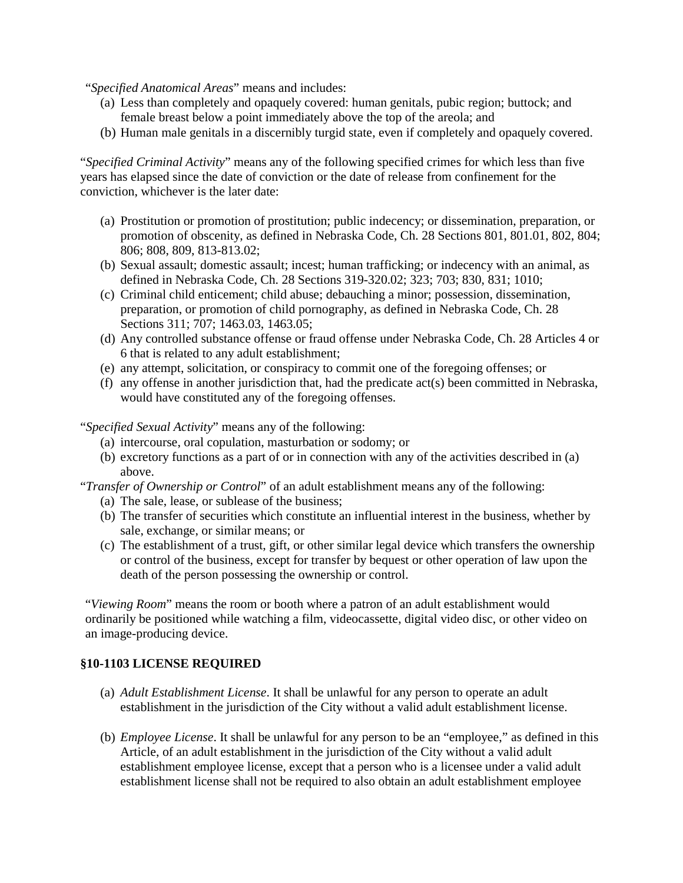"*Specified Anatomical Areas*" means and includes:

(a) Less than completely and opaquely covered: human genitals, pubic region; buttock; and female breast below a point immediately above the top of the areola; and
(b) Human male genitals in a discernibly turgid state, even if completely and opaquely covered.

"*Specified Criminal Activity*" means any of the following specified crimes for which less than five years has elapsed since the date of conviction or the date of release from confinement for the conviction, whichever is the later date:

(a) Prostitution or promotion of prostitution; public indecency; or dissemination, preparation, or promotion of obscenity, as defined in Nebraska Code, Ch. 28 Sections 801, 801.01, 802, 804; 806; 808, 809, 813-813.02;
(b) Sexual assault; domestic assault; incest; human trafficking; or indecency with an animal, as defined in Nebraska Code, Ch. 28 Sections 319-320.02; 323; 703; 830, 831; 1010;
(c) Criminal child enticement; child abuse; debauching a minor; possession, dissemination, preparation, or promotion of child pornography, as defined in Nebraska Code, Ch. 28 Sections 311; 707; 1463.03, 1463.05;
(d) Any controlled substance offense or fraud offense under Nebraska Code, Ch. 28 Articles 4 or 6 that is related to any adult establishment;
(e) any attempt, solicitation, or conspiracy to commit one of the foregoing offenses; or
(f) any offense in another jurisdiction that, had the predicate act(s) been committed in Nebraska, would have constituted any of the foregoing offenses.

"*Specified Sexual Activity*" means any of the following:

(a) intercourse, oral copulation, masturbation or sodomy; or
(b) excretory functions as a part of or in connection with any of the activities described in (a) above.

"*Transfer of Ownership or Control*" of an adult establishment means any of the following:

(a) The sale, lease, or sublease of the business;
(b) The transfer of securities which constitute an influential interest in the business, whether by sale, exchange, or similar means; or
(c) The establishment of a trust, gift, or other similar legal device which transfers the ownership or control of the business, except for transfer by bequest or other operation of law upon the death of the person possessing the ownership or control.

"*Viewing Room*" means the room or booth where a patron of an adult establishment would ordinarily be positioned while watching a film, videocassette, digital video disc, or other video on an image-producing device.

**§10-1103 LICENSE REQUIRED**

(a) *Adult Establishment License*. It shall be unlawful for any person to operate an adult establishment in the jurisdiction of the City without a valid adult establishment license.

(b) *Employee License*. It shall be unlawful for any person to be an "employee," as defined in this Article, of an adult establishment in the jurisdiction of the City without a valid adult establishment employee license, except that a person who is a licensee under a valid adult establishment license shall not be required to also obtain an adult establishment employee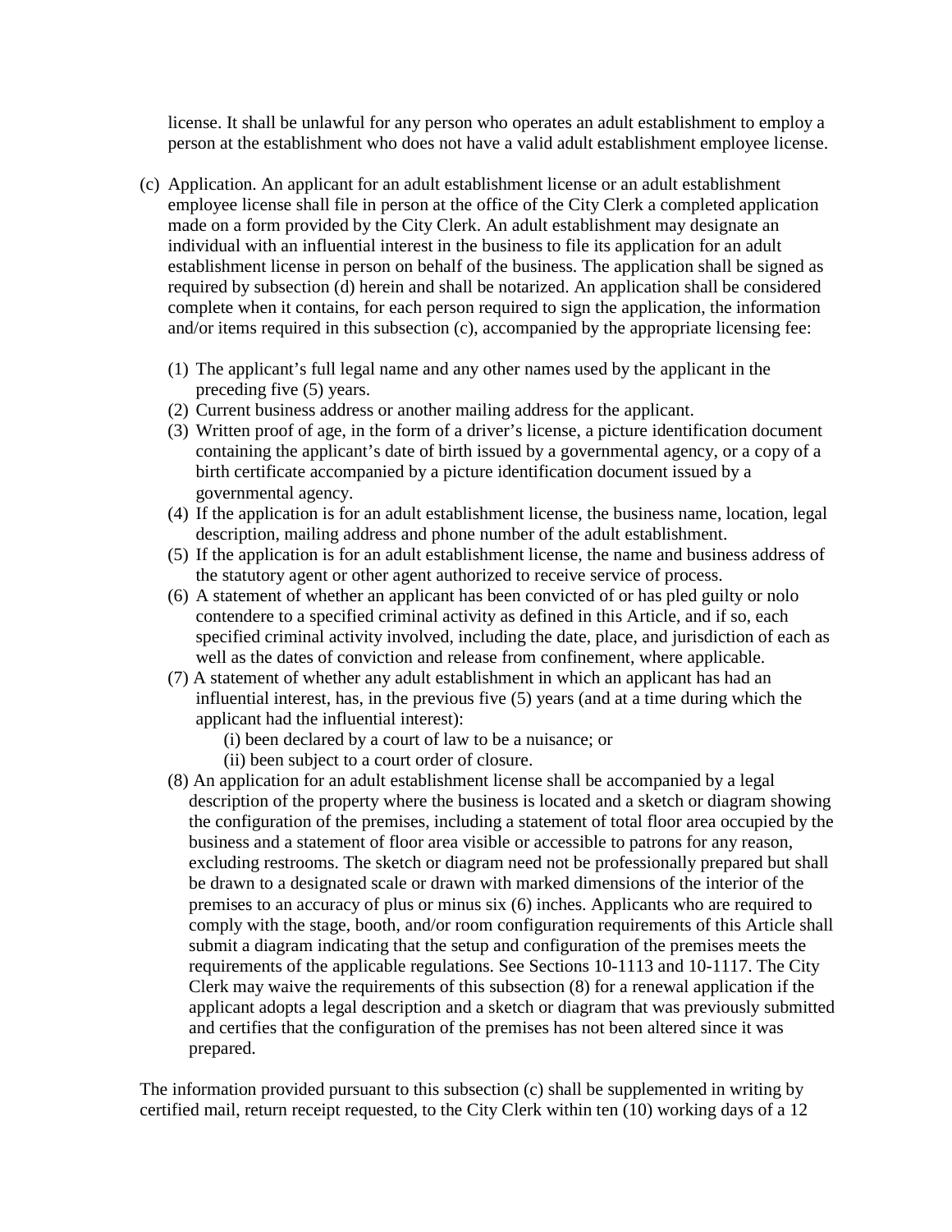license. It shall be unlawful for any person who operates an adult establishment to employ a person at the establishment who does not have a valid adult establishment employee license.

(c) Application. An applicant for an adult establishment license or an adult establishment employee license shall file in person at the office of the City Clerk a completed application made on a form provided by the City Clerk. An adult establishment may designate an individual with an influential interest in the business to file its application for an adult establishment license in person on behalf of the business. The application shall be signed as required by subsection (d) herein and shall be notarized. An application shall be considered complete when it contains, for each person required to sign the application, the information and/or items required in this subsection (c), accompanied by the appropriate licensing fee:

(1) The applicant's full legal name and any other names used by the applicant in the preceding five (5) years.
(2) Current business address or another mailing address for the applicant.
(3) Written proof of age, in the form of a driver's license, a picture identification document containing the applicant's date of birth issued by a governmental agency, or a copy of a birth certificate accompanied by a picture identification document issued by a governmental agency.
(4) If the application is for an adult establishment license, the business name, location, legal description, mailing address and phone number of the adult establishment.
(5) If the application is for an adult establishment license, the name and business address of the statutory agent or other agent authorized to receive service of process.
(6) A statement of whether an applicant has been convicted of or has pled guilty or nolo contendere to a specified criminal activity as defined in this Article, and if so, each specified criminal activity involved, including the date, place, and jurisdiction of each as well as the dates of conviction and release from confinement, where applicable.
(7) A statement of whether any adult establishment in which an applicant has had an influential interest, has, in the previous five (5) years (and at a time during which the applicant had the influential interest):
    (i) been declared by a court of law to be a nuisance; or
    (ii) been subject to a court order of closure.
(8) An application for an adult establishment license shall be accompanied by a legal description of the property where the business is located and a sketch or diagram showing the configuration of the premises, including a statement of total floor area occupied by the business and a statement of floor area visible or accessible to patrons for any reason, excluding restrooms. The sketch or diagram need not be professionally prepared but shall be drawn to a designated scale or drawn with marked dimensions of the interior of the premises to an accuracy of plus or minus six (6) inches. Applicants who are required to comply with the stage, booth, and/or room configuration requirements of this Article shall submit a diagram indicating that the setup and configuration of the premises meets the requirements of the applicable regulations. See Sections 10-1113 and 10-1117. The City Clerk may waive the requirements of this subsection (8) for a renewal application if the applicant adopts a legal description and a sketch or diagram that was previously submitted and certifies that the configuration of the premises has not been altered since it was prepared.

The information provided pursuant to this subsection (c) shall be supplemented in writing by certified mail, return receipt requested, to the City Clerk within ten (10) working days of a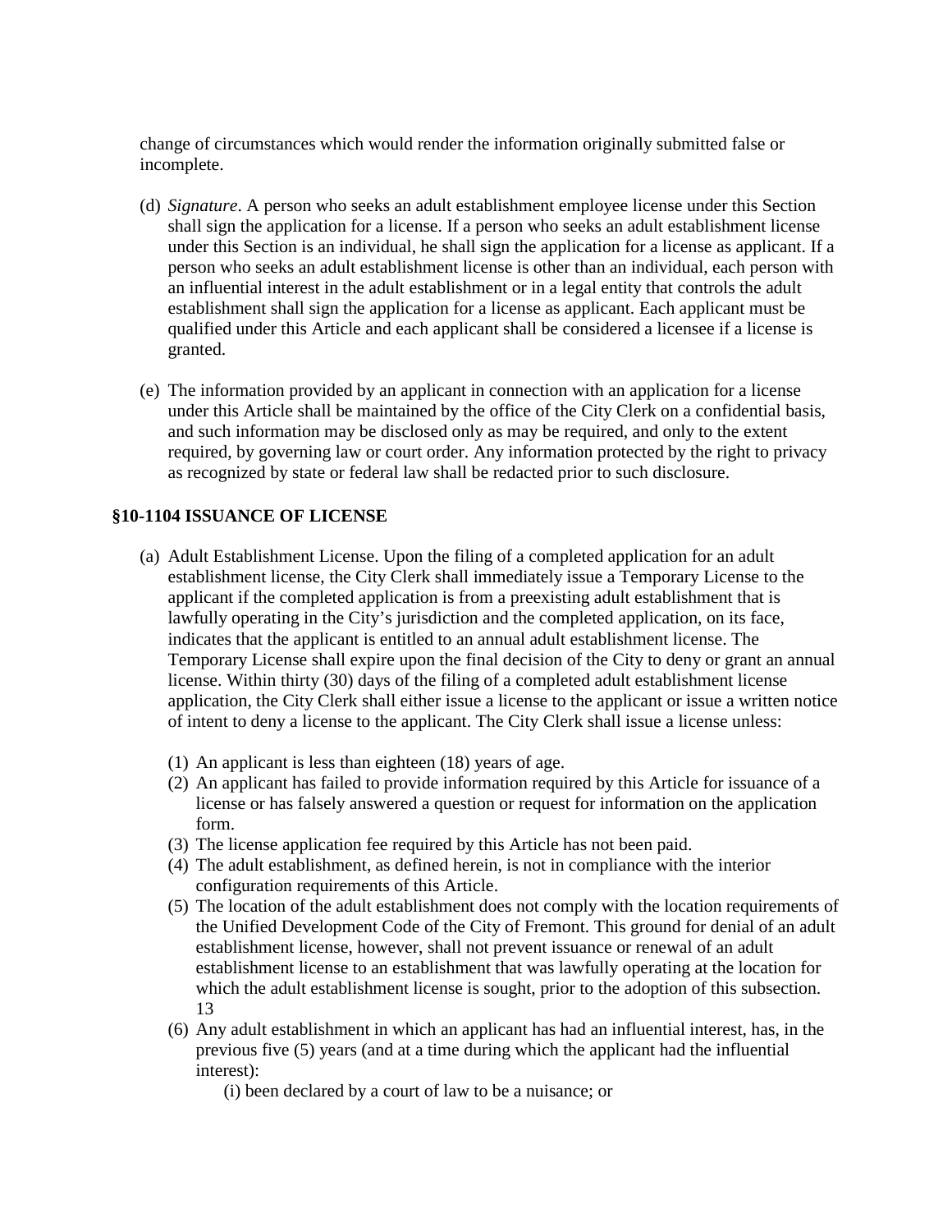change of circumstances which would render the information originally submitted false or incomplete.

(d) *Signature*. A person who seeks an adult establishment employee license under this Section shall sign the application for a license. If a person who seeks an adult establishment license under this Section is an individual, he shall sign the application for a license as applicant. If a person who seeks an adult establishment license is other than an individual, each person with an influential interest in the adult establishment or in a legal entity that controls the adult establishment shall sign the application for a license as applicant. Each applicant must be qualified under this Article and each applicant shall be considered a licensee if a license is granted.

(e) The information provided by an applicant in connection with an application for a license under this Article shall be maintained by the office of the City Clerk on a confidential basis, and such information may be disclosed only as may be required, and only to the extent required, by governing law or court order. Any information protected by the right to privacy as recognized by state or federal law shall be redacted prior to such disclosure.

**§10-1104 ISSUANCE OF LICENSE**

(a) Adult Establishment License. Upon the filing of a completed application for an adult establishment license, the City Clerk shall immediately issue a Temporary License to the applicant if the completed application is from a preexisting adult establishment that is lawfully operating in the City's jurisdiction and the completed application, on its face, indicates that the applicant is entitled to an annual adult establishment license. The Temporary License shall expire upon the final decision of the City to deny or grant an annual license. Within thirty (30) days of the filing of a completed adult establishment license application, the City Clerk shall either issue a license to the applicant or issue a written notice of intent to deny a license to the applicant. The City Clerk shall issue a license unless:

(1) An applicant is less than eighteen (18) years of age.
(2) An applicant has failed to provide information required by this Article for issuance of a license or has falsely answered a question or request for information on the application form.
(3) The license application fee required by this Article has not been paid.
(4) The adult establishment, as defined herein, is not in compliance with the interior configuration requirements of this Article.
(5) The location of the adult establishment does not comply with the location requirements of the Unified Development Code of the City of Fremont. This ground for denial of an adult establishment license, however, shall not prevent issuance or renewal of an adult establishment license to an establishment that was lawfully operating at the location for which the adult establishment license is sought, prior to the adoption of this subsection. 13
(6) Any adult establishment in which an applicant has had an influential interest, has, in the previous five (5) years (and at a time during which the applicant had the influential interest):
    (i) been declared by a court of law to be a nuisance; or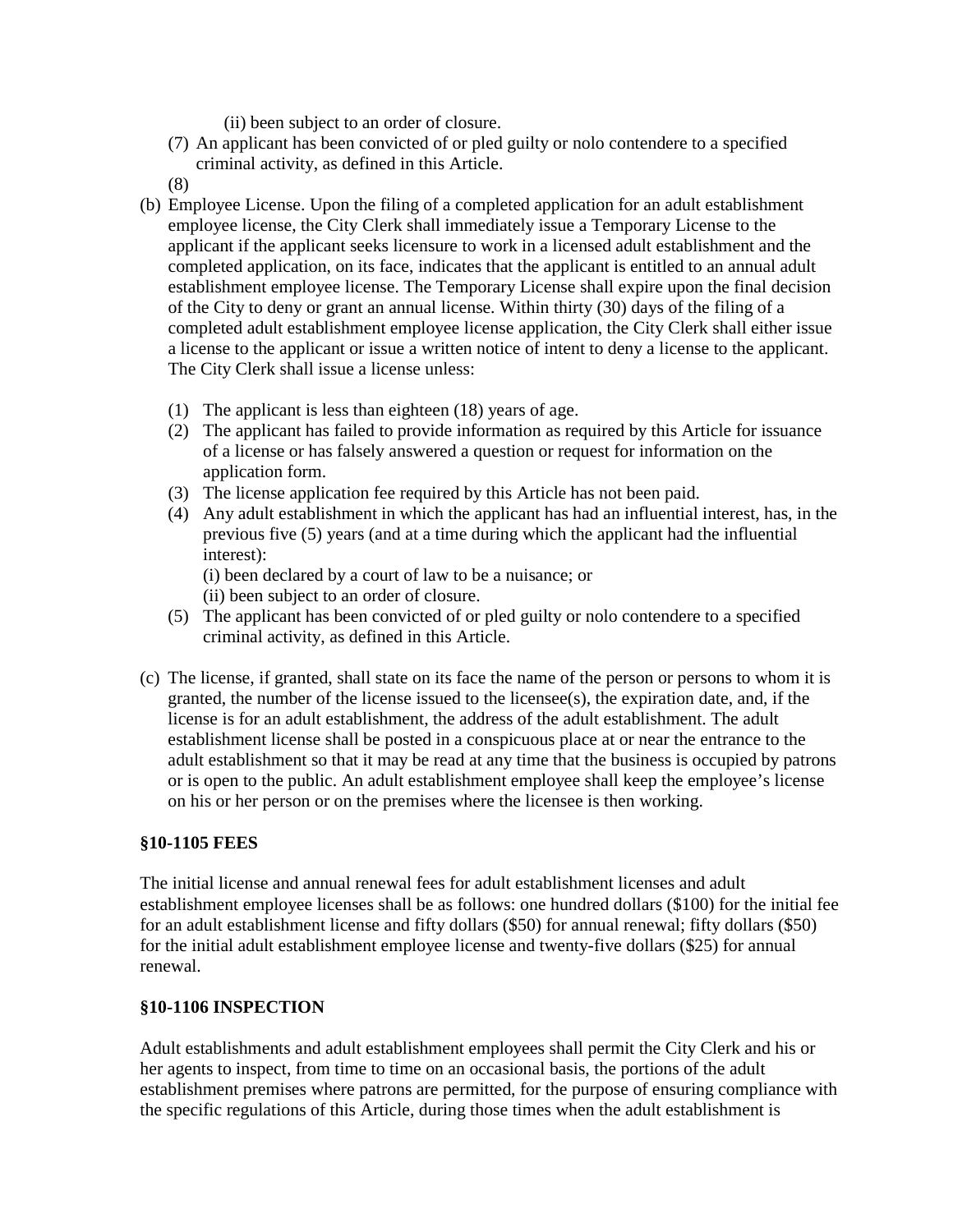(ii) been subject to an order of closure.

(7) An applicant has been convicted of or pled guilty or nolo contendere to a specified criminal activity, as defined in this Article.

(8)

(b) Employee License. Upon the filing of a completed application for an adult establishment employee license, the City Clerk shall immediately issue a Temporary License to the applicant if the applicant seeks licensure to work in a licensed adult establishment and the completed application, on its face, indicates that the applicant is entitled to an annual adult establishment employee license. The Temporary License shall expire upon the final decision of the City to deny or grant an annual license. Within thirty (30) days of the filing of a completed adult establishment employee license application, the City Clerk shall either issue a license to the applicant or issue a written notice of intent to deny a license to the applicant. The City Clerk shall issue a license unless:

(1) The applicant is less than eighteen (18) years of age.

(2) The applicant has failed to provide information as required by this Article for issuance of a license or has falsely answered a question or request for information on the application form.

(3) The license application fee required by this Article has not been paid.

(4) Any adult establishment in which the applicant has had an influential interest, has, in the previous five (5) years (and at a time during which the applicant had the influential interest):
(i) been declared by a court of law to be a nuisance; or
(ii) been subject to an order of closure.

(5) The applicant has been convicted of or pled guilty or nolo contendere to a specified criminal activity, as defined in this Article.

(c) The license, if granted, shall state on its face the name of the person or persons to whom it is granted, the number of the license issued to the licensee(s), the expiration date, and, if the license is for an adult establishment, the address of the adult establishment. The adult establishment license shall be posted in a conspicuous place at or near the entrance to the adult establishment so that it may be read at any time that the business is occupied by patrons or is open to the public. An adult establishment employee shall keep the employee's license on his or her person or on the premises where the licensee is then working.

**§10-1105 FEES**

The initial license and annual renewal fees for adult establishment licenses and adult establishment employee licenses shall be as follows: one hundred dollars ($100) for the initial fee for an adult establishment license and fifty dollars ($50) for annual renewal; fifty dollars ($50) for the initial adult establishment employee license and twenty-five dollars ($25) for annual renewal.

**§10-1106 INSPECTION**

Adult establishments and adult establishment employees shall permit the City Clerk and his or her agents to inspect, from time to time on an occasional basis, the portions of the adult establishment premises where patrons are permitted, for the purpose of ensuring compliance with the specific regulations of this Article, during those times when the adult establishment is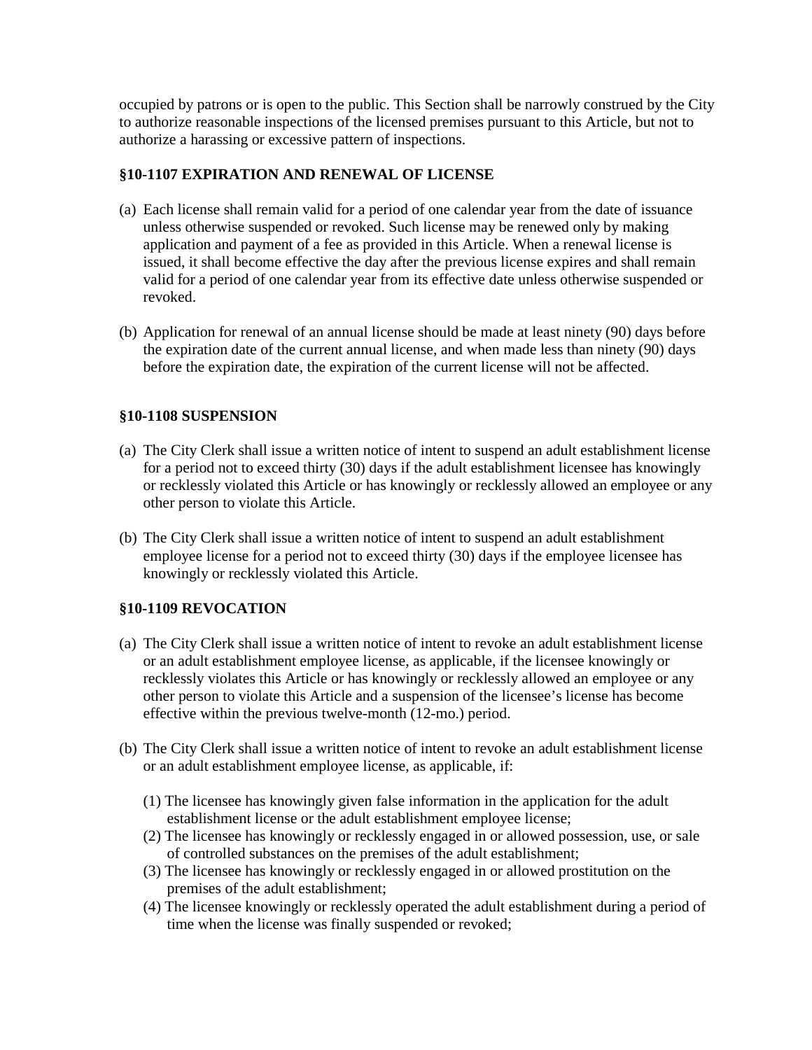occupied by patrons or is open to the public. This Section shall be narrowly construed by the City to authorize reasonable inspections of the licensed premises pursuant to this Article, but not to authorize a harassing or excessive pattern of inspections.

**§10-1107 EXPIRATION AND RENEWAL OF LICENSE**

(a) Each license shall remain valid for a period of one calendar year from the date of issuance unless otherwise suspended or revoked. Such license may be renewed only by making application and payment of a fee as provided in this Article. When a renewal license is issued, it shall become effective the day after the previous license expires and shall remain valid for a period of one calendar year from its effective date unless otherwise suspended or revoked.

(b) Application for renewal of an annual license should be made at least ninety (90) days before the expiration date of the current annual license, and when made less than ninety (90) days before the expiration date, the expiration of the current license will not be affected.

**§10-1108 SUSPENSION**

(a) The City Clerk shall issue a written notice of intent to suspend an adult establishment license for a period not to exceed thirty (30) days if the adult establishment licensee has knowingly or recklessly violated this Article or has knowingly or recklessly allowed an employee or any other person to violate this Article.

(b) The City Clerk shall issue a written notice of intent to suspend an adult establishment employee license for a period not to exceed thirty (30) days if the employee licensee has knowingly or recklessly violated this Article.

**§10-1109 REVOCATION**

(a) The City Clerk shall issue a written notice of intent to revoke an adult establishment license or an adult establishment employee license, as applicable, if the licensee knowingly or recklessly violates this Article or has knowingly or recklessly allowed an employee or any other person to violate this Article and a suspension of the licensee's license has become effective within the previous twelve-month (12-mo.) period.

(b) The City Clerk shall issue a written notice of intent to revoke an adult establishment license or an adult establishment employee license, as applicable, if:

   (1) The licensee has knowingly given false information in the application for the adult establishment license or the adult establishment employee license;
   (2) The licensee has knowingly or recklessly engaged in or allowed possession, use, or sale of controlled substances on the premises of the adult establishment;
   (3) The licensee has knowingly or recklessly engaged in or allowed prostitution on the premises of the adult establishment;
   (4) The licensee knowingly or recklessly operated the adult establishment during a period of time when the license was finally suspended or revoked;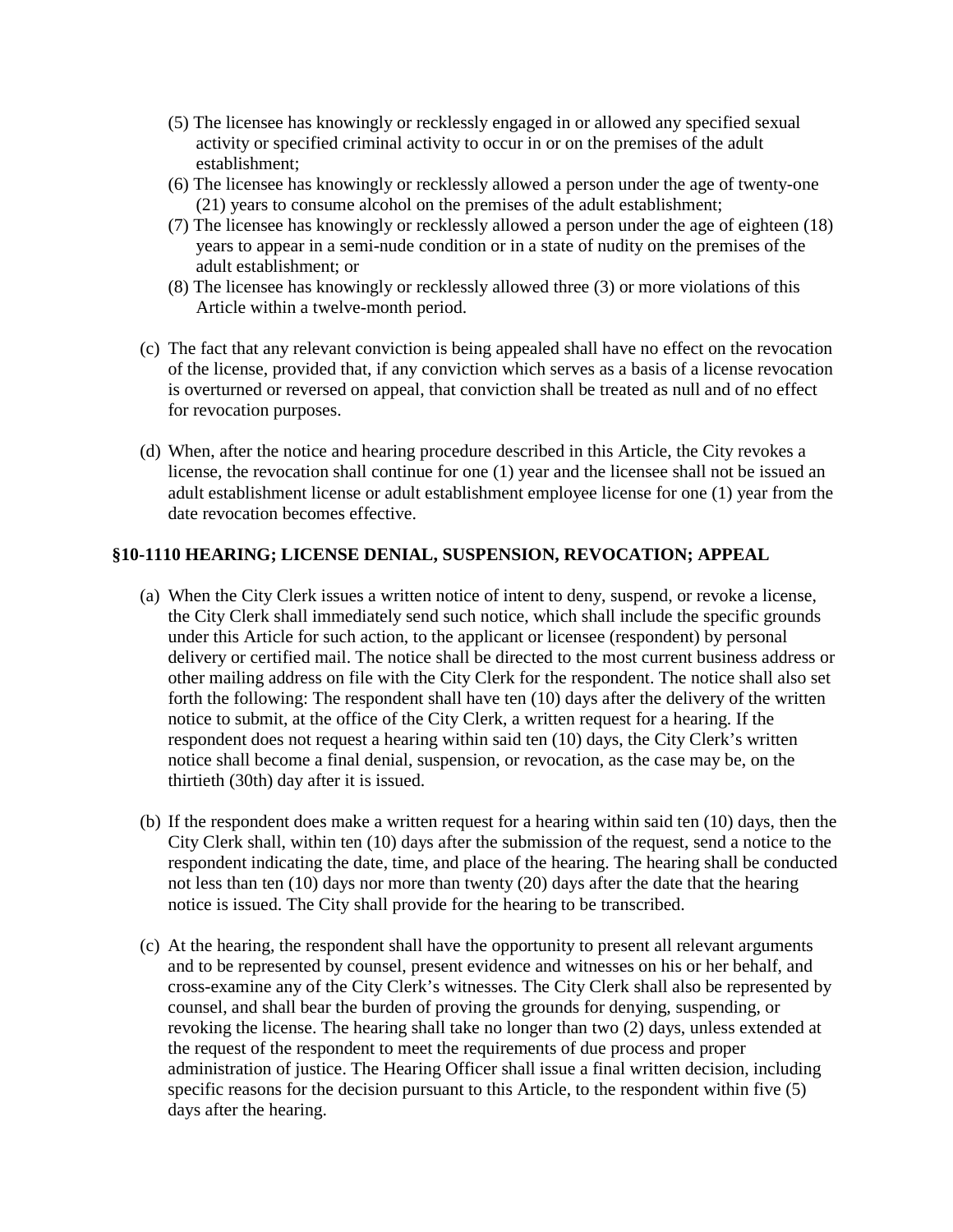(5) The licensee has knowingly or recklessly engaged in or allowed any specified sexual activity or specified criminal activity to occur in or on the premises of the adult establishment;

(6) The licensee has knowingly or recklessly allowed a person under the age of twenty-one (21) years to consume alcohol on the premises of the adult establishment;

(7) The licensee has knowingly or recklessly allowed a person under the age of eighteen (18) years to appear in a semi-nude condition or in a state of nudity on the premises of the adult establishment; or

(8) The licensee has knowingly or recklessly allowed three (3) or more violations of this Article within a twelve-month period.

(c) The fact that any relevant conviction is being appealed shall have no effect on the revocation of the license, provided that, if any conviction which serves as a basis of a license revocation is overturned or reversed on appeal, that conviction shall be treated as null and of no effect for revocation purposes.

(d) When, after the notice and hearing procedure described in this Article, the City revokes a license, the revocation shall continue for one (1) year and the licensee shall not be issued an adult establishment license or adult establishment employee license for one (1) year from the date revocation becomes effective.

### §10-1110 HEARING; LICENSE DENIAL, SUSPENSION, REVOCATION; APPEAL

(a) When the City Clerk issues a written notice of intent to deny, suspend, or revoke a license, the City Clerk shall immediately send such notice, which shall include the specific grounds under this Article for such action, to the applicant or licensee (respondent) by personal delivery or certified mail. The notice shall be directed to the most current business address or other mailing address on file with the City Clerk for the respondent. The notice shall also set forth the following: The respondent shall have ten (10) days after the delivery of the written notice to submit, at the office of the City Clerk, a written request for a hearing. If the respondent does not request a hearing within said ten (10) days, the City Clerk's written notice shall become a final denial, suspension, or revocation, as the case may be, on the thirtieth (30th) day after it is issued.

(b) If the respondent does make a written request for a hearing within said ten (10) days, then the City Clerk shall, within ten (10) days after the submission of the request, send a notice to the respondent indicating the date, time, and place of the hearing. The hearing shall be conducted not less than ten (10) days nor more than twenty (20) days after the date that the hearing notice is issued. The City shall provide for the hearing to be transcribed.

(c) At the hearing, the respondent shall have the opportunity to present all relevant arguments and to be represented by counsel, present evidence and witnesses on his or her behalf, and cross-examine any of the City Clerk's witnesses. The City Clerk shall also be represented by counsel, and shall bear the burden of proving the grounds for denying, suspending, or revoking the license. The hearing shall take no longer than two (2) days, unless extended at the request of the respondent to meet the requirements of due process and proper administration of justice. The Hearing Officer shall issue a final written decision, including specific reasons for the decision pursuant to this Article, to the respondent within five (5) days after the hearing.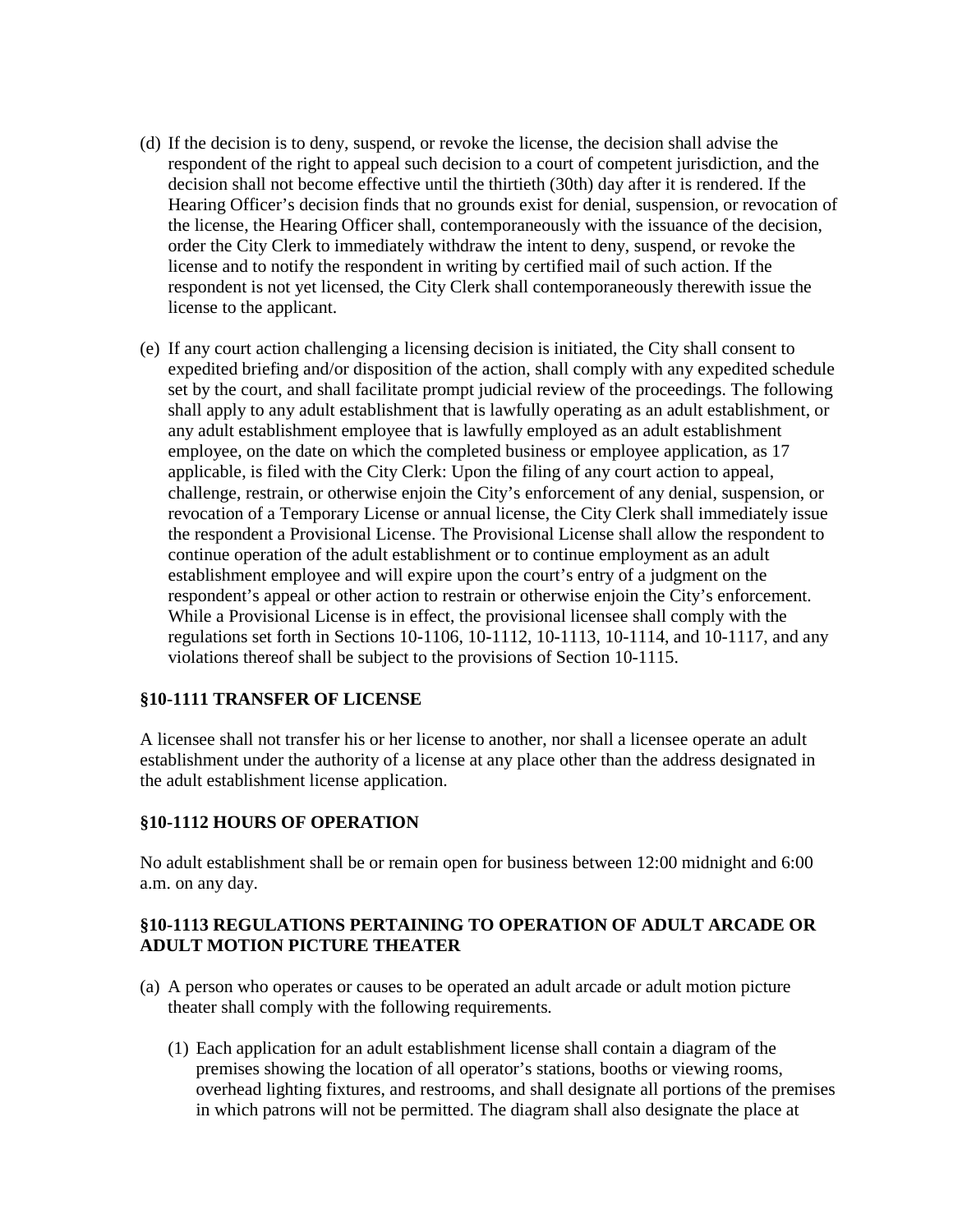(d) If the decision is to deny, suspend, or revoke the license, the decision shall advise the respondent of the right to appeal such decision to a court of competent jurisdiction, and the decision shall not become effective until the thirtieth (30th) day after it is rendered. If the Hearing Officer's decision finds that no grounds exist for denial, suspension, or revocation of the license, the Hearing Officer shall, contemporaneously with the issuance of the decision, order the City Clerk to immediately withdraw the intent to deny, suspend, or revoke the license and to notify the respondent in writing by certified mail of such action. If the respondent is not yet licensed, the City Clerk shall contemporaneously therewith issue the license to the applicant.

(e) If any court action challenging a licensing decision is initiated, the City shall consent to expedited briefing and/or disposition of the action, shall comply with any expedited schedule set by the court, and shall facilitate prompt judicial review of the proceedings. The following shall apply to any adult establishment that is lawfully operating as an adult establishment, or any adult establishment employee that is lawfully employed as an adult establishment employee, on the date on which the completed business or employee application, as 17 applicable, is filed with the City Clerk: Upon the filing of any court action to appeal, challenge, restrain, or otherwise enjoin the City's enforcement of any denial, suspension, or revocation of a Temporary License or annual license, the City Clerk shall immediately issue the respondent a Provisional License. The Provisional License shall allow the respondent to continue operation of the adult establishment or to continue employment as an adult establishment employee and will expire upon the court's entry of a judgment on the respondent's appeal or other action to restrain or otherwise enjoin the City's enforcement. While a Provisional License is in effect, the provisional licensee shall comply with the regulations set forth in Sections 10-1106, 10-1112, 10-1113, 10-1114, and 10-1117, and any violations thereof shall be subject to the provisions of Section 10-1115.

### §10-1111 TRANSFER OF LICENSE

A licensee shall not transfer his or her license to another, nor shall a licensee operate an adult establishment under the authority of a license at any place other than the address designated in the adult establishment license application.

### §10-1112 HOURS OF OPERATION

No adult establishment shall be or remain open for business between 12:00 midnight and 6:00 a.m. on any day.

### §10-1113 REGULATIONS PERTAINING TO OPERATION OF ADULT ARCADE OR ADULT MOTION PICTURE THEATER

(a) A person who operates or causes to be operated an adult arcade or adult motion picture theater shall comply with the following requirements.

   (1) Each application for an adult establishment license shall contain a diagram of the premises showing the location of all operator's stations, booths or viewing rooms, overhead lighting fixtures, and restrooms, and shall designate all portions of the premises in which patrons will not be permitted. The diagram shall also designate the place at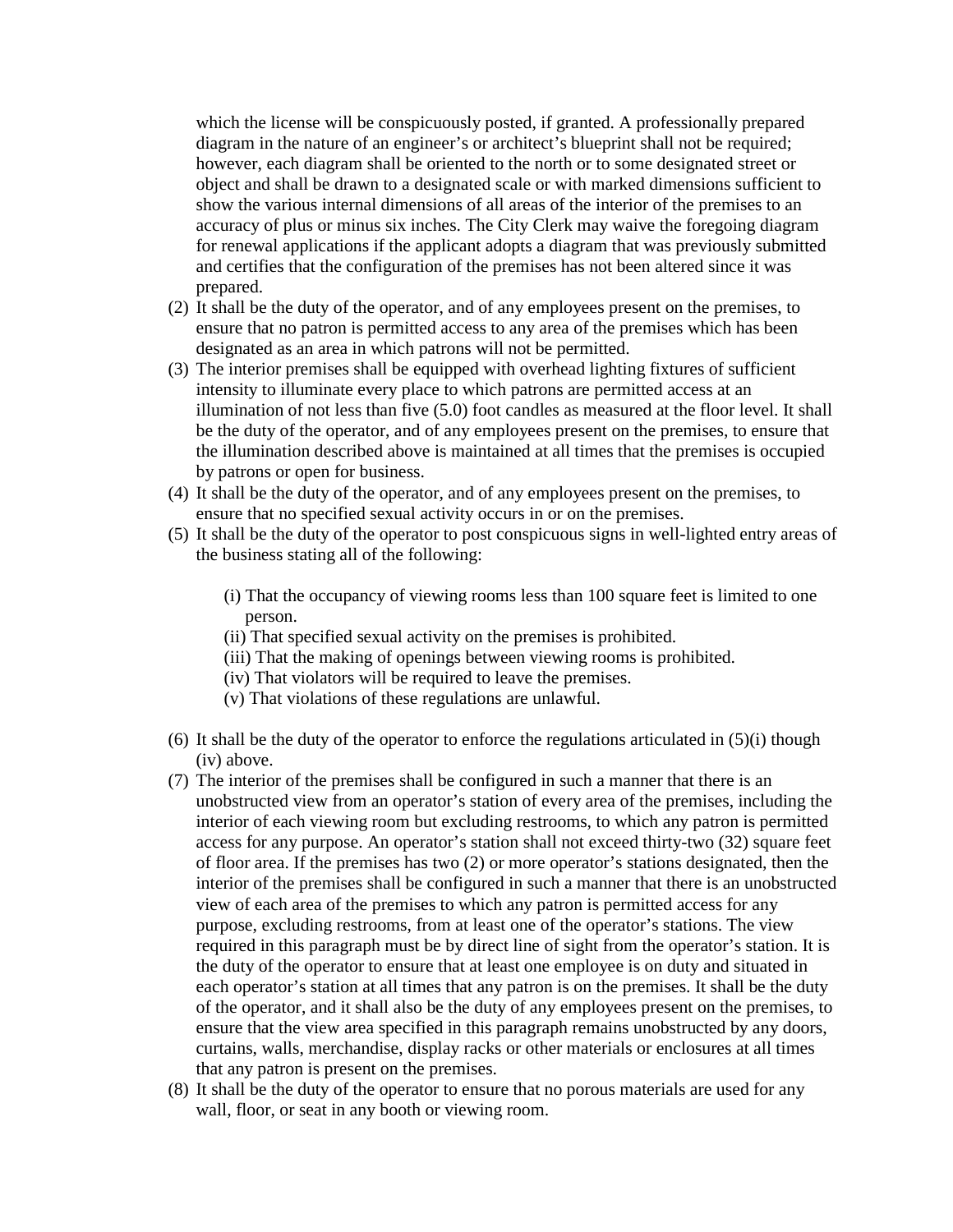which the license will be conspicuously posted, if granted. A professionally prepared diagram in the nature of an engineer's or architect's blueprint shall not be required; however, each diagram shall be oriented to the north or to some designated street or object and shall be drawn to a designated scale or with marked dimensions sufficient to show the various internal dimensions of all areas of the interior of the premises to an accuracy of plus or minus six inches. The City Clerk may waive the foregoing diagram for renewal applications if the applicant adopts a diagram that was previously submitted and certifies that the configuration of the premises has not been altered since it was prepared.

(2) It shall be the duty of the operator, and of any employees present on the premises, to ensure that no patron is permitted access to any area of the premises which has been designated as an area in which patrons will not be permitted.

(3) The interior premises shall be equipped with overhead lighting fixtures of sufficient intensity to illuminate every place to which patrons are permitted access at an illumination of not less than five (5.0) foot candles as measured at the floor level. It shall be the duty of the operator, and of any employees present on the premises, to ensure that the illumination described above is maintained at all times that the premises is occupied by patrons or open for business.

(4) It shall be the duty of the operator, and of any employees present on the premises, to ensure that no specified sexual activity occurs in or on the premises.

(5) It shall be the duty of the operator to post conspicuous signs in well-lighted entry areas of the business stating all of the following:

   (i) That the occupancy of viewing rooms less than 100 square feet is limited to one person.
   (ii) That specified sexual activity on the premises is prohibited.
   (iii) That the making of openings between viewing rooms is prohibited.
   (iv) That violators will be required to leave the premises.
   (v) That violations of these regulations are unlawful.

(6) It shall be the duty of the operator to enforce the regulations articulated in (5)(i) though (iv) above.

(7) The interior of the premises shall be configured in such a manner that there is an unobstructed view from an operator's station of every area of the premises, including the interior of each viewing room but excluding restrooms, to which any patron is permitted access for any purpose. An operator's station shall not exceed thirty-two (32) square feet of floor area. If the premises has two (2) or more operator's stations designated, then the interior of the premises shall be configured in such a manner that there is an unobstructed view of each area of the premises to which any patron is permitted access for any purpose, excluding restrooms, from at least one of the operator's stations. The view required in this paragraph must be by direct line of sight from the operator's station. It is the duty of the operator to ensure that at least one employee is on duty and situated in each operator's station at all times that any patron is on the premises. It shall be the duty of the operator, and it shall also be the duty of any employees present on the premises, to ensure that the view area specified in this paragraph remains unobstructed by any doors, curtains, walls, merchandise, display racks or other materials or enclosures at all times that any patron is present on the premises.

(8) It shall be the duty of the operator to ensure that no porous materials are used for any wall, floor, or seat in any booth or viewing room.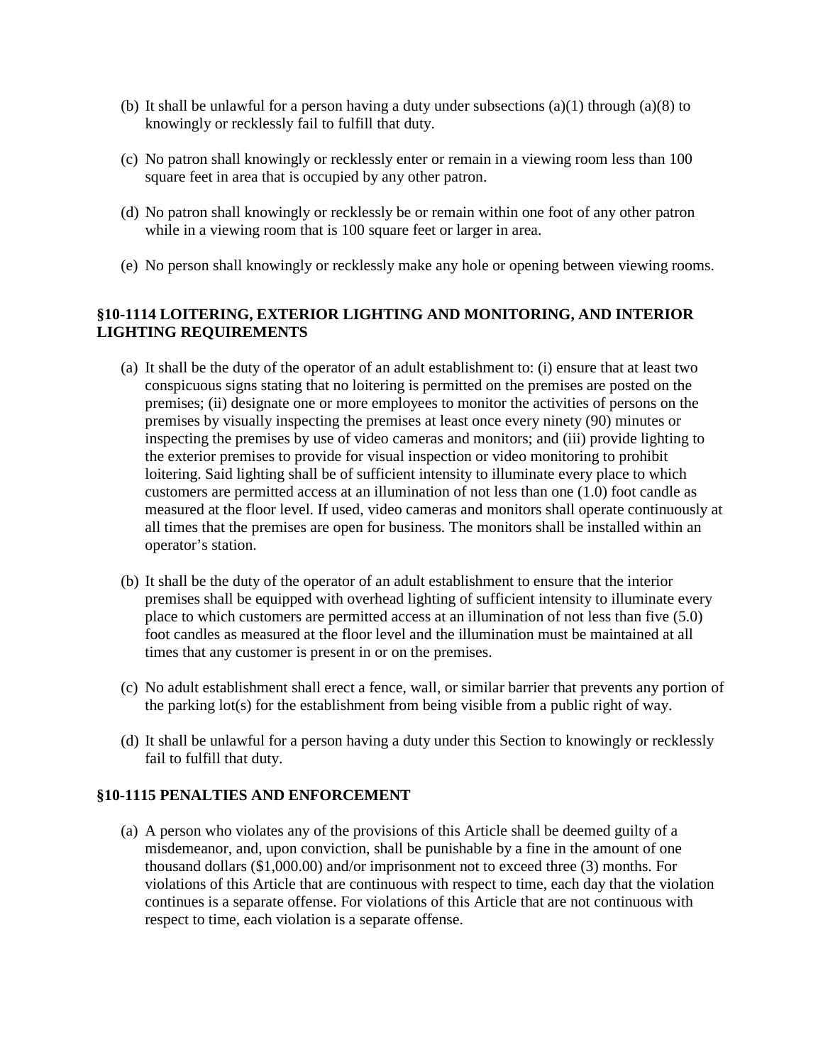(b) It shall be unlawful for a person having a duty under subsections (a)(1) through (a)(8) to knowingly or recklessly fail to fulfill that duty.

(c) No patron shall knowingly or recklessly enter or remain in a viewing room less than 100 square feet in area that is occupied by any other patron.

(d) No patron shall knowingly or recklessly be or remain within one foot of any other patron while in a viewing room that is 100 square feet or larger in area.

(e) No person shall knowingly or recklessly make any hole or opening between viewing rooms.

### §10-1114 LOITERING, EXTERIOR LIGHTING AND MONITORING, AND INTERIOR LIGHTING REQUIREMENTS

(a) It shall be the duty of the operator of an adult establishment to: (i) ensure that at least two conspicuous signs stating that no loitering is permitted on the premises are posted on the premises; (ii) designate one or more employees to monitor the activities of persons on the premises by visually inspecting the premises at least once every ninety (90) minutes or inspecting the premises by use of video cameras and monitors; and (iii) provide lighting to the exterior premises to provide for visual inspection or video monitoring to prohibit loitering. Said lighting shall be of sufficient intensity to illuminate every place to which customers are permitted access at an illumination of not less than one (1.0) foot candle as measured at the floor level. If used, video cameras and monitors shall operate continuously at all times that the premises are open for business. The monitors shall be installed within an operator's station.

(b) It shall be the duty of the operator of an adult establishment to ensure that the interior premises shall be equipped with overhead lighting of sufficient intensity to illuminate every place to which customers are permitted access at an illumination of not less than five (5.0) foot candles as measured at the floor level and the illumination must be maintained at all times that any customer is present in or on the premises.

(c) No adult establishment shall erect a fence, wall, or similar barrier that prevents any portion of the parking lot(s) for the establishment from being visible from a public right of way.

(d) It shall be unlawful for a person having a duty under this Section to knowingly or recklessly fail to fulfill that duty.

### §10-1115 PENALTIES AND ENFORCEMENT

(a) A person who violates any of the provisions of this Article shall be deemed guilty of a misdemeanor, and, upon conviction, shall be punishable by a fine in the amount of one thousand dollars ($1,000.00) and/or imprisonment not to exceed three (3) months. For violations of this Article that are continuous with respect to time, each day that the violation continues is a separate offense. For violations of this Article that are not continuous with respect to time, each violation is a separate offense.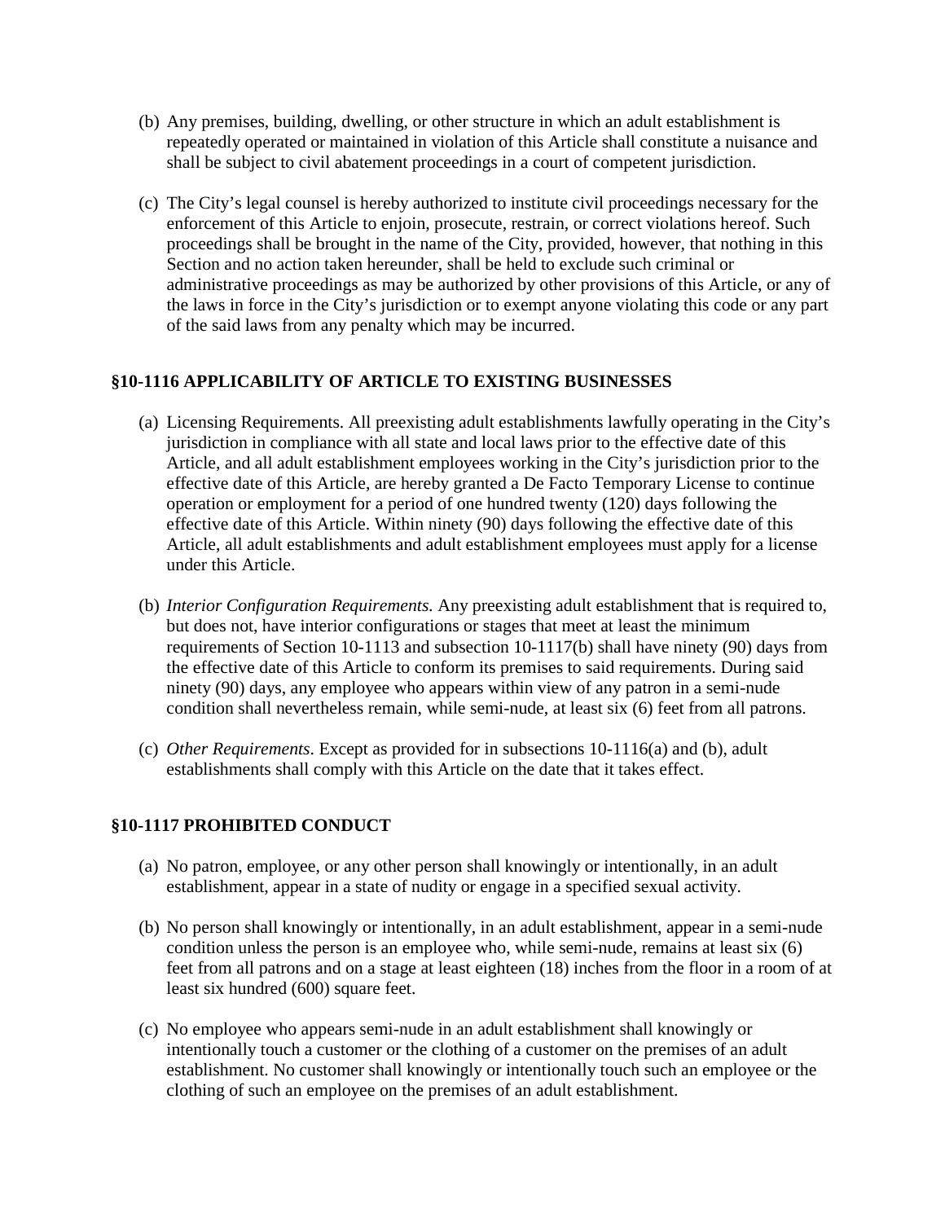(b) Any premises, building, dwelling, or other structure in which an adult establishment is repeatedly operated or maintained in violation of this Article shall constitute a nuisance and shall be subject to civil abatement proceedings in a court of competent jurisdiction.

(c) The City's legal counsel is hereby authorized to institute civil proceedings necessary for the enforcement of this Article to enjoin, prosecute, restrain, or correct violations hereof. Such proceedings shall be brought in the name of the City, provided, however, that nothing in this Section and no action taken hereunder, shall be held to exclude such criminal or administrative proceedings as may be authorized by other provisions of this Article, or any of the laws in force in the City's jurisdiction or to exempt anyone violating this code or any part of the said laws from any penalty which may be incurred.

**§10-1116 APPLICABILITY OF ARTICLE TO EXISTING BUSINESSES**

(a) Licensing Requirements. All preexisting adult establishments lawfully operating in the City's jurisdiction in compliance with all state and local laws prior to the effective date of this Article, and all adult establishment employees working in the City's jurisdiction prior to the effective date of this Article, are hereby granted a De Facto Temporary License to continue operation or employment for a period of one hundred twenty (120) days following the effective date of this Article. Within ninety (90) days following the effective date of this Article, all adult establishments and adult establishment employees must apply for a license under this Article.

(b) *Interior Configuration Requirements.* Any preexisting adult establishment that is required to, but does not, have interior configurations or stages that meet at least the minimum requirements of Section 10-1113 and subsection 10-1117(b) shall have ninety (90) days from the effective date of this Article to conform its premises to said requirements. During said ninety (90) days, any employee who appears within view of any patron in a semi-nude condition shall nevertheless remain, while semi-nude, at least six (6) feet from all patrons.

(c) *Other Requirements*. Except as provided for in subsections 10-1116(a) and (b), adult establishments shall comply with this Article on the date that it takes effect.

**§10-1117 PROHIBITED CONDUCT**

(a) No patron, employee, or any other person shall knowingly or intentionally, in an adult establishment, appear in a state of nudity or engage in a specified sexual activity.

(b) No person shall knowingly or intentionally, in an adult establishment, appear in a semi-nude condition unless the person is an employee who, while semi-nude, remains at least six (6) feet from all patrons and on a stage at least eighteen (18) inches from the floor in a room of at least six hundred (600) square feet.

(c) No employee who appears semi-nude in an adult establishment shall knowingly or intentionally touch a customer or the clothing of a customer on the premises of an adult establishment. No customer shall knowingly or intentionally touch such an employee or the clothing of such an employee on the premises of an adult establishment.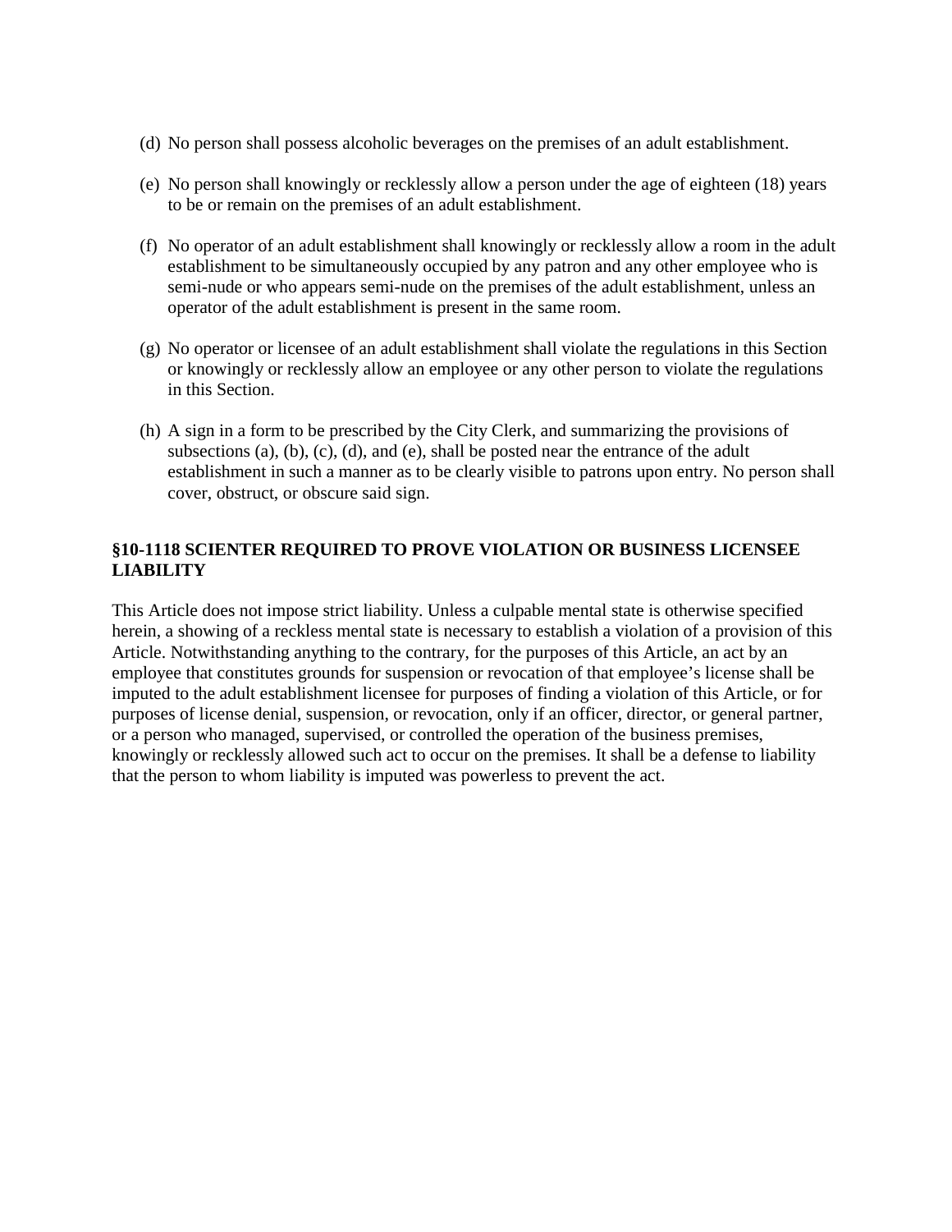(d) No person shall possess alcoholic beverages on the premises of an adult establishment.

(e) No person shall knowingly or recklessly allow a person under the age of eighteen (18) years to be or remain on the premises of an adult establishment.

(f) No operator of an adult establishment shall knowingly or recklessly allow a room in the adult establishment to be simultaneously occupied by any patron and any other employee who is semi-nude or who appears semi-nude on the premises of the adult establishment, unless an operator of the adult establishment is present in the same room.

(g) No operator or licensee of an adult establishment shall violate the regulations in this Section or knowingly or recklessly allow an employee or any other person to violate the regulations in this Section.

(h) A sign in a form to be prescribed by the City Clerk, and summarizing the provisions of subsections (a), (b), (c), (d), and (e), shall be posted near the entrance of the adult establishment in such a manner as to be clearly visible to patrons upon entry. No person shall cover, obstruct, or obscure said sign.

**§10-1118 SCIENTER REQUIRED TO PROVE VIOLATION OR BUSINESS LICENSEE LIABILITY**

This Article does not impose strict liability. Unless a culpable mental state is otherwise specified herein, a showing of a reckless mental state is necessary to establish a violation of a provision of this Article. Notwithstanding anything to the contrary, for the purposes of this Article, an act by an employee that constitutes grounds for suspension or revocation of that employee's license shall be imputed to the adult establishment licensee for purposes of finding a violation of this Article, or for purposes of license denial, suspension, or revocation, only if an officer, director, or general partner, or a person who managed, supervised, or controlled the operation of the business premises, knowingly or recklessly allowed such act to occur on the premises. It shall be a defense to liability that the person to whom liability is imputed was powerless to prevent the act.